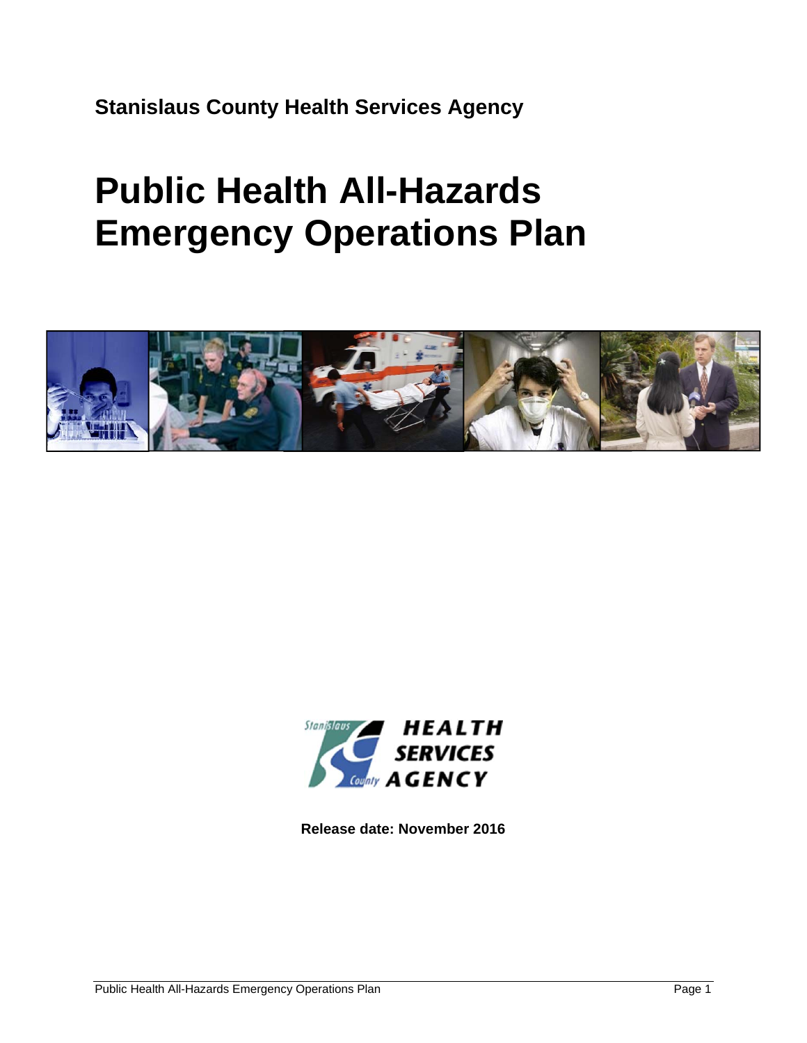**Stanislaus County Health Services Agency**

# Public Health All-Hazards Emergency Operations Plan

**Release date: November 2016**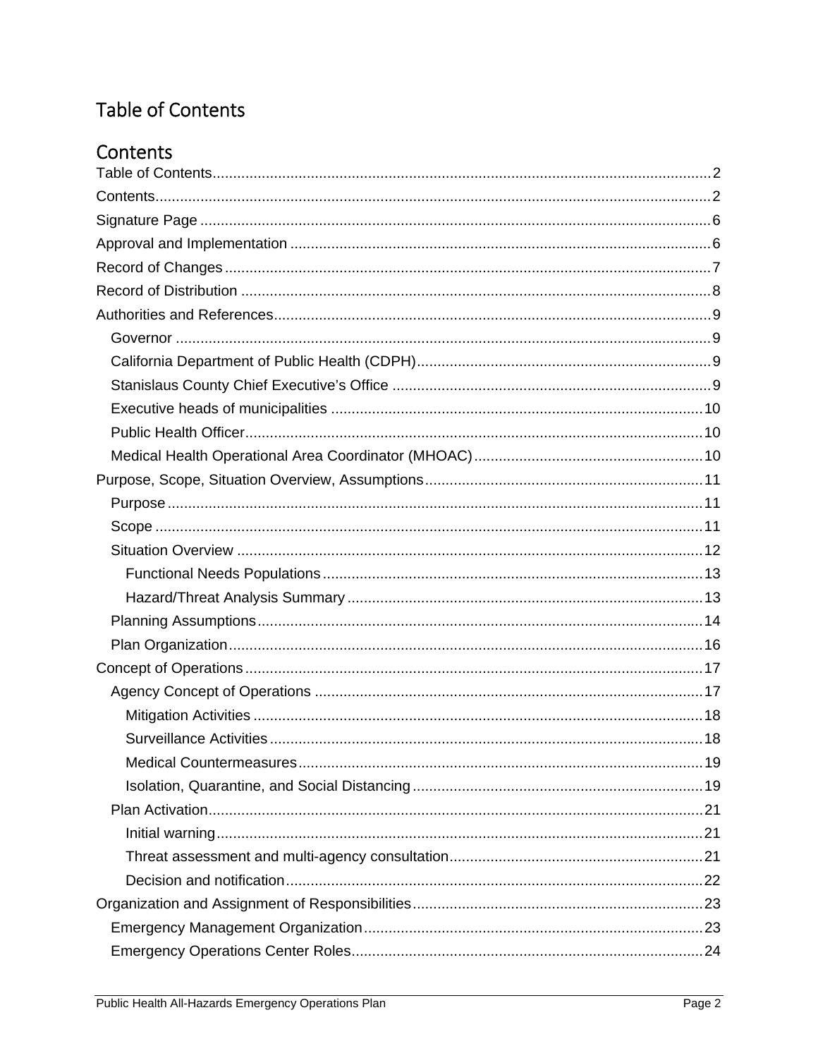# Table of Contents

## Contents

- Table of Contents ... 2
- Contents ... 2
- Signature Page ... 6
- Approval and Implementation ... 6
- Record of Changes ... 7
- Record of Distribution ... 8
- Authorities and References ... 9
  - Governor ... 9
  - California Department of Public Health (CDPH) ... 9
  - Stanislaus County Chief Executive's Office ... 9
  - Executive heads of municipalities ... 10
  - Public Health Officer ... 10
  - Medical Health Operational Area Coordinator (MHOAC) ... 10
- Purpose, Scope, Situation Overview, Assumptions ... 11
  - Purpose ... 11
  - Scope ... 11
  - Situation Overview ... 12
    - Functional Needs Populations ... 13
    - Hazard/Threat Analysis Summary ... 13
  - Planning Assumptions ... 14
  - Plan Organization ... 16
- Concept of Operations ... 17
  - Agency Concept of Operations ... 17
    - Mitigation Activities ... 18
    - Surveillance Activities ... 18
    - Medical Countermeasures ... 19
    - Isolation, Quarantine, and Social Distancing ... 19
  - Plan Activation ... 21
    - Initial warning ... 21
    - Threat assessment and multi-agency consultation ... 21
    - Decision and notification ... 22
- Organization and Assignment of Responsibilities ... 23
  - Emergency Management Organization ... 23
  - Emergency Operations Center Roles ... 24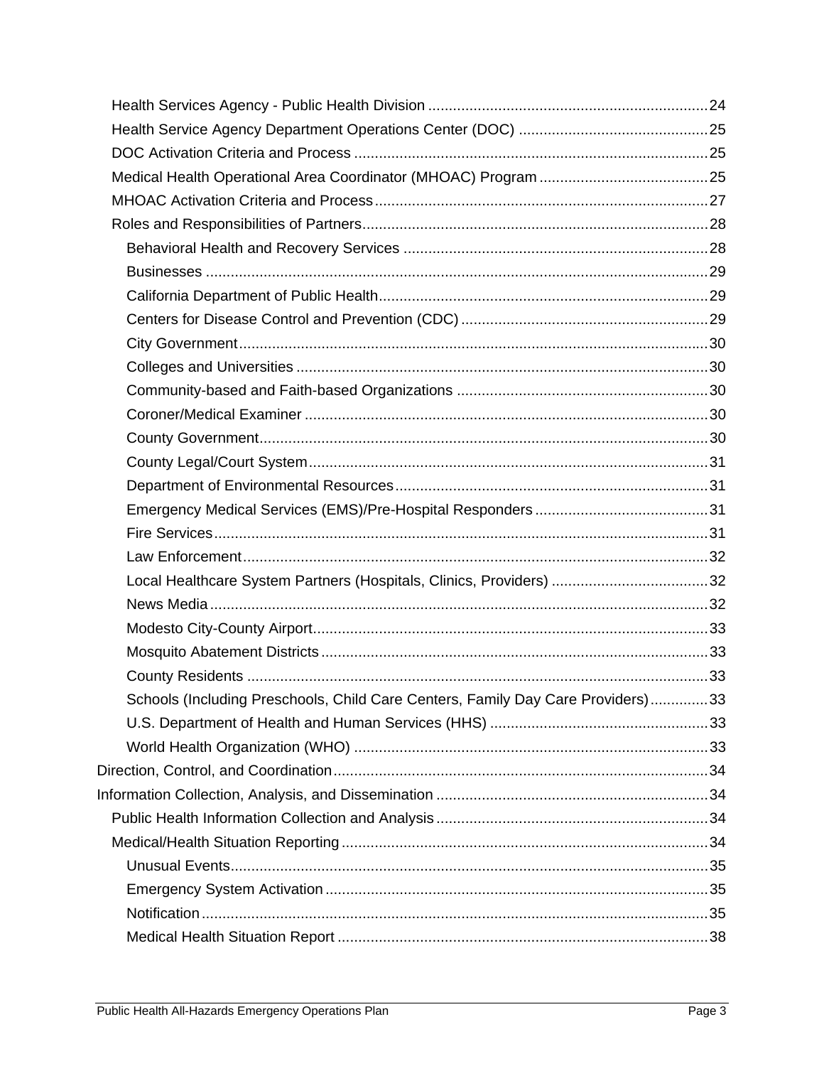- Health Services Agency - Public Health Division ....................................................................24
- Health Service Agency Department Operations Center (DOC) ..............................................25
- DOC Activation Criteria and Process ......................................................................................25
- Medical Health Operational Area Coordinator (MHOAC) Program .........................................25
- MHOAC Activation Criteria and Process.................................................................................27
- Roles and Responsibilities of Partners....................................................................................28
  - Behavioral Health and Recovery Services ..........................................................................28
  - Businesses ..........................................................................................................................29
  - California Department of Public Health................................................................................29
  - Centers for Disease Control and Prevention (CDC) ............................................................29
  - City Government..................................................................................................................30
  - Colleges and Universities ....................................................................................................30
  - Community-based and Faith-based Organizations .............................................................30
  - Coroner/Medical Examiner ..................................................................................................30
  - County Government.............................................................................................................30
  - County Legal/Court System.................................................................................................31
  - Department of Environmental Resources............................................................................31
  - Emergency Medical Services (EMS)/Pre-Hospital Responders...........................................31
  - Fire Services........................................................................................................................31
  - Law Enforcement.................................................................................................................32
  - Local Healthcare System Partners (Hospitals, Clinics, Providers) ......................................32
  - News Media.........................................................................................................................32
  - Modesto City-County Airport................................................................................................33
  - Mosquito Abatement Districts..............................................................................................33
  - County Residents ................................................................................................................33
  - Schools (Including Preschools, Child Care Centers, Family Day Care Providers)..............33
  - U.S. Department of Health and Human Services (HHS) .....................................................33
  - World Health Organization (WHO) ......................................................................................33

Direction, Control, and Coordination...........................................................................................34

Information Collection, Analysis, and Dissemination ..................................................................34

- Public Health Information Collection and Analysis..................................................................34
- Medical/Health Situation Reporting.........................................................................................34
  - Unusual Events....................................................................................................................35
  - Emergency System Activation.............................................................................................35
  - Notification...........................................................................................................................35
  - Medical Health Situation Report ..........................................................................................38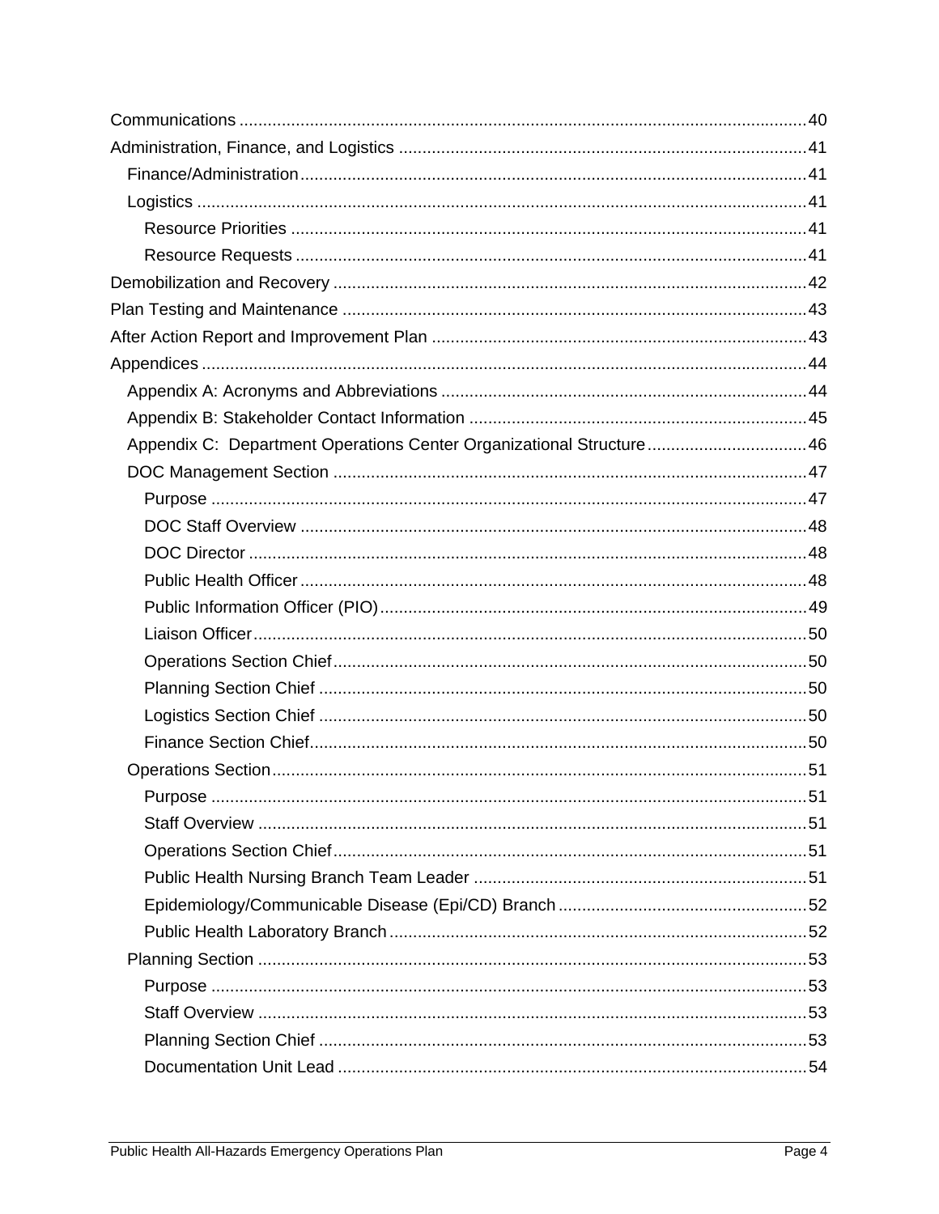Communications ........................................................................................................................ 40
Administration, Finance, and Logistics ...................................................................................... 41
    Finance/Administration ........................................................................................................... 41
    Logistics ................................................................................................................................. 41
        Resource Priorities ............................................................................................................ 41
        Resource Requests ............................................................................................................ 41
Demobilization and Recovery .................................................................................................... 42
Plan Testing and Maintenance .................................................................................................. 43
After Action Report and Improvement Plan ............................................................................... 43
Appendices ................................................................................................................................ 44
    Appendix A: Acronyms and Abbreviations ............................................................................. 44
    Appendix B: Stakeholder Contact Information ....................................................................... 45
    Appendix C: Department Operations Center Organizational Structure .................................. 46
    DOC Management Section .................................................................................................... 47
        Purpose .............................................................................................................................. 47
        DOC Staff Overview ........................................................................................................... 48
        DOC Director ...................................................................................................................... 48
        Public Health Officer ........................................................................................................... 48
        Public Information Officer (PIO) .......................................................................................... 49
        Liaison Officer ..................................................................................................................... 50
        Operations Section Chief .................................................................................................... 50
        Planning Section Chief ....................................................................................................... 50
        Logistics Section Chief ....................................................................................................... 50
        Finance Section Chief ......................................................................................................... 50
    Operations Section ................................................................................................................. 51
        Purpose .............................................................................................................................. 51
        Staff Overview .................................................................................................................... 51
        Operations Section Chief .................................................................................................... 51
        Public Health Nursing Branch Team Leader ...................................................................... 51
        Epidemiology/Communicable Disease (Epi/CD) Branch .................................................... 52
        Public Health Laboratory Branch ........................................................................................ 52
    Planning Section .................................................................................................................... 53
        Purpose .............................................................................................................................. 53
        Staff Overview .................................................................................................................... 53
        Planning Section Chief ....................................................................................................... 53
        Documentation Unit Lead ................................................................................................... 54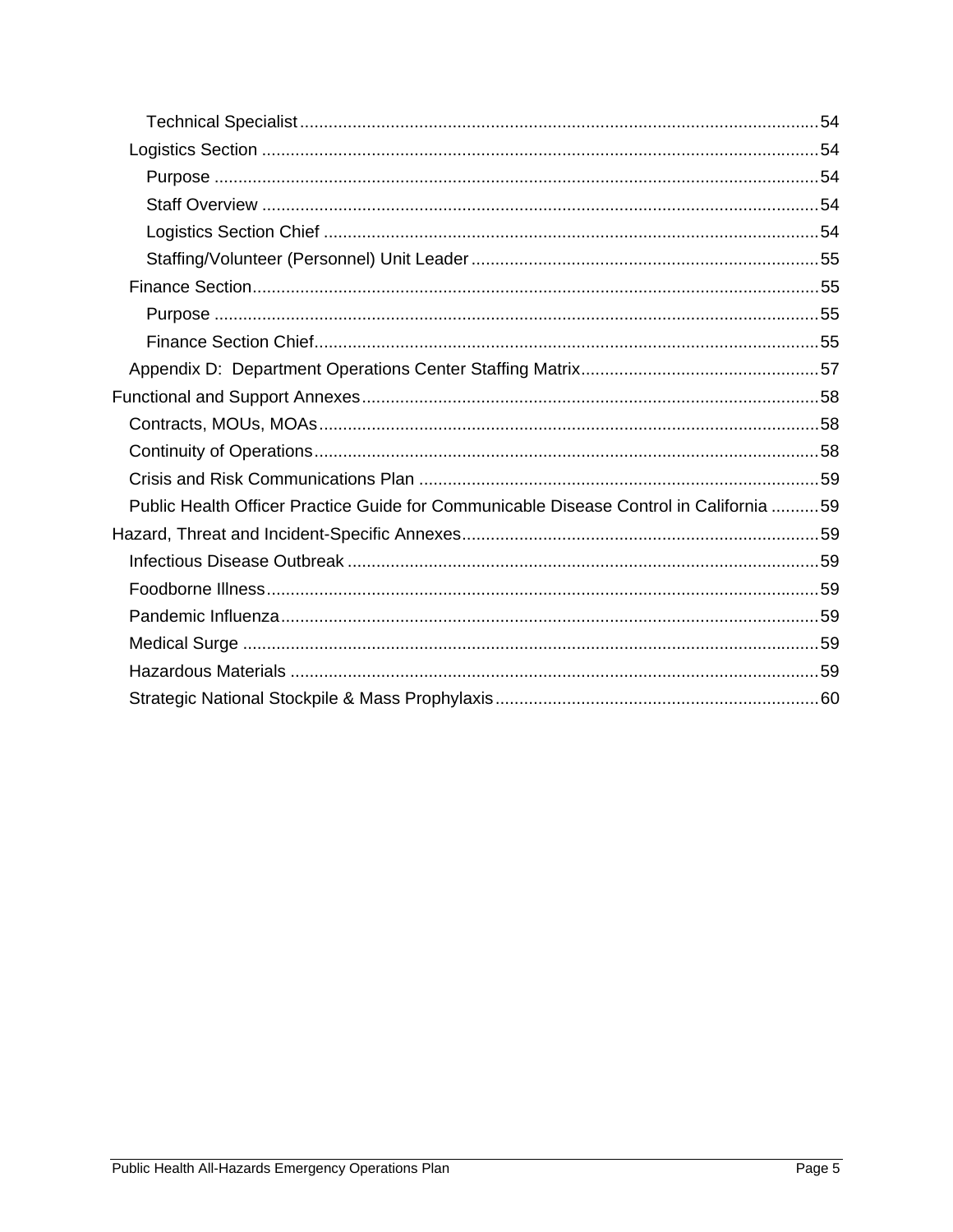- Technical Specialist ..... 54
- Logistics Section ..... 54
  - Purpose ..... 54
  - Staff Overview ..... 54
  - Logistics Section Chief ..... 54
  - Staffing/Volunteer (Personnel) Unit Leader ..... 55
- Finance Section ..... 55
  - Purpose ..... 55
  - Finance Section Chief ..... 55
- Appendix D: Department Operations Center Staffing Matrix ..... 57

Functional and Support Annexes ..... 58

- Contracts, MOUs, MOAs ..... 58
- Continuity of Operations ..... 58
- Crisis and Risk Communications Plan ..... 59
- Public Health Officer Practice Guide for Communicable Disease Control in California ..... 59

Hazard, Threat and Incident-Specific Annexes ..... 59

- Infectious Disease Outbreak ..... 59
- Foodborne Illness ..... 59
- Pandemic Influenza ..... 59
- Medical Surge ..... 59
- Hazardous Materials ..... 59
- Strategic National Stockpile & Mass Prophylaxis ..... 60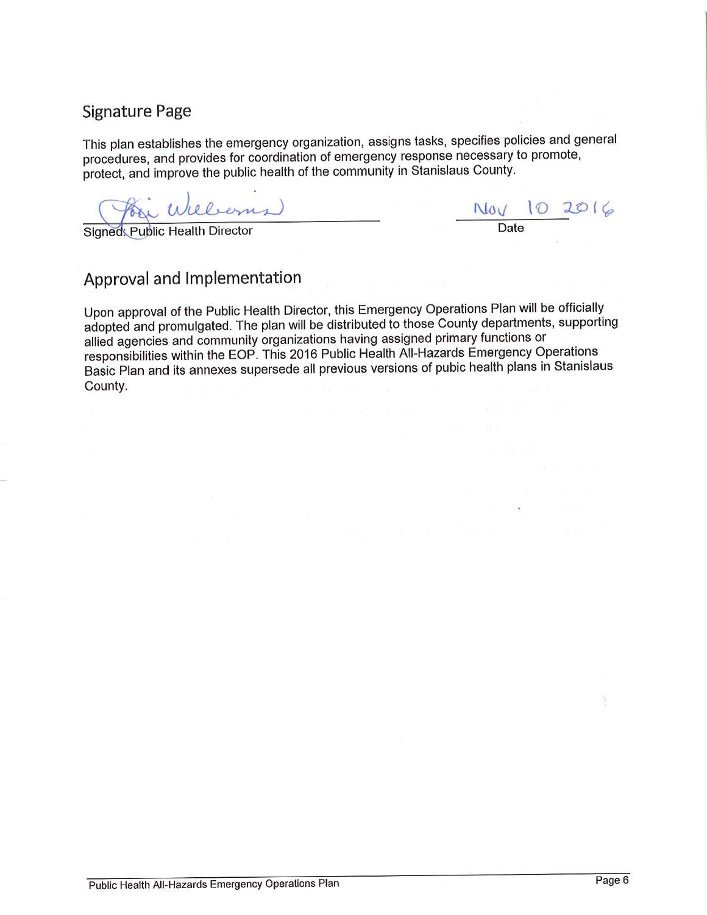## Signature Page

This plan establishes the emergency organization, assigns tasks, specifies policies and general procedures, and provides for coordination of emergency response necessary to promote, protect, and improve the public health of the community in Stanislaus County.

Signed: Public Health Director — Nov 10 2016 (Date)

## Approval and Implementation

Upon approval of the Public Health Director, this Emergency Operations Plan will be officially adopted and promulgated. The plan will be distributed to those County departments, supporting allied agencies and community organizations having assigned primary functions or responsibilities within the EOP. This 2016 Public Health All-Hazards Emergency Operations Basic Plan and its annexes supersede all previous versions of pubic health plans in Stanislaus County.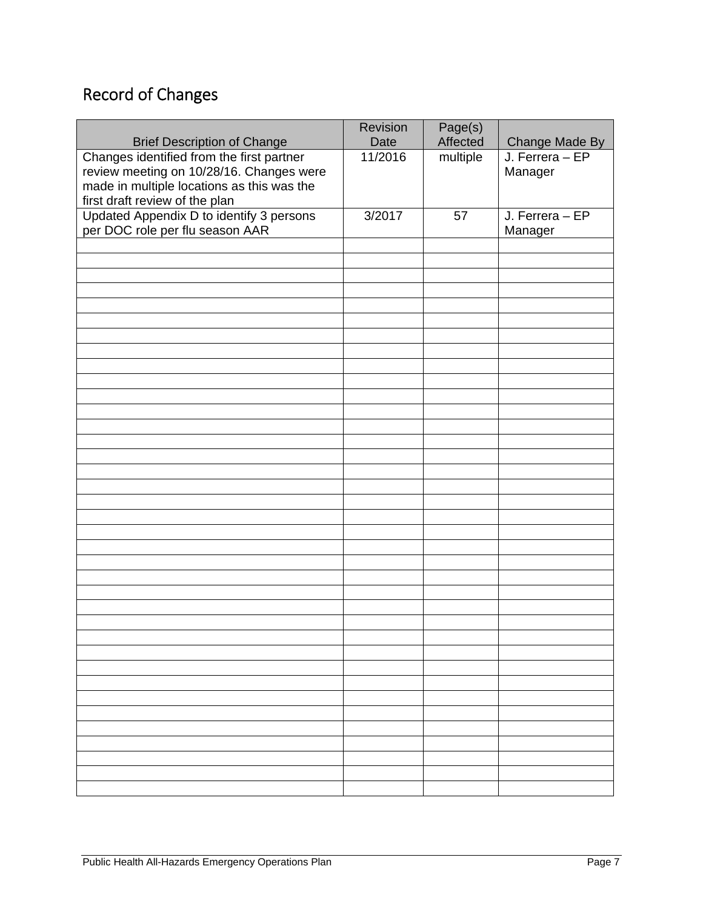## Record of Changes

| Brief Description of Change | Revision Date | Page(s) Affected | Change Made By |
|---|---|---|---|
| Changes identified from the first partner review meeting on 10/28/16. Changes were made in multiple locations as this was the first draft review of the plan | 11/2016 | multiple | J. Ferrera – EP Manager |
| Updated Appendix D to identify 3 persons per DOC role per flu season AAR | 3/2017 | 57 | J. Ferrera – EP Manager |
| | | | |
| | | | |
| | | | |
| | | | |
| | | | |
| | | | |
| | | | |
| | | | |
| | | | |
| | | | |
| | | | |
| | | | |
| | | | |
| | | | |
| | | | |
| | | | |
| | | | |
| | | | |
| | | | |
| | | | |
| | | | |
| | | | |
| | | | |
| | | | |
| | | | |
| | | | |
| | | | |
| | | | |
| | | | |
| | | | |
| | | | |
| | | | |
| | | | |
| | | | |
| | | | |
| | | | |
| | | | |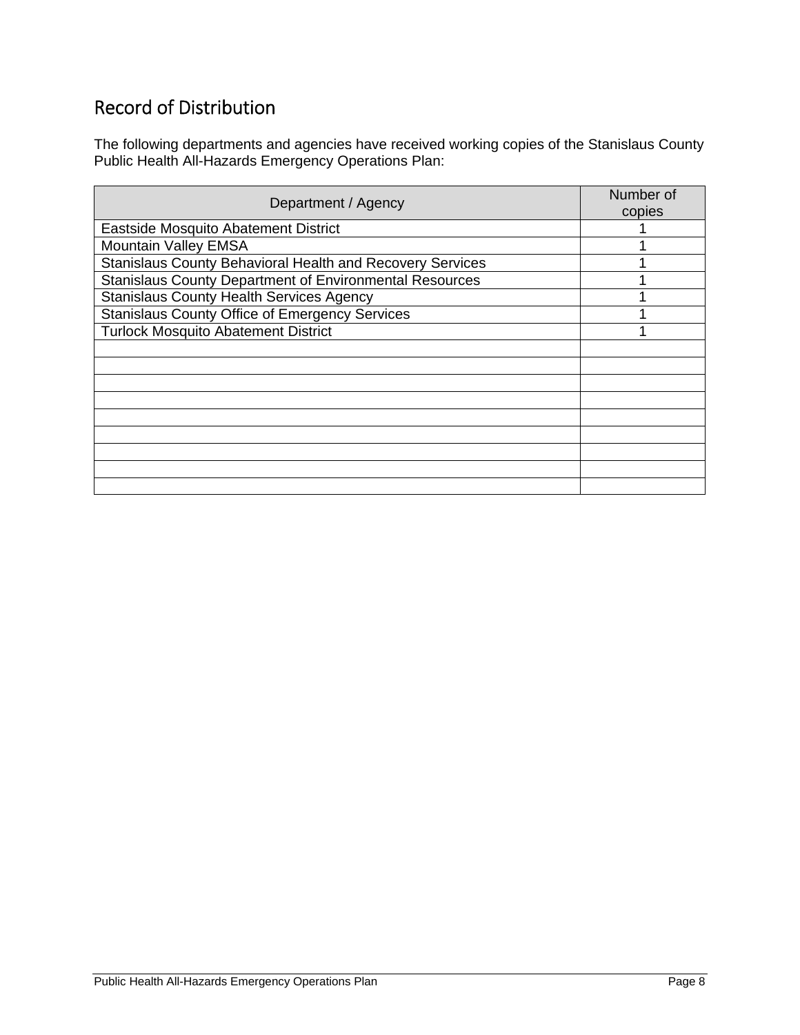## Record of Distribution

The following departments and agencies have received working copies of the Stanislaus County Public Health All-Hazards Emergency Operations Plan:

| Department / Agency | Number of copies |
|---|---|
| Eastside Mosquito Abatement District | 1 |
| Mountain Valley EMSA | 1 |
| Stanislaus County Behavioral Health and Recovery Services | 1 |
| Stanislaus County Department of Environmental Resources | 1 |
| Stanislaus County Health Services Agency | 1 |
| Stanislaus County Office of Emergency Services | 1 |
| Turlock Mosquito Abatement District | 1 |
| | |
| | |
| | |
| | |
| | |
| | |
| | |
| | |
| | |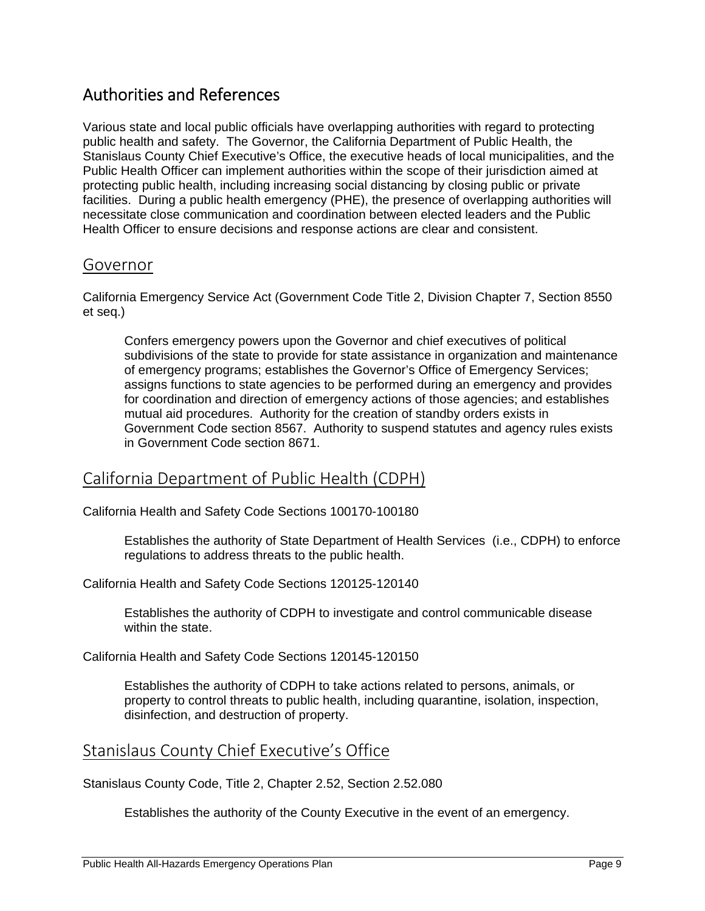## Authorities and References

Various state and local public officials have overlapping authorities with regard to protecting public health and safety. The Governor, the California Department of Public Health, the Stanislaus County Chief Executive's Office, the executive heads of local municipalities, and the Public Health Officer can implement authorities within the scope of their jurisdiction aimed at protecting public health, including increasing social distancing by closing public or private facilities. During a public health emergency (PHE), the presence of overlapping authorities will necessitate close communication and coordination between elected leaders and the Public Health Officer to ensure decisions and response actions are clear and consistent.

### Governor

California Emergency Service Act (Government Code Title 2, Division Chapter 7, Section 8550 et seq.)

> Confers emergency powers upon the Governor and chief executives of political subdivisions of the state to provide for state assistance in organization and maintenance of emergency programs; establishes the Governor's Office of Emergency Services; assigns functions to state agencies to be performed during an emergency and provides for coordination and direction of emergency actions of those agencies; and establishes mutual aid procedures. Authority for the creation of standby orders exists in Government Code section 8567. Authority to suspend statutes and agency rules exists in Government Code section 8671.

### California Department of Public Health (CDPH)

California Health and Safety Code Sections 100170-100180

> Establishes the authority of State Department of Health Services (i.e., CDPH) to enforce regulations to address threats to the public health.

California Health and Safety Code Sections 120125-120140

> Establishes the authority of CDPH to investigate and control communicable disease within the state.

California Health and Safety Code Sections 120145-120150

> Establishes the authority of CDPH to take actions related to persons, animals, or property to control threats to public health, including quarantine, isolation, inspection, disinfection, and destruction of property.

### Stanislaus County Chief Executive's Office

Stanislaus County Code, Title 2, Chapter 2.52, Section 2.52.080

> Establishes the authority of the County Executive in the event of an emergency.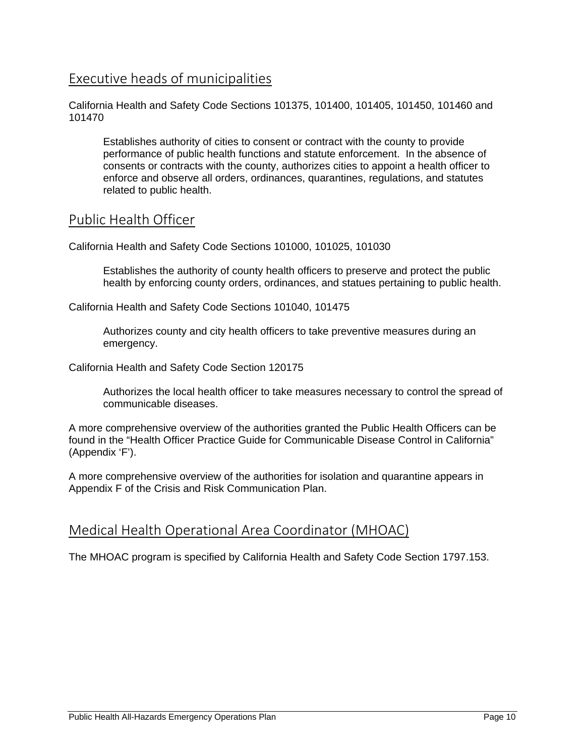## Executive heads of municipalities

California Health and Safety Code Sections 101375, 101400, 101405, 101450, 101460 and 101470

> Establishes authority of cities to consent or contract with the county to provide performance of public health functions and statute enforcement. In the absence of consents or contracts with the county, authorizes cities to appoint a health officer to enforce and observe all orders, ordinances, quarantines, regulations, and statutes related to public health.

## Public Health Officer

California Health and Safety Code Sections 101000, 101025, 101030

> Establishes the authority of county health officers to preserve and protect the public health by enforcing county orders, ordinances, and statues pertaining to public health.

California Health and Safety Code Sections 101040, 101475

> Authorizes county and city health officers to take preventive measures during an emergency.

California Health and Safety Code Section 120175

> Authorizes the local health officer to take measures necessary to control the spread of communicable diseases.

A more comprehensive overview of the authorities granted the Public Health Officers can be found in the "Health Officer Practice Guide for Communicable Disease Control in California" (Appendix 'F').

A more comprehensive overview of the authorities for isolation and quarantine appears in Appendix F of the Crisis and Risk Communication Plan.

## Medical Health Operational Area Coordinator (MHOAC)

The MHOAC program is specified by California Health and Safety Code Section 1797.153.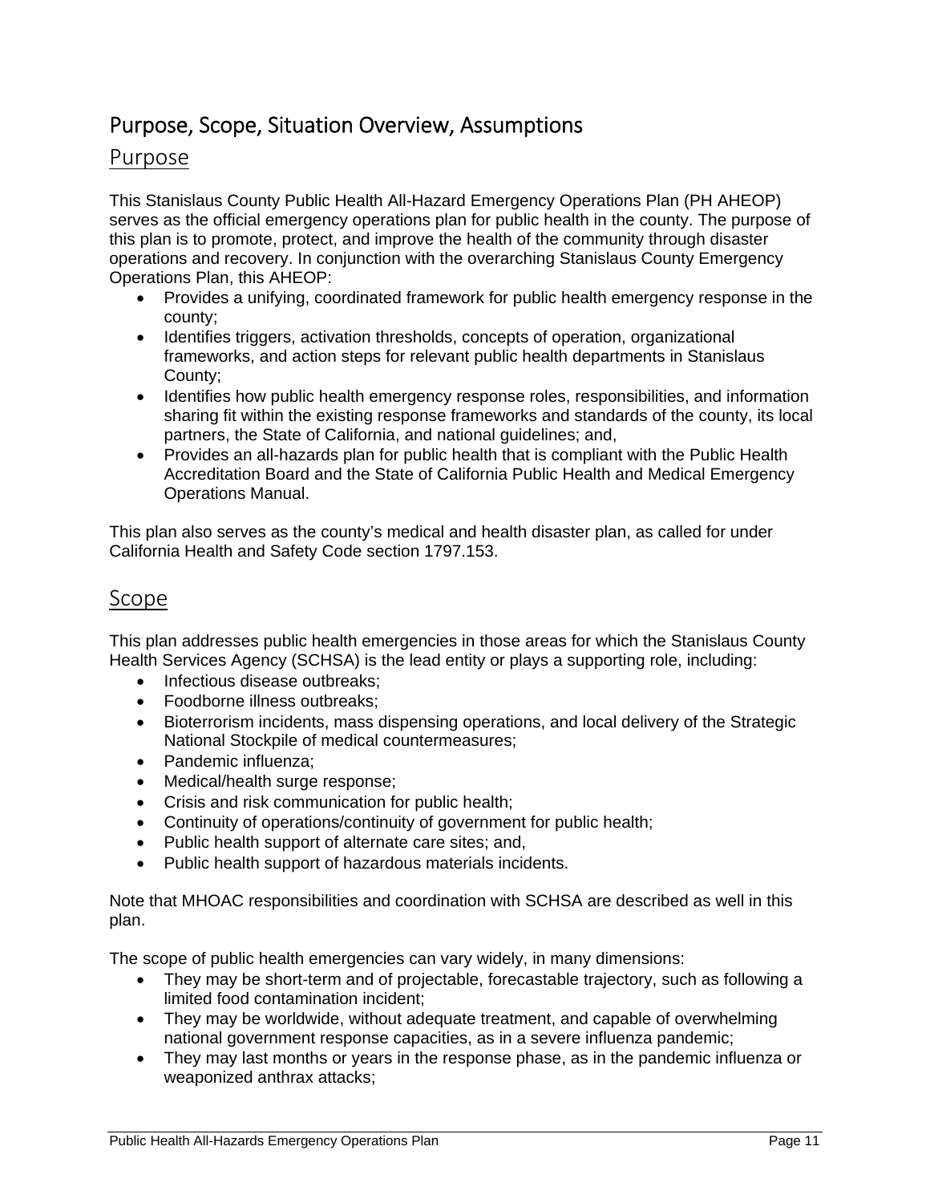# Purpose, Scope, Situation Overview, Assumptions

## Purpose

This Stanislaus County Public Health All-Hazard Emergency Operations Plan (PH AHEOP) serves as the official emergency operations plan for public health in the county. The purpose of this plan is to promote, protect, and improve the health of the community through disaster operations and recovery. In conjunction with the overarching Stanislaus County Emergency Operations Plan, this AHEOP:

- Provides a unifying, coordinated framework for public health emergency response in the county;
- Identifies triggers, activation thresholds, concepts of operation, organizational frameworks, and action steps for relevant public health departments in Stanislaus County;
- Identifies how public health emergency response roles, responsibilities, and information sharing fit within the existing response frameworks and standards of the county, its local partners, the State of California, and national guidelines; and,
- Provides an all-hazards plan for public health that is compliant with the Public Health Accreditation Board and the State of California Public Health and Medical Emergency Operations Manual.

This plan also serves as the county's medical and health disaster plan, as called for under California Health and Safety Code section 1797.153.

## Scope

This plan addresses public health emergencies in those areas for which the Stanislaus County Health Services Agency (SCHSA) is the lead entity or plays a supporting role, including:

- Infectious disease outbreaks;
- Foodborne illness outbreaks;
- Bioterrorism incidents, mass dispensing operations, and local delivery of the Strategic National Stockpile of medical countermeasures;
- Pandemic influenza;
- Medical/health surge response;
- Crisis and risk communication for public health;
- Continuity of operations/continuity of government for public health;
- Public health support of alternate care sites; and,
- Public health support of hazardous materials incidents.

Note that MHOAC responsibilities and coordination with SCHSA are described as well in this plan.

The scope of public health emergencies can vary widely, in many dimensions:

- They may be short-term and of projectable, forecastable trajectory, such as following a limited food contamination incident;
- They may be worldwide, without adequate treatment, and capable of overwhelming national government response capacities, as in a severe influenza pandemic;
- They may last months or years in the response phase, as in the pandemic influenza or weaponized anthrax attacks;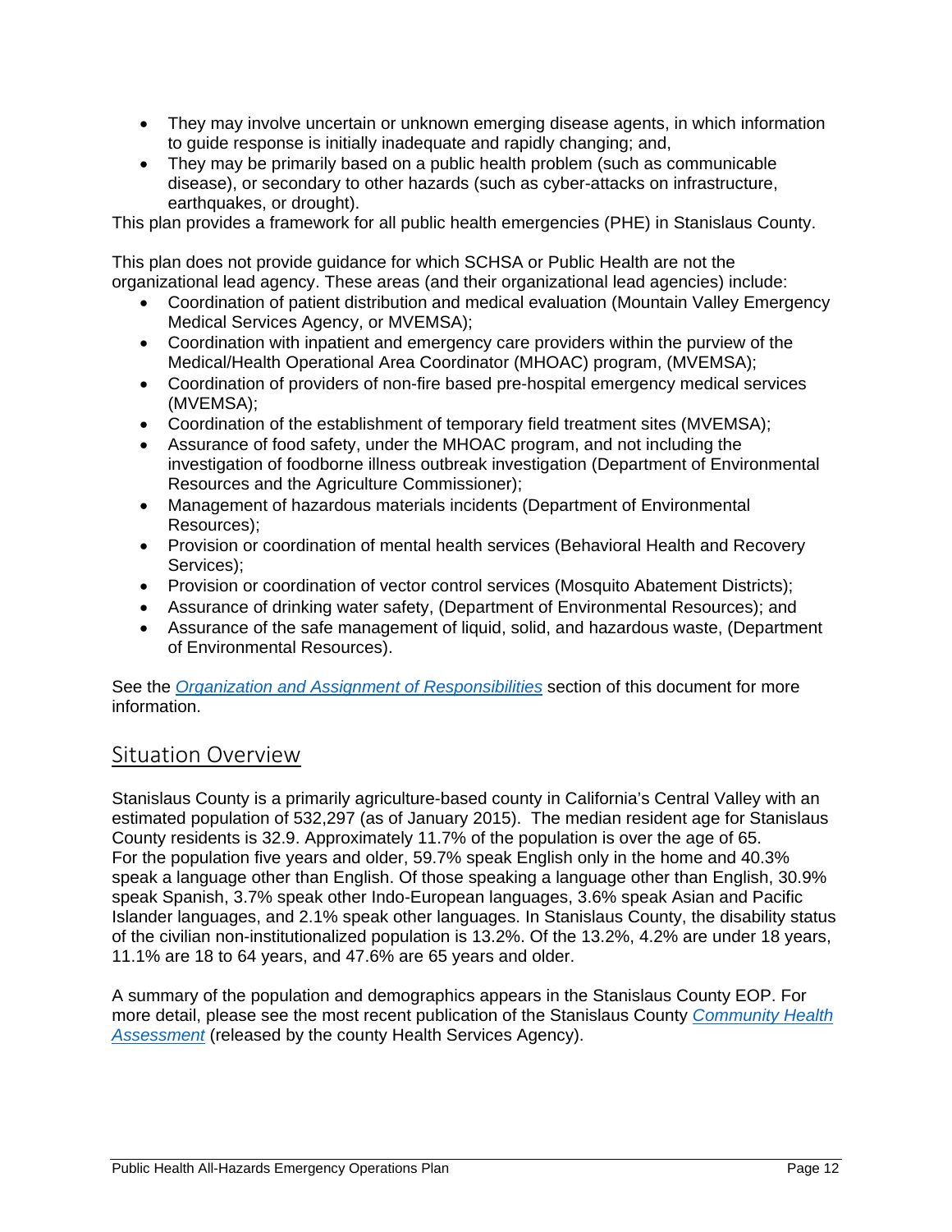- They may involve uncertain or unknown emerging disease agents, in which information to guide response is initially inadequate and rapidly changing; and,
- They may be primarily based on a public health problem (such as communicable disease), or secondary to other hazards (such as cyber-attacks on infrastructure, earthquakes, or drought).

This plan provides a framework for all public health emergencies (PHE) in Stanislaus County.

This plan does not provide guidance for which SCHSA or Public Health are not the organizational lead agency. These areas (and their organizational lead agencies) include:

- Coordination of patient distribution and medical evaluation (Mountain Valley Emergency Medical Services Agency, or MVEMSA);
- Coordination with inpatient and emergency care providers within the purview of the Medical/Health Operational Area Coordinator (MHOAC) program, (MVEMSA);
- Coordination of providers of non-fire based pre-hospital emergency medical services (MVEMSA);
- Coordination of the establishment of temporary field treatment sites (MVEMSA);
- Assurance of food safety, under the MHOAC program, and not including the investigation of foodborne illness outbreak investigation (Department of Environmental Resources and the Agriculture Commissioner);
- Management of hazardous materials incidents (Department of Environmental Resources);
- Provision or coordination of mental health services (Behavioral Health and Recovery Services);
- Provision or coordination of vector control services (Mosquito Abatement Districts);
- Assurance of drinking water safety, (Department of Environmental Resources); and
- Assurance of the safe management of liquid, solid, and hazardous waste, (Department of Environmental Resources).

See the *Organization and Assignment of Responsibilities* section of this document for more information.

## Situation Overview

Stanislaus County is a primarily agriculture-based county in California's Central Valley with an estimated population of 532,297 (as of January 2015). The median resident age for Stanislaus County residents is 32.9. Approximately 11.7% of the population is over the age of 65. For the population five years and older, 59.7% speak English only in the home and 40.3% speak a language other than English. Of those speaking a language other than English, 30.9% speak Spanish, 3.7% speak other Indo-European languages, 3.6% speak Asian and Pacific Islander languages, and 2.1% speak other languages. In Stanislaus County, the disability status of the civilian non-institutionalized population is 13.2%. Of the 13.2%, 4.2% are under 18 years, 11.1% are 18 to 64 years, and 47.6% are 65 years and older.

A summary of the population and demographics appears in the Stanislaus County EOP. For more detail, please see the most recent publication of the Stanislaus County *Community Health Assessment* (released by the county Health Services Agency).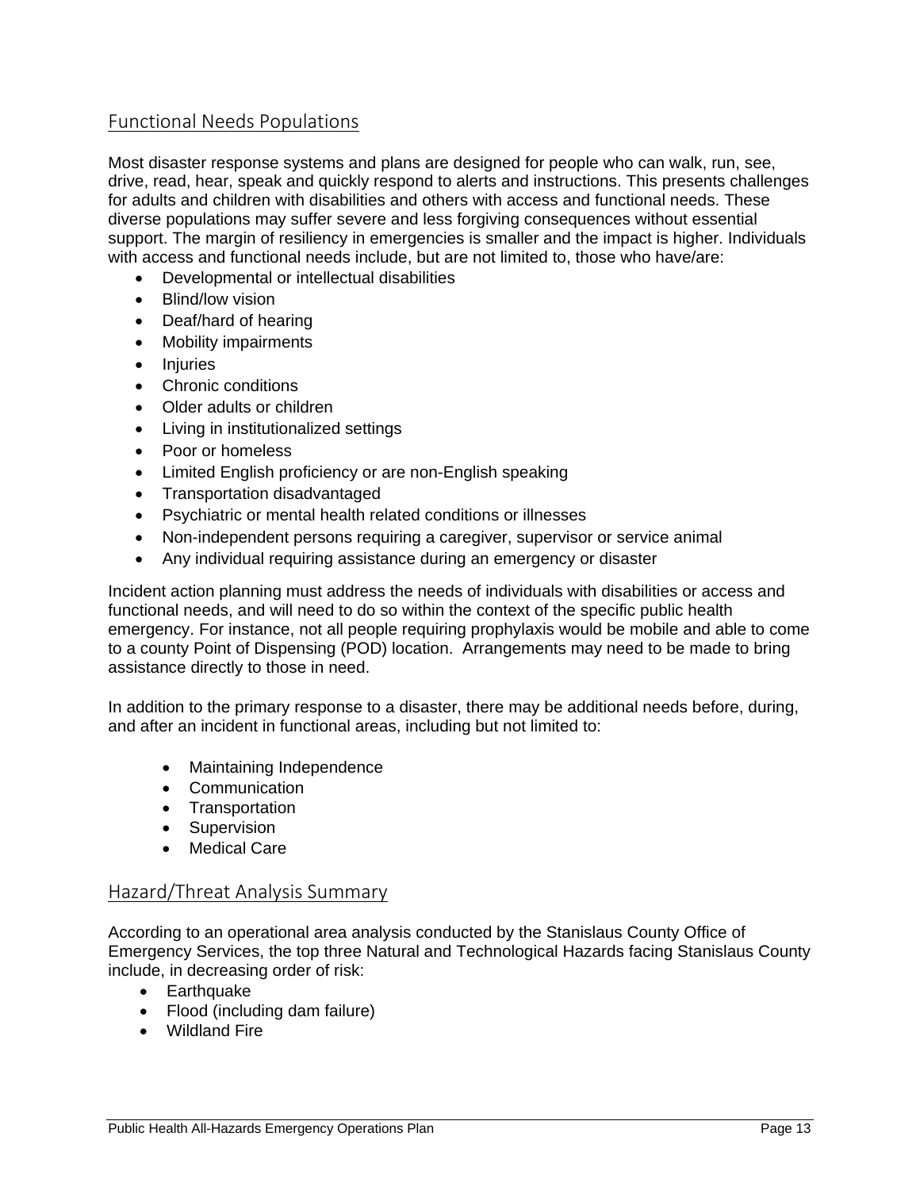## Functional Needs Populations

Most disaster response systems and plans are designed for people who can walk, run, see, drive, read, hear, speak and quickly respond to alerts and instructions. This presents challenges for adults and children with disabilities and others with access and functional needs. These diverse populations may suffer severe and less forgiving consequences without essential support. The margin of resiliency in emergencies is smaller and the impact is higher. Individuals with access and functional needs include, but are not limited to, those who have/are:

- Developmental or intellectual disabilities
- Blind/low vision
- Deaf/hard of hearing
- Mobility impairments
- Injuries
- Chronic conditions
- Older adults or children
- Living in institutionalized settings
- Poor or homeless
- Limited English proficiency or are non-English speaking
- Transportation disadvantaged
- Psychiatric or mental health related conditions or illnesses
- Non-independent persons requiring a caregiver, supervisor or service animal
- Any individual requiring assistance during an emergency or disaster

Incident action planning must address the needs of individuals with disabilities or access and functional needs, and will need to do so within the context of the specific public health emergency. For instance, not all people requiring prophylaxis would be mobile and able to come to a county Point of Dispensing (POD) location. Arrangements may need to be made to bring assistance directly to those in need.

In addition to the primary response to a disaster, there may be additional needs before, during, and after an incident in functional areas, including but not limited to:

- Maintaining Independence
- Communication
- Transportation
- Supervision
- Medical Care

## Hazard/Threat Analysis Summary

According to an operational area analysis conducted by the Stanislaus County Office of Emergency Services, the top three Natural and Technological Hazards facing Stanislaus County include, in decreasing order of risk:

- Earthquake
- Flood (including dam failure)
- Wildland Fire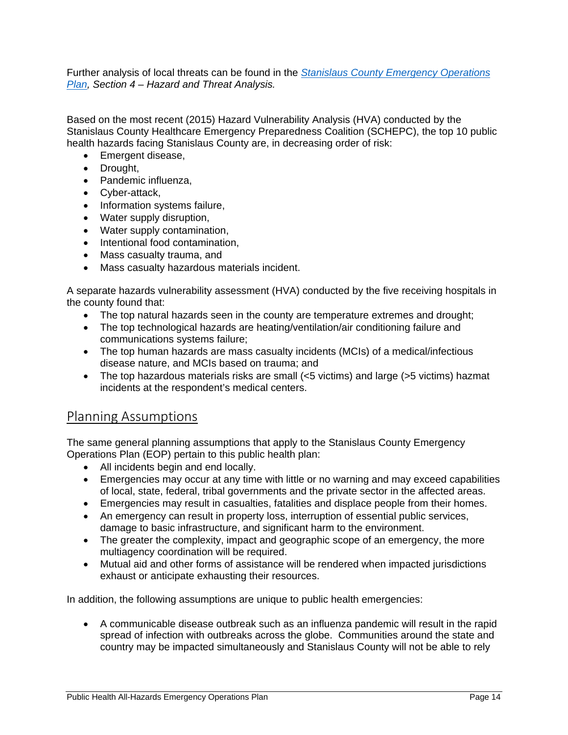Further analysis of local threats can be found in the [*Stanislaus County Emergency Operations Plan*](), *Section 4 – Hazard and Threat Analysis.*

Based on the most recent (2015) Hazard Vulnerability Analysis (HVA) conducted by the Stanislaus County Healthcare Emergency Preparedness Coalition (SCHEPC), the top 10 public health hazards facing Stanislaus County are, in decreasing order of risk:

- Emergent disease,
- Drought,
- Pandemic influenza,
- Cyber-attack,
- Information systems failure,
- Water supply disruption,
- Water supply contamination,
- Intentional food contamination,
- Mass casualty trauma, and
- Mass casualty hazardous materials incident.

A separate hazards vulnerability assessment (HVA) conducted by the five receiving hospitals in the county found that:

- The top natural hazards seen in the county are temperature extremes and drought;
- The top technological hazards are heating/ventilation/air conditioning failure and communications systems failure;
- The top human hazards are mass casualty incidents (MCIs) of a medical/infectious disease nature, and MCIs based on trauma; and
- The top hazardous materials risks are small (<5 victims) and large (>5 victims) hazmat incidents at the respondent's medical centers.

## Planning Assumptions

The same general planning assumptions that apply to the Stanislaus County Emergency Operations Plan (EOP) pertain to this public health plan:

- All incidents begin and end locally.
- Emergencies may occur at any time with little or no warning and may exceed capabilities of local, state, federal, tribal governments and the private sector in the affected areas.
- Emergencies may result in casualties, fatalities and displace people from their homes.
- An emergency can result in property loss, interruption of essential public services, damage to basic infrastructure, and significant harm to the environment.
- The greater the complexity, impact and geographic scope of an emergency, the more multiagency coordination will be required.
- Mutual aid and other forms of assistance will be rendered when impacted jurisdictions exhaust or anticipate exhausting their resources.

In addition, the following assumptions are unique to public health emergencies:

- A communicable disease outbreak such as an influenza pandemic will result in the rapid spread of infection with outbreaks across the globe. Communities around the state and country may be impacted simultaneously and Stanislaus County will not be able to rely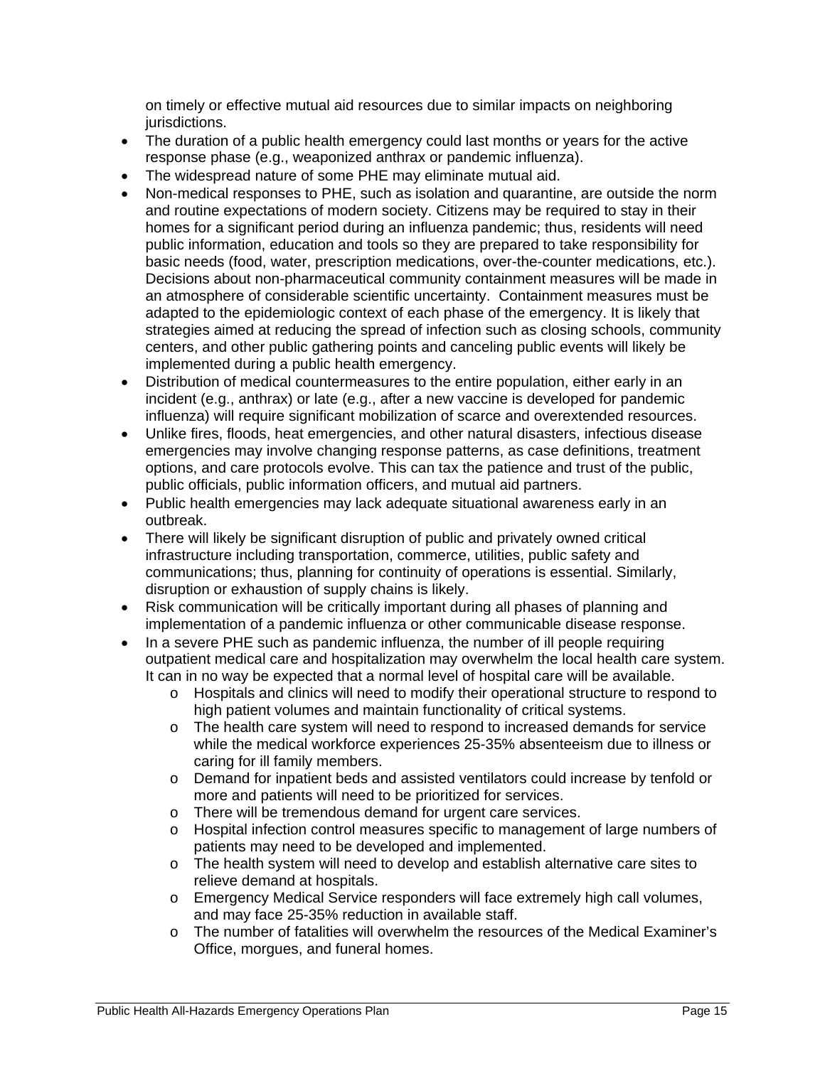on timely or effective mutual aid resources due to similar impacts on neighboring jurisdictions.

- The duration of a public health emergency could last months or years for the active response phase (e.g., weaponized anthrax or pandemic influenza).
- The widespread nature of some PHE may eliminate mutual aid.
- Non-medical responses to PHE, such as isolation and quarantine, are outside the norm and routine expectations of modern society. Citizens may be required to stay in their homes for a significant period during an influenza pandemic; thus, residents will need public information, education and tools so they are prepared to take responsibility for basic needs (food, water, prescription medications, over-the-counter medications, etc.). Decisions about non-pharmaceutical community containment measures will be made in an atmosphere of considerable scientific uncertainty. Containment measures must be adapted to the epidemiologic context of each phase of the emergency. It is likely that strategies aimed at reducing the spread of infection such as closing schools, community centers, and other public gathering points and canceling public events will likely be implemented during a public health emergency.
- Distribution of medical countermeasures to the entire population, either early in an incident (e.g., anthrax) or late (e.g., after a new vaccine is developed for pandemic influenza) will require significant mobilization of scarce and overextended resources.
- Unlike fires, floods, heat emergencies, and other natural disasters, infectious disease emergencies may involve changing response patterns, as case definitions, treatment options, and care protocols evolve. This can tax the patience and trust of the public, public officials, public information officers, and mutual aid partners.
- Public health emergencies may lack adequate situational awareness early in an outbreak.
- There will likely be significant disruption of public and privately owned critical infrastructure including transportation, commerce, utilities, public safety and communications; thus, planning for continuity of operations is essential. Similarly, disruption or exhaustion of supply chains is likely.
- Risk communication will be critically important during all phases of planning and implementation of a pandemic influenza or other communicable disease response.
- In a severe PHE such as pandemic influenza, the number of ill people requiring outpatient medical care and hospitalization may overwhelm the local health care system. It can in no way be expected that a normal level of hospital care will be available.
  - Hospitals and clinics will need to modify their operational structure to respond to high patient volumes and maintain functionality of critical systems.
  - The health care system will need to respond to increased demands for service while the medical workforce experiences 25-35% absenteeism due to illness or caring for ill family members.
  - Demand for inpatient beds and assisted ventilators could increase by tenfold or more and patients will need to be prioritized for services.
  - There will be tremendous demand for urgent care services.
  - Hospital infection control measures specific to management of large numbers of patients may need to be developed and implemented.
  - The health system will need to develop and establish alternative care sites to relieve demand at hospitals.
  - Emergency Medical Service responders will face extremely high call volumes, and may face 25-35% reduction in available staff.
  - The number of fatalities will overwhelm the resources of the Medical Examiner's Office, morgues, and funeral homes.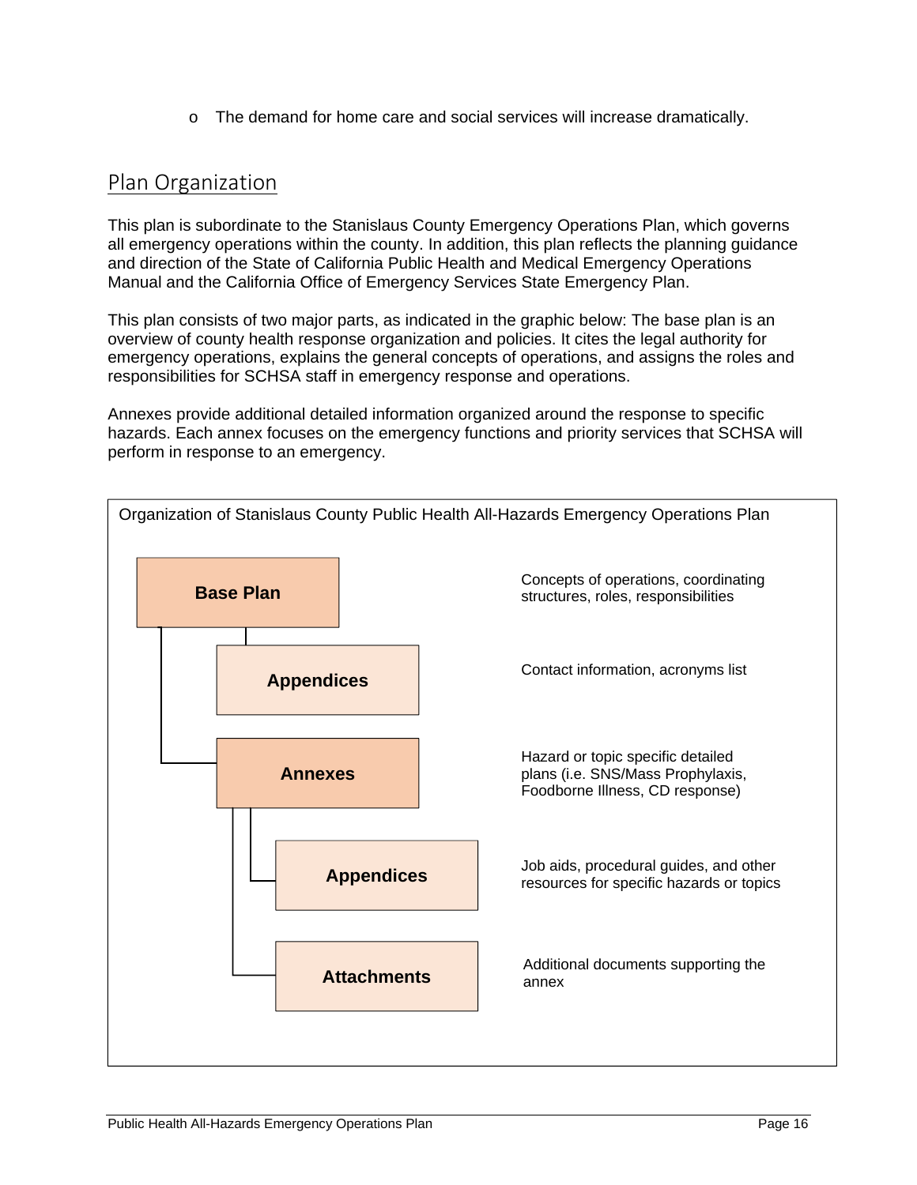- The demand for home care and social services will increase dramatically.

## Plan Organization

This plan is subordinate to the Stanislaus County Emergency Operations Plan, which governs all emergency operations within the county. In addition, this plan reflects the planning guidance and direction of the State of California Public Health and Medical Emergency Operations Manual and the California Office of Emergency Services State Emergency Plan.

This plan consists of two major parts, as indicated in the graphic below: The base plan is an overview of county health response organization and policies. It cites the legal authority for emergency operations, explains the general concepts of operations, and assigns the roles and responsibilities for SCHSA staff in emergency response and operations.

Annexes provide additional detailed information organized around the response to specific hazards. Each annex focuses on the emergency functions and priority services that SCHSA will perform in response to an emergency.

Organization of Stanislaus County Public Health All-Hazards Emergency Operations Plan

| Component | Description |
|---|---|
| **Base Plan** | Concepts of operations, coordinating structures, roles, responsibilities |
| **Appendices** (Base Plan) | Contact information, acronyms list |
| **Annexes** | Hazard or topic specific detailed plans (i.e. SNS/Mass Prophylaxis, Foodborne Illness, CD response) |
| **Appendices** (Annexes) | Job aids, procedural guides, and other resources for specific hazards or topics |
| **Attachments** (Annexes) | Additional documents supporting the annex |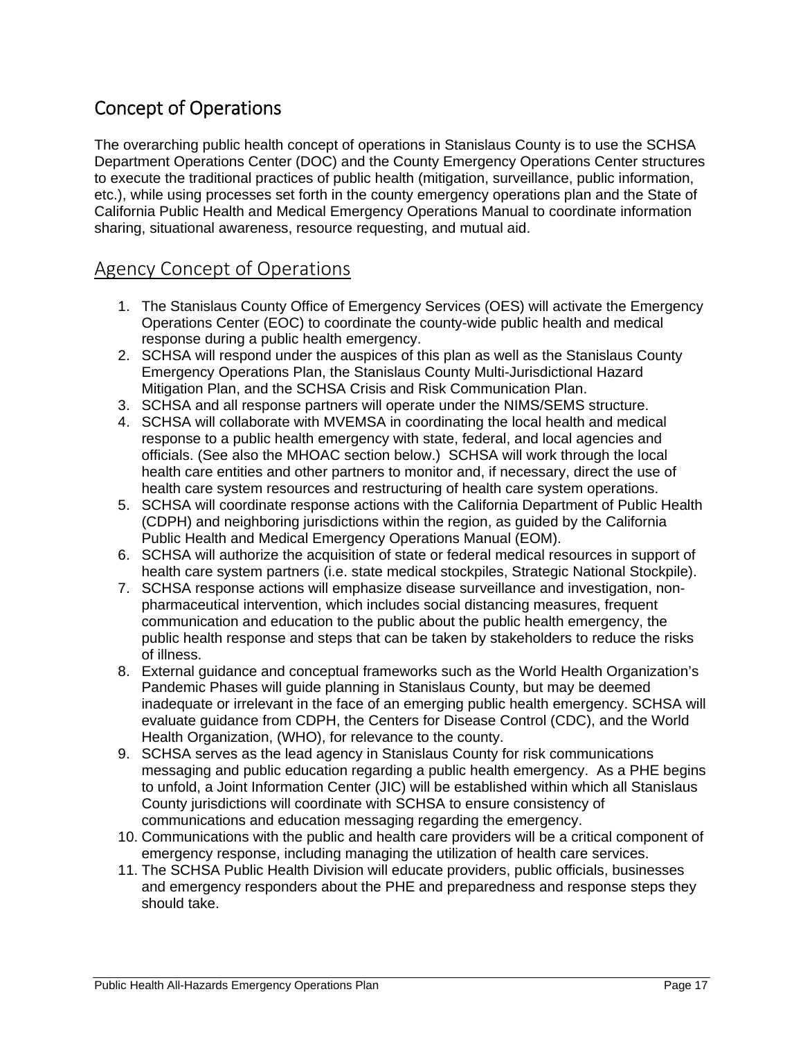# Concept of Operations

The overarching public health concept of operations in Stanislaus County is to use the SCHSA Department Operations Center (DOC) and the County Emergency Operations Center structures to execute the traditional practices of public health (mitigation, surveillance, public information, etc.), while using processes set forth in the county emergency operations plan and the State of California Public Health and Medical Emergency Operations Manual to coordinate information sharing, situational awareness, resource requesting, and mutual aid.

## Agency Concept of Operations

1. The Stanislaus County Office of Emergency Services (OES) will activate the Emergency Operations Center (EOC) to coordinate the county-wide public health and medical response during a public health emergency.
2. SCHSA will respond under the auspices of this plan as well as the Stanislaus County Emergency Operations Plan, the Stanislaus County Multi-Jurisdictional Hazard Mitigation Plan, and the SCHSA Crisis and Risk Communication Plan.
3. SCHSA and all response partners will operate under the NIMS/SEMS structure.
4. SCHSA will collaborate with MVEMSA in coordinating the local health and medical response to a public health emergency with state, federal, and local agencies and officials. (See also the MHOAC section below.) SCHSA will work through the local health care entities and other partners to monitor and, if necessary, direct the use of health care system resources and restructuring of health care system operations.
5. SCHSA will coordinate response actions with the California Department of Public Health (CDPH) and neighboring jurisdictions within the region, as guided by the California Public Health and Medical Emergency Operations Manual (EOM).
6. SCHSA will authorize the acquisition of state or federal medical resources in support of health care system partners (i.e. state medical stockpiles, Strategic National Stockpile).
7. SCHSA response actions will emphasize disease surveillance and investigation, non-pharmaceutical intervention, which includes social distancing measures, frequent communication and education to the public about the public health emergency, the public health response and steps that can be taken by stakeholders to reduce the risks of illness.
8. External guidance and conceptual frameworks such as the World Health Organization's Pandemic Phases will guide planning in Stanislaus County, but may be deemed inadequate or irrelevant in the face of an emerging public health emergency. SCHSA will evaluate guidance from CDPH, the Centers for Disease Control (CDC), and the World Health Organization, (WHO), for relevance to the county.
9. SCHSA serves as the lead agency in Stanislaus County for risk communications messaging and public education regarding a public health emergency. As a PHE begins to unfold, a Joint Information Center (JIC) will be established within which all Stanislaus County jurisdictions will coordinate with SCHSA to ensure consistency of communications and education messaging regarding the emergency.
10. Communications with the public and health care providers will be a critical component of emergency response, including managing the utilization of health care services.
11. The SCHSA Public Health Division will educate providers, public officials, businesses and emergency responders about the PHE and preparedness and response steps they should take.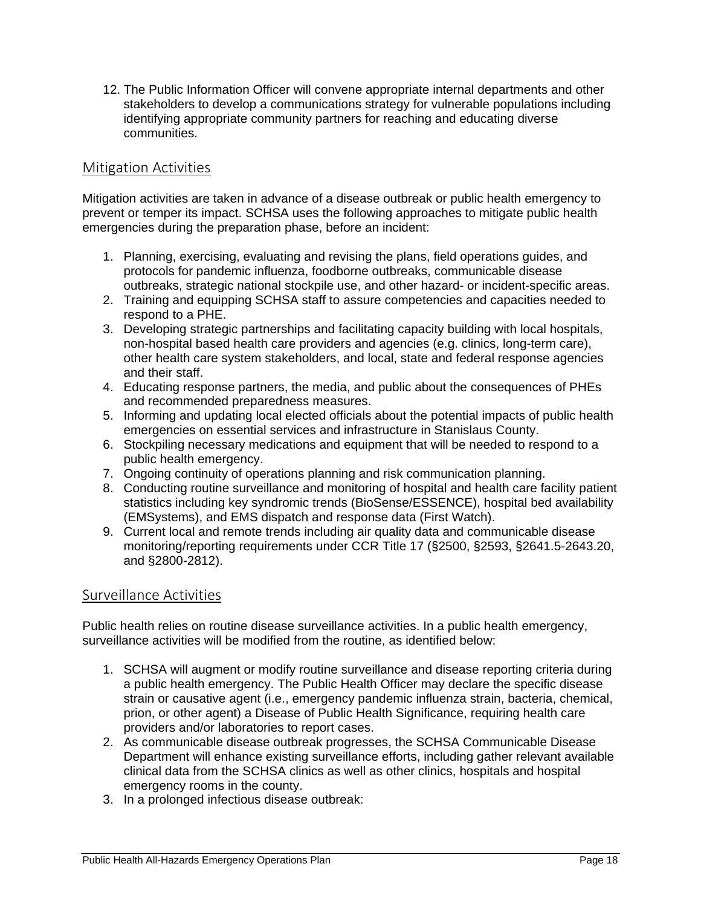12. The Public Information Officer will convene appropriate internal departments and other stakeholders to develop a communications strategy for vulnerable populations including identifying appropriate community partners for reaching and educating diverse communities.

## Mitigation Activities

Mitigation activities are taken in advance of a disease outbreak or public health emergency to prevent or temper its impact. SCHSA uses the following approaches to mitigate public health emergencies during the preparation phase, before an incident:

1. Planning, exercising, evaluating and revising the plans, field operations guides, and protocols for pandemic influenza, foodborne outbreaks, communicable disease outbreaks, strategic national stockpile use, and other hazard- or incident-specific areas.
2. Training and equipping SCHSA staff to assure competencies and capacities needed to respond to a PHE.
3. Developing strategic partnerships and facilitating capacity building with local hospitals, non-hospital based health care providers and agencies (e.g. clinics, long-term care), other health care system stakeholders, and local, state and federal response agencies and their staff.
4. Educating response partners, the media, and public about the consequences of PHEs and recommended preparedness measures.
5. Informing and updating local elected officials about the potential impacts of public health emergencies on essential services and infrastructure in Stanislaus County.
6. Stockpiling necessary medications and equipment that will be needed to respond to a public health emergency.
7. Ongoing continuity of operations planning and risk communication planning.
8. Conducting routine surveillance and monitoring of hospital and health care facility patient statistics including key syndromic trends (BioSense/ESSENCE), hospital bed availability (EMSystems), and EMS dispatch and response data (First Watch).
9. Current local and remote trends including air quality data and communicable disease monitoring/reporting requirements under CCR Title 17 (§2500, §2593, §2641.5-2643.20, and §2800-2812).

## Surveillance Activities

Public health relies on routine disease surveillance activities. In a public health emergency, surveillance activities will be modified from the routine, as identified below:

1. SCHSA will augment or modify routine surveillance and disease reporting criteria during a public health emergency. The Public Health Officer may declare the specific disease strain or causative agent (i.e., emergency pandemic influenza strain, bacteria, chemical, prion, or other agent) a Disease of Public Health Significance, requiring health care providers and/or laboratories to report cases.
2. As communicable disease outbreak progresses, the SCHSA Communicable Disease Department will enhance existing surveillance efforts, including gather relevant available clinical data from the SCHSA clinics as well as other clinics, hospitals and hospital emergency rooms in the county.
3. In a prolonged infectious disease outbreak: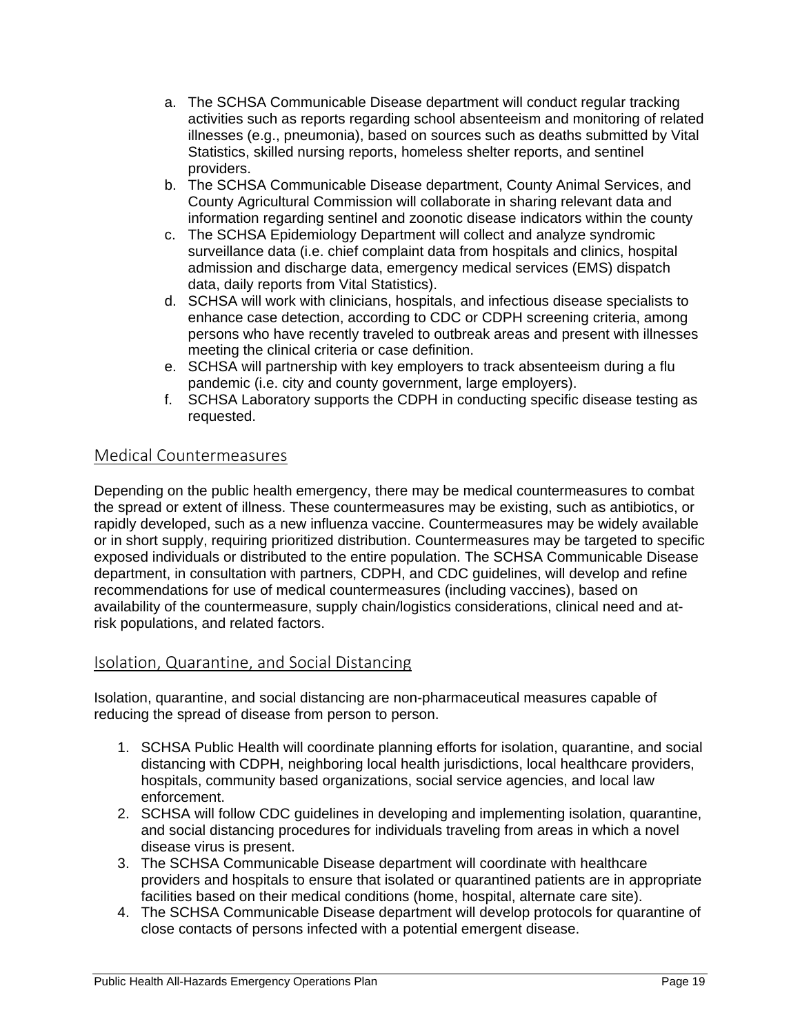a. The SCHSA Communicable Disease department will conduct regular tracking activities such as reports regarding school absenteeism and monitoring of related illnesses (e.g., pneumonia), based on sources such as deaths submitted by Vital Statistics, skilled nursing reports, homeless shelter reports, and sentinel providers.
b. The SCHSA Communicable Disease department, County Animal Services, and County Agricultural Commission will collaborate in sharing relevant data and information regarding sentinel and zoonotic disease indicators within the county
c. The SCHSA Epidemiology Department will collect and analyze syndromic surveillance data (i.e. chief complaint data from hospitals and clinics, hospital admission and discharge data, emergency medical services (EMS) dispatch data, daily reports from Vital Statistics).
d. SCHSA will work with clinicians, hospitals, and infectious disease specialists to enhance case detection, according to CDC or CDPH screening criteria, among persons who have recently traveled to outbreak areas and present with illnesses meeting the clinical criteria or case definition.
e. SCHSA will partnership with key employers to track absenteeism during a flu pandemic (i.e. city and county government, large employers).
f. SCHSA Laboratory supports the CDPH in conducting specific disease testing as requested.

## Medical Countermeasures

Depending on the public health emergency, there may be medical countermeasures to combat the spread or extent of illness. These countermeasures may be existing, such as antibiotics, or rapidly developed, such as a new influenza vaccine. Countermeasures may be widely available or in short supply, requiring prioritized distribution. Countermeasures may be targeted to specific exposed individuals or distributed to the entire population. The SCHSA Communicable Disease department, in consultation with partners, CDPH, and CDC guidelines, will develop and refine recommendations for use of medical countermeasures (including vaccines), based on availability of the countermeasure, supply chain/logistics considerations, clinical need and at-risk populations, and related factors.

## Isolation, Quarantine, and Social Distancing

Isolation, quarantine, and social distancing are non-pharmaceutical measures capable of reducing the spread of disease from person to person.

1. SCHSA Public Health will coordinate planning efforts for isolation, quarantine, and social distancing with CDPH, neighboring local health jurisdictions, local healthcare providers, hospitals, community based organizations, social service agencies, and local law enforcement.
2. SCHSA will follow CDC guidelines in developing and implementing isolation, quarantine, and social distancing procedures for individuals traveling from areas in which a novel disease virus is present.
3. The SCHSA Communicable Disease department will coordinate with healthcare providers and hospitals to ensure that isolated or quarantined patients are in appropriate facilities based on their medical conditions (home, hospital, alternate care site).
4. The SCHSA Communicable Disease department will develop protocols for quarantine of close contacts of persons infected with a potential emergent disease.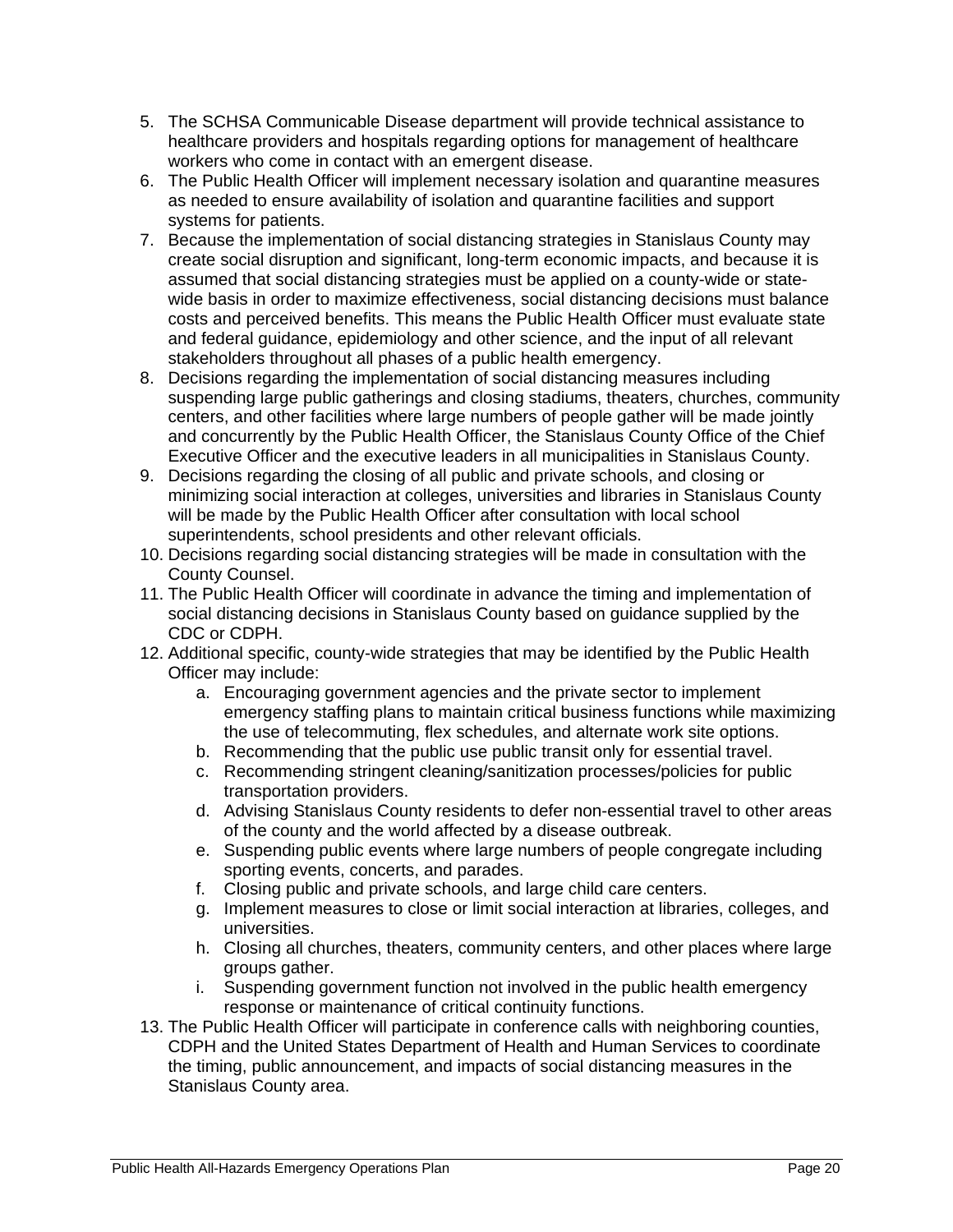5. The SCHSA Communicable Disease department will provide technical assistance to healthcare providers and hospitals regarding options for management of healthcare workers who come in contact with an emergent disease.
6. The Public Health Officer will implement necessary isolation and quarantine measures as needed to ensure availability of isolation and quarantine facilities and support systems for patients.
7. Because the implementation of social distancing strategies in Stanislaus County may create social disruption and significant, long-term economic impacts, and because it is assumed that social distancing strategies must be applied on a county-wide or state-wide basis in order to maximize effectiveness, social distancing decisions must balance costs and perceived benefits. This means the Public Health Officer must evaluate state and federal guidance, epidemiology and other science, and the input of all relevant stakeholders throughout all phases of a public health emergency.
8. Decisions regarding the implementation of social distancing measures including suspending large public gatherings and closing stadiums, theaters, churches, community centers, and other facilities where large numbers of people gather will be made jointly and concurrently by the Public Health Officer, the Stanislaus County Office of the Chief Executive Officer and the executive leaders in all municipalities in Stanislaus County.
9. Decisions regarding the closing of all public and private schools, and closing or minimizing social interaction at colleges, universities and libraries in Stanislaus County will be made by the Public Health Officer after consultation with local school superintendents, school presidents and other relevant officials.
10. Decisions regarding social distancing strategies will be made in consultation with the County Counsel.
11. The Public Health Officer will coordinate in advance the timing and implementation of social distancing decisions in Stanislaus County based on guidance supplied by the CDC or CDPH.
12. Additional specific, county-wide strategies that may be identified by the Public Health Officer may include:
    a. Encouraging government agencies and the private sector to implement emergency staffing plans to maintain critical business functions while maximizing the use of telecommuting, flex schedules, and alternate work site options.
    b. Recommending that the public use public transit only for essential travel.
    c. Recommending stringent cleaning/sanitization processes/policies for public transportation providers.
    d. Advising Stanislaus County residents to defer non-essential travel to other areas of the county and the world affected by a disease outbreak.
    e. Suspending public events where large numbers of people congregate including sporting events, concerts, and parades.
    f. Closing public and private schools, and large child care centers.
    g. Implement measures to close or limit social interaction at libraries, colleges, and universities.
    h. Closing all churches, theaters, community centers, and other places where large groups gather.
    i. Suspending government function not involved in the public health emergency response or maintenance of critical continuity functions.
13. The Public Health Officer will participate in conference calls with neighboring counties, CDPH and the United States Department of Health and Human Services to coordinate the timing, public announcement, and impacts of social distancing measures in the Stanislaus County area.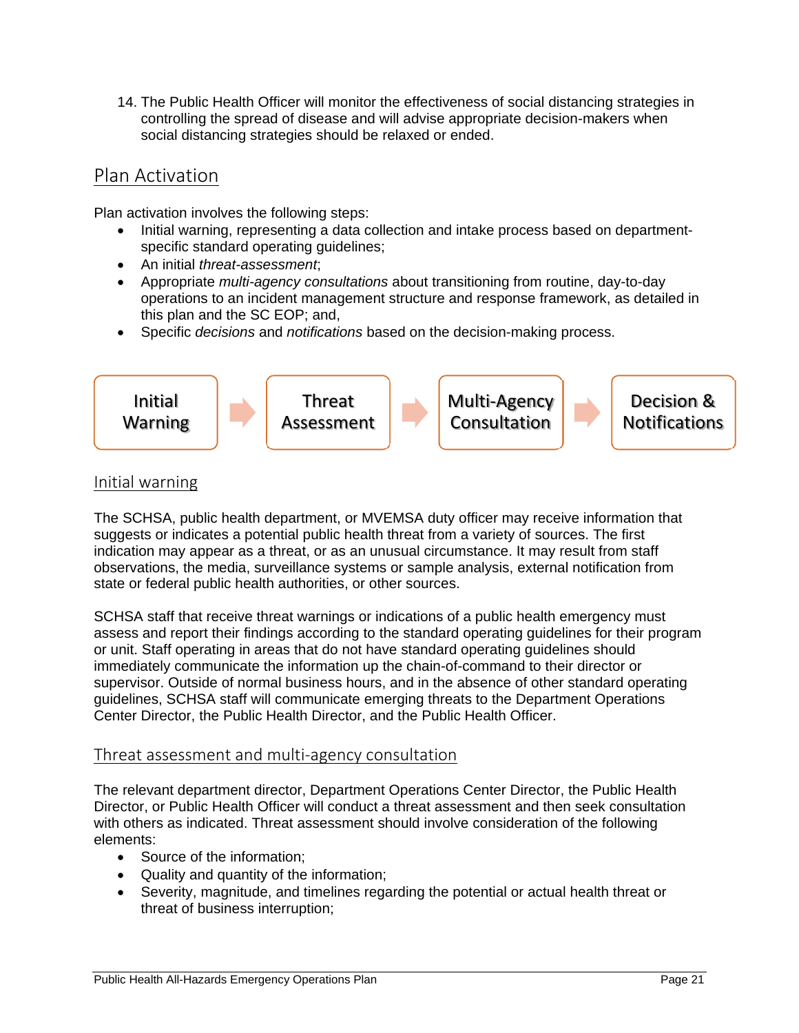14. The Public Health Officer will monitor the effectiveness of social distancing strategies in controlling the spread of disease and will advise appropriate decision-makers when social distancing strategies should be relaxed or ended.

## Plan Activation

Plan activation involves the following steps:

- Initial warning, representing a data collection and intake process based on department-specific standard operating guidelines;
- An initial *threat-assessment*;
- Appropriate *multi-agency consultations* about transitioning from routine, day-to-day operations to an incident management structure and response framework, as detailed in this plan and the SC EOP; and,
- Specific *decisions* and *notifications* based on the decision-making process.

Initial Warning → Threat Assessment → Multi-Agency Consultation → Decision & Notifications

### Initial warning

The SCHSA, public health department, or MVEMSA duty officer may receive information that suggests or indicates a potential public health threat from a variety of sources. The first indication may appear as a threat, or as an unusual circumstance. It may result from staff observations, the media, surveillance systems or sample analysis, external notification from state or federal public health authorities, or other sources.

SCHSA staff that receive threat warnings or indications of a public health emergency must assess and report their findings according to the standard operating guidelines for their program or unit. Staff operating in areas that do not have standard operating guidelines should immediately communicate the information up the chain-of-command to their director or supervisor. Outside of normal business hours, and in the absence of other standard operating guidelines, SCHSA staff will communicate emerging threats to the Department Operations Center Director, the Public Health Director, and the Public Health Officer.

### Threat assessment and multi-agency consultation

The relevant department director, Department Operations Center Director, the Public Health Director, or Public Health Officer will conduct a threat assessment and then seek consultation with others as indicated. Threat assessment should involve consideration of the following elements:

- Source of the information;
- Quality and quantity of the information;
- Severity, magnitude, and timelines regarding the potential or actual health threat or threat of business interruption;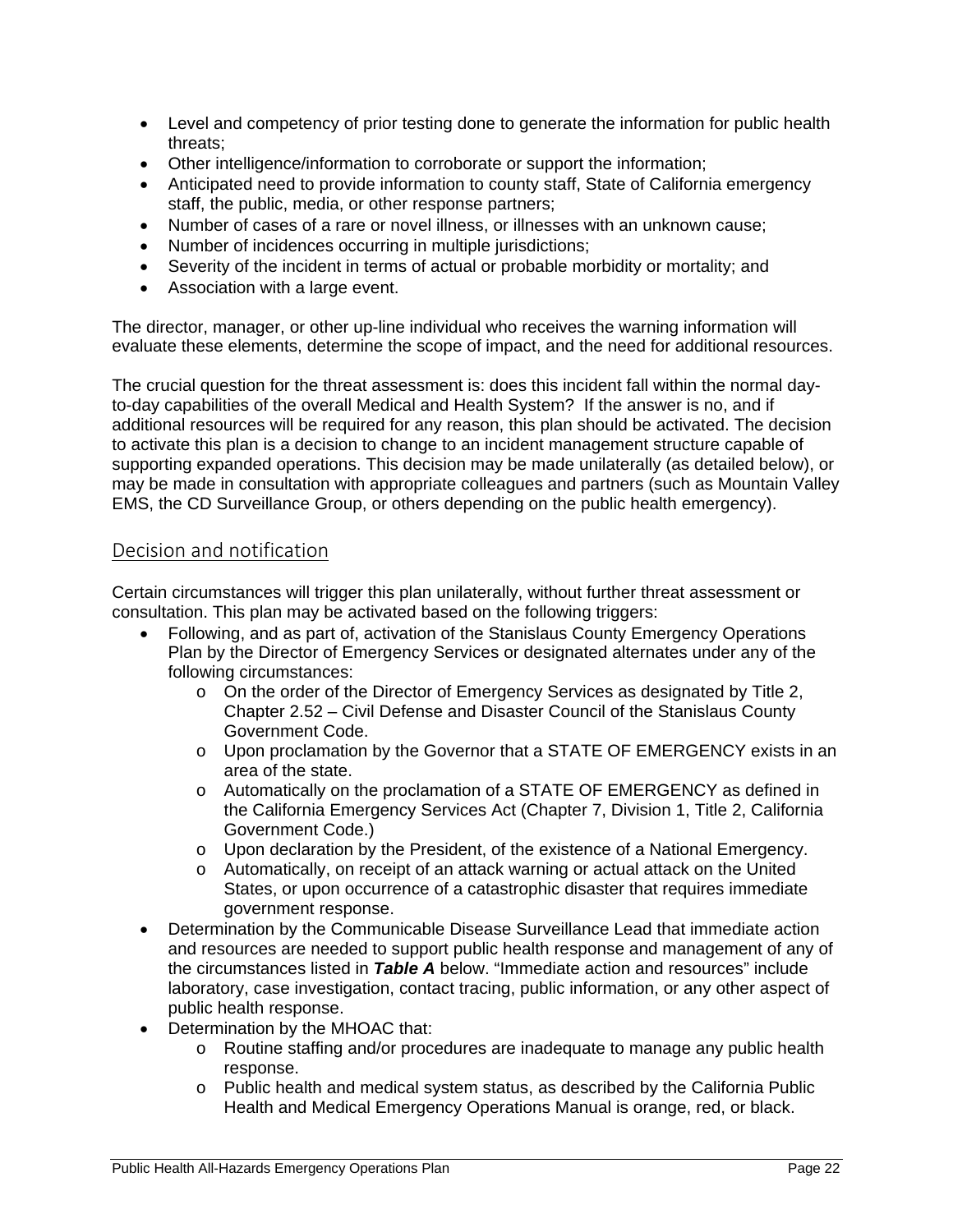- Level and competency of prior testing done to generate the information for public health threats;
- Other intelligence/information to corroborate or support the information;
- Anticipated need to provide information to county staff, State of California emergency staff, the public, media, or other response partners;
- Number of cases of a rare or novel illness, or illnesses with an unknown cause;
- Number of incidences occurring in multiple jurisdictions;
- Severity of the incident in terms of actual or probable morbidity or mortality; and
- Association with a large event.

The director, manager, or other up-line individual who receives the warning information will evaluate these elements, determine the scope of impact, and the need for additional resources.

The crucial question for the threat assessment is: does this incident fall within the normal day-to-day capabilities of the overall Medical and Health System? If the answer is no, and if additional resources will be required for any reason, this plan should be activated. The decision to activate this plan is a decision to change to an incident management structure capable of supporting expanded operations. This decision may be made unilaterally (as detailed below), or may be made in consultation with appropriate colleagues and partners (such as Mountain Valley EMS, the CD Surveillance Group, or others depending on the public health emergency).

## Decision and notification

Certain circumstances will trigger this plan unilaterally, without further threat assessment or consultation. This plan may be activated based on the following triggers:

- Following, and as part of, activation of the Stanislaus County Emergency Operations Plan by the Director of Emergency Services or designated alternates under any of the following circumstances:
  - On the order of the Director of Emergency Services as designated by Title 2, Chapter 2.52 – Civil Defense and Disaster Council of the Stanislaus County Government Code.
  - Upon proclamation by the Governor that a STATE OF EMERGENCY exists in an area of the state.
  - Automatically on the proclamation of a STATE OF EMERGENCY as defined in the California Emergency Services Act (Chapter 7, Division 1, Title 2, California Government Code.)
  - Upon declaration by the President, of the existence of a National Emergency.
  - Automatically, on receipt of an attack warning or actual attack on the United States, or upon occurrence of a catastrophic disaster that requires immediate government response.
- Determination by the Communicable Disease Surveillance Lead that immediate action and resources are needed to support public health response and management of any of the circumstances listed in ***Table A*** below. "Immediate action and resources" include laboratory, case investigation, contact tracing, public information, or any other aspect of public health response.
- Determination by the MHOAC that:
  - Routine staffing and/or procedures are inadequate to manage any public health response.
  - Public health and medical system status, as described by the California Public Health and Medical Emergency Operations Manual is orange, red, or black.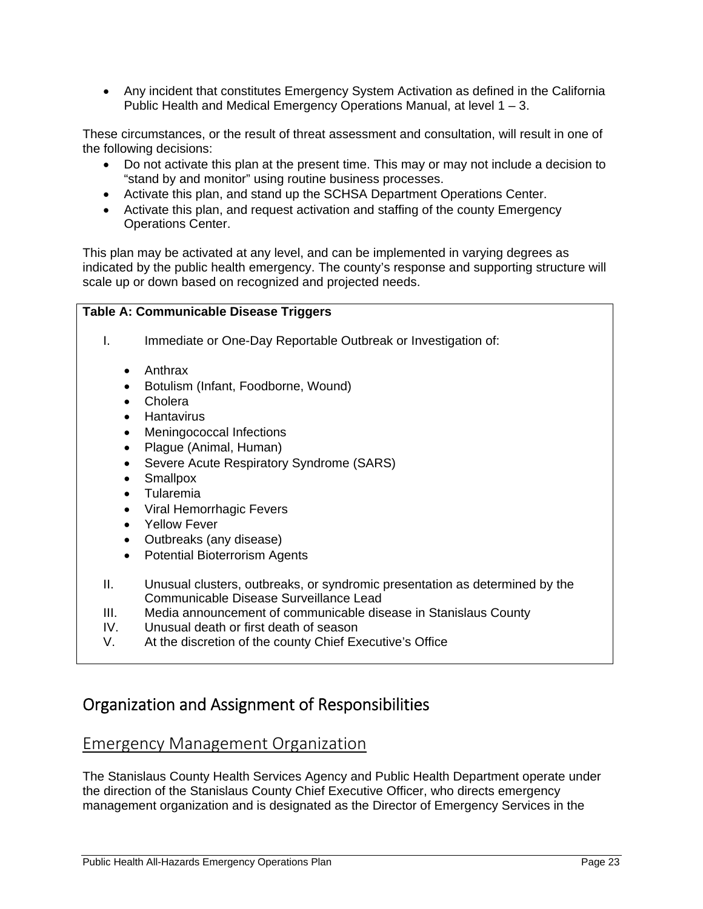- Any incident that constitutes Emergency System Activation as defined in the California Public Health and Medical Emergency Operations Manual, at level 1 – 3.

These circumstances, or the result of threat assessment and consultation, will result in one of the following decisions:

- Do not activate this plan at the present time. This may or may not include a decision to "stand by and monitor" using routine business processes.
- Activate this plan, and stand up the SCHSA Department Operations Center.
- Activate this plan, and request activation and staffing of the county Emergency Operations Center.

This plan may be activated at any level, and can be implemented in varying degrees as indicated by the public health emergency. The county's response and supporting structure will scale up or down based on recognized and projected needs.

**Table A: Communicable Disease Triggers**

I. Immediate or One-Day Reportable Outbreak or Investigation of:

- Anthrax
- Botulism (Infant, Foodborne, Wound)
- Cholera
- Hantavirus
- Meningococcal Infections
- Plague (Animal, Human)
- Severe Acute Respiratory Syndrome (SARS)
- Smallpox
- Tularemia
- Viral Hemorrhagic Fevers
- Yellow Fever
- Outbreaks (any disease)
- Potential Bioterrorism Agents

II. Unusual clusters, outbreaks, or syndromic presentation as determined by the Communicable Disease Surveillance Lead

III. Media announcement of communicable disease in Stanislaus County

IV. Unusual death or first death of season

V. At the discretion of the county Chief Executive's Office

# Organization and Assignment of Responsibilities

## Emergency Management Organization

The Stanislaus County Health Services Agency and Public Health Department operate under the direction of the Stanislaus County Chief Executive Officer, who directs emergency management organization and is designated as the Director of Emergency Services in the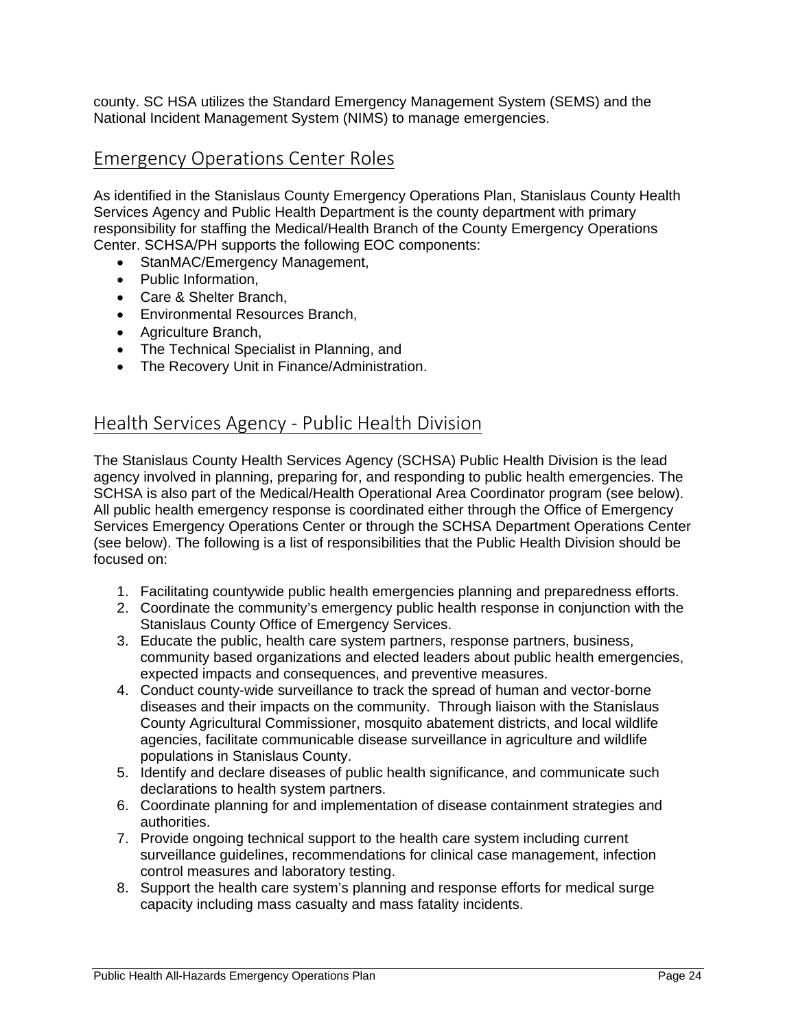county. SC HSA utilizes the Standard Emergency Management System (SEMS) and the National Incident Management System (NIMS) to manage emergencies.

## Emergency Operations Center Roles

As identified in the Stanislaus County Emergency Operations Plan, Stanislaus County Health Services Agency and Public Health Department is the county department with primary responsibility for staffing the Medical/Health Branch of the County Emergency Operations Center. SCHSA/PH supports the following EOC components:

- StanMAC/Emergency Management,
- Public Information,
- Care & Shelter Branch,
- Environmental Resources Branch,
- Agriculture Branch,
- The Technical Specialist in Planning, and
- The Recovery Unit in Finance/Administration.

## Health Services Agency - Public Health Division

The Stanislaus County Health Services Agency (SCHSA) Public Health Division is the lead agency involved in planning, preparing for, and responding to public health emergencies. The SCHSA is also part of the Medical/Health Operational Area Coordinator program (see below). All public health emergency response is coordinated either through the Office of Emergency Services Emergency Operations Center or through the SCHSA Department Operations Center (see below). The following is a list of responsibilities that the Public Health Division should be focused on:

1. Facilitating countywide public health emergencies planning and preparedness efforts.
2. Coordinate the community's emergency public health response in conjunction with the Stanislaus County Office of Emergency Services.
3. Educate the public, health care system partners, response partners, business, community based organizations and elected leaders about public health emergencies, expected impacts and consequences, and preventive measures.
4. Conduct county-wide surveillance to track the spread of human and vector-borne diseases and their impacts on the community. Through liaison with the Stanislaus County Agricultural Commissioner, mosquito abatement districts, and local wildlife agencies, facilitate communicable disease surveillance in agriculture and wildlife populations in Stanislaus County.
5. Identify and declare diseases of public health significance, and communicate such declarations to health system partners.
6. Coordinate planning for and implementation of disease containment strategies and authorities.
7. Provide ongoing technical support to the health care system including current surveillance guidelines, recommendations for clinical case management, infection control measures and laboratory testing.
8. Support the health care system's planning and response efforts for medical surge capacity including mass casualty and mass fatality incidents.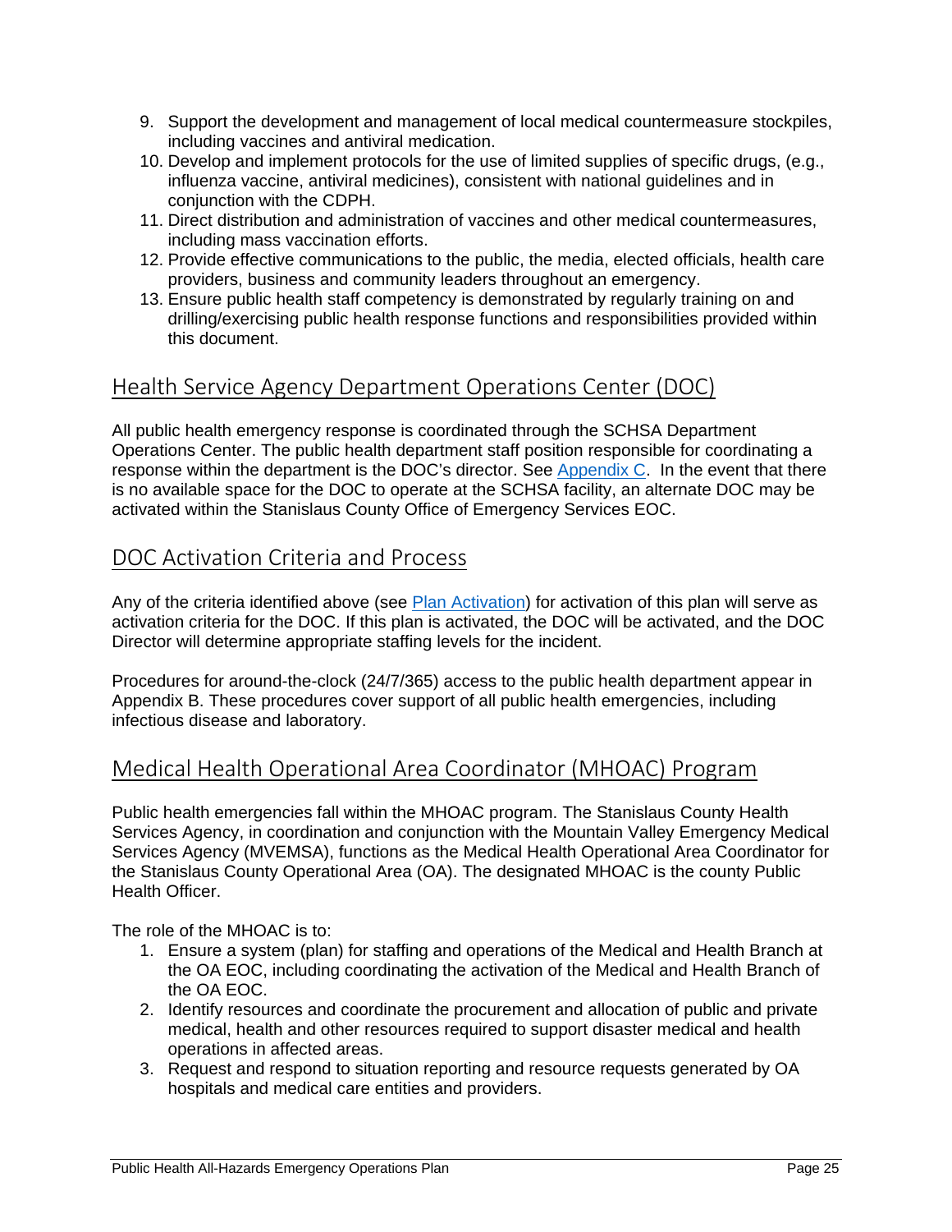9. Support the development and management of local medical countermeasure stockpiles, including vaccines and antiviral medication.
10. Develop and implement protocols for the use of limited supplies of specific drugs, (e.g., influenza vaccine, antiviral medicines), consistent with national guidelines and in conjunction with the CDPH.
11. Direct distribution and administration of vaccines and other medical countermeasures, including mass vaccination efforts.
12. Provide effective communications to the public, the media, elected officials, health care providers, business and community leaders throughout an emergency.
13. Ensure public health staff competency is demonstrated by regularly training on and drilling/exercising public health response functions and responsibilities provided within this document.

## Health Service Agency Department Operations Center (DOC)

All public health emergency response is coordinated through the SCHSA Department Operations Center. The public health department staff position responsible for coordinating a response within the department is the DOC's director. See Appendix C. In the event that there is no available space for the DOC to operate at the SCHSA facility, an alternate DOC may be activated within the Stanislaus County Office of Emergency Services EOC.

## DOC Activation Criteria and Process

Any of the criteria identified above (see Plan Activation) for activation of this plan will serve as activation criteria for the DOC. If this plan is activated, the DOC will be activated, and the DOC Director will determine appropriate staffing levels for the incident.

Procedures for around-the-clock (24/7/365) access to the public health department appear in Appendix B. These procedures cover support of all public health emergencies, including infectious disease and laboratory.

## Medical Health Operational Area Coordinator (MHOAC) Program

Public health emergencies fall within the MHOAC program. The Stanislaus County Health Services Agency, in coordination and conjunction with the Mountain Valley Emergency Medical Services Agency (MVEMSA), functions as the Medical Health Operational Area Coordinator for the Stanislaus County Operational Area (OA). The designated MHOAC is the county Public Health Officer.

The role of the MHOAC is to:

1. Ensure a system (plan) for staffing and operations of the Medical and Health Branch at the OA EOC, including coordinating the activation of the Medical and Health Branch of the OA EOC.
2. Identify resources and coordinate the procurement and allocation of public and private medical, health and other resources required to support disaster medical and health operations in affected areas.
3. Request and respond to situation reporting and resource requests generated by OA hospitals and medical care entities and providers.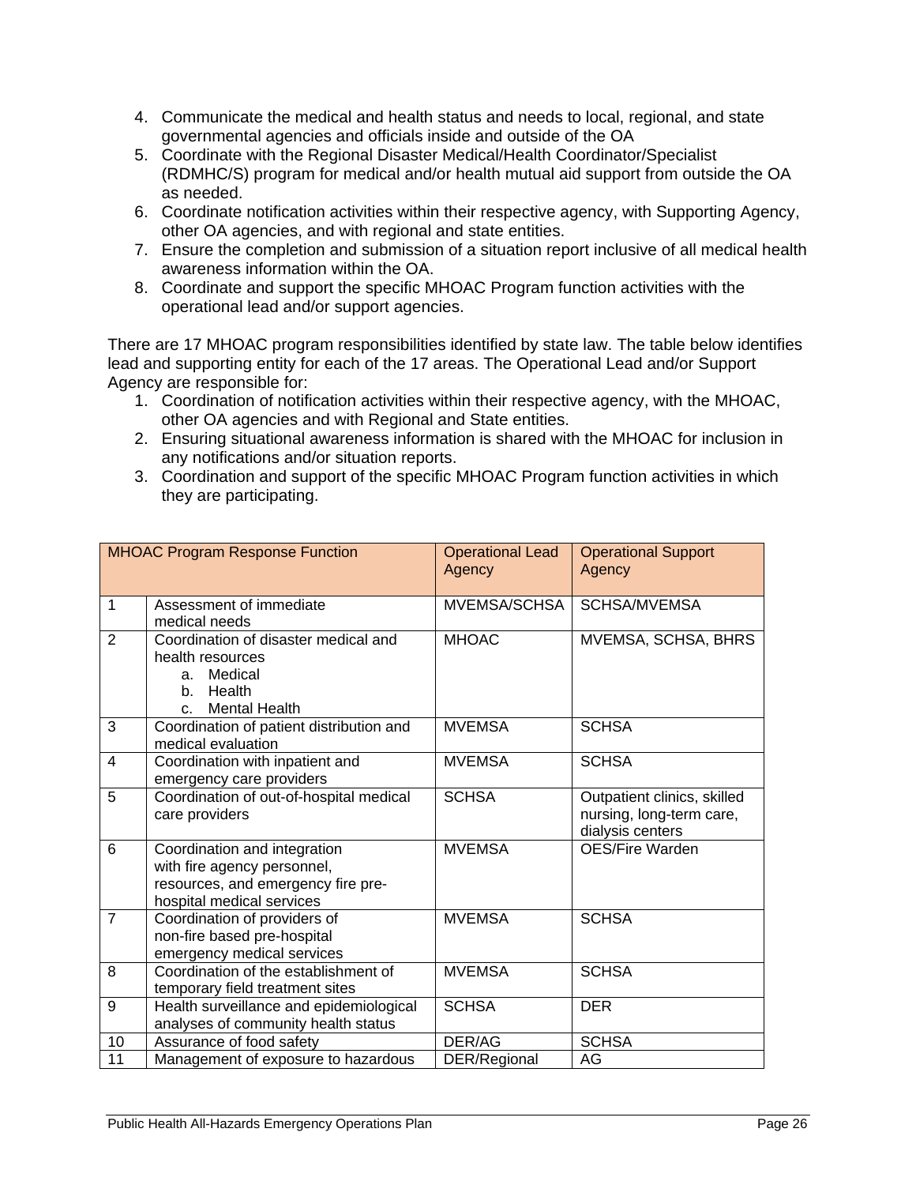4. Communicate the medical and health status and needs to local, regional, and state governmental agencies and officials inside and outside of the OA
5. Coordinate with the Regional Disaster Medical/Health Coordinator/Specialist (RDMHC/S) program for medical and/or health mutual aid support from outside the OA as needed.
6. Coordinate notification activities within their respective agency, with Supporting Agency, other OA agencies, and with regional and state entities.
7. Ensure the completion and submission of a situation report inclusive of all medical health awareness information within the OA.
8. Coordinate and support the specific MHOAC Program function activities with the operational lead and/or support agencies.

There are 17 MHOAC program responsibilities identified by state law. The table below identifies lead and supporting entity for each of the 17 areas. The Operational Lead and/or Support Agency are responsible for:

1. Coordination of notification activities within their respective agency, with the MHOAC, other OA agencies and with Regional and State entities.
2. Ensuring situational awareness information is shared with the MHOAC for inclusion in any notifications and/or situation reports.
3. Coordination and support of the specific MHOAC Program function activities in which they are participating.

| MHOAC Program Response Function | | Operational Lead Agency | Operational Support Agency |
|---|---|---|---|
| 1 | Assessment of immediate medical needs | MVEMSA/SCHSA | SCHSA/MVEMSA |
| 2 | Coordination of disaster medical and health resources<br>a. Medical<br>b. Health<br>c. Mental Health | MHOAC | MVEMSA, SCHSA, BHRS |
| 3 | Coordination of patient distribution and medical evaluation | MVEMSA | SCHSA |
| 4 | Coordination with inpatient and emergency care providers | MVEMSA | SCHSA |
| 5 | Coordination of out-of-hospital medical care providers | SCHSA | Outpatient clinics, skilled nursing, long-term care, dialysis centers |
| 6 | Coordination and integration with fire agency personnel, resources, and emergency fire pre-hospital medical services | MVEMSA | OES/Fire Warden |
| 7 | Coordination of providers of non-fire based pre-hospital emergency medical services | MVEMSA | SCHSA |
| 8 | Coordination of the establishment of temporary field treatment sites | MVEMSA | SCHSA |
| 9 | Health surveillance and epidemiological analyses of community health status | SCHSA | DER |
| 10 | Assurance of food safety | DER/AG | SCHSA |
| 11 | Management of exposure to hazardous | DER/Regional | AG |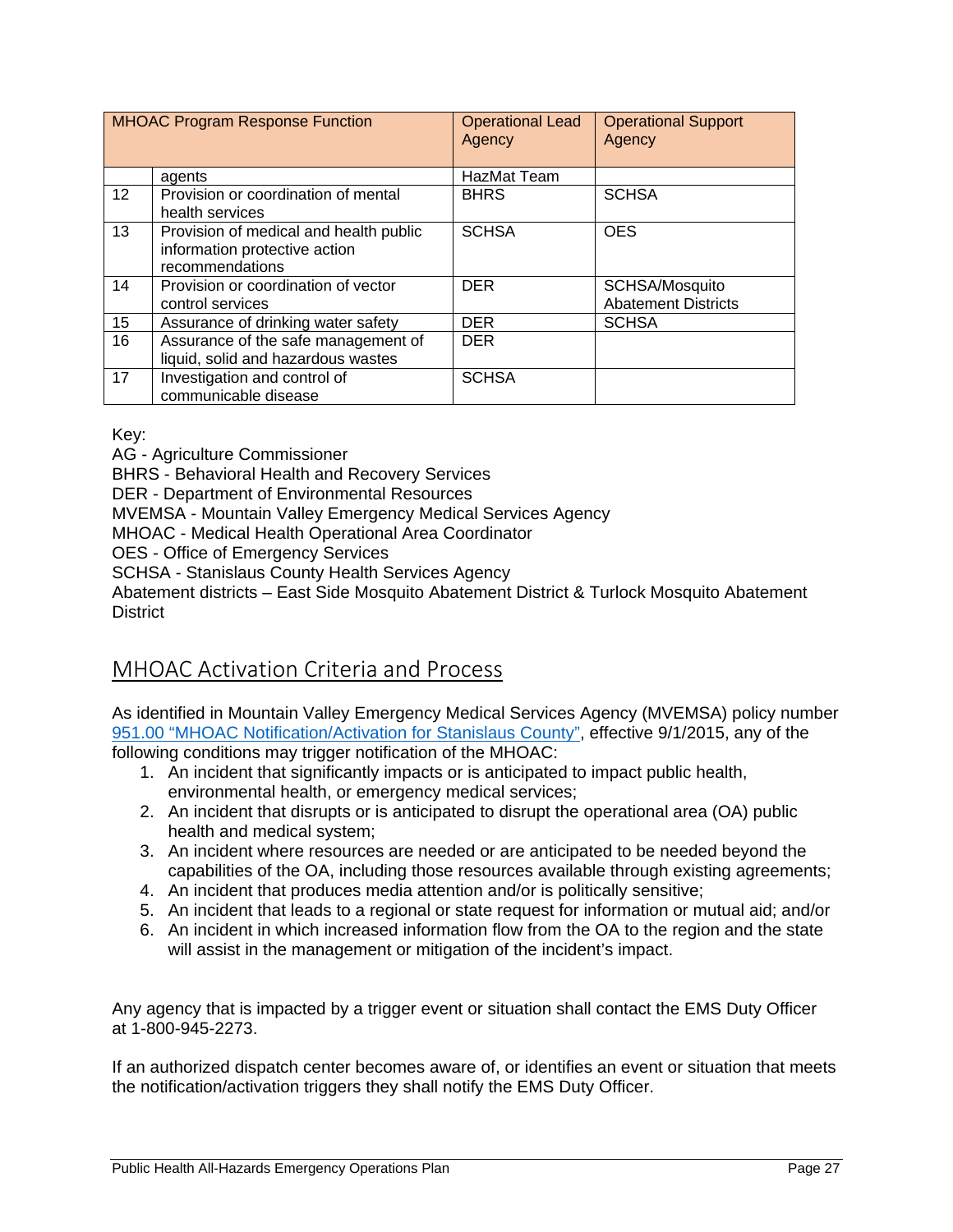| MHOAC Program Response Function | | Operational Lead Agency | Operational Support Agency |
|---|---|---|---|
| | agents | HazMat Team | |
| 12 | Provision or coordination of mental health services | BHRS | SCHSA |
| 13 | Provision of medical and health public information protective action recommendations | SCHSA | OES |
| 14 | Provision or coordination of vector control services | DER | SCHSA/Mosquito Abatement Districts |
| 15 | Assurance of drinking water safety | DER | SCHSA |
| 16 | Assurance of the safe management of liquid, solid and hazardous wastes | DER | |
| 17 | Investigation and control of communicable disease | SCHSA | |

Key:
AG - Agriculture Commissioner
BHRS - Behavioral Health and Recovery Services
DER - Department of Environmental Resources
MVEMSA - Mountain Valley Emergency Medical Services Agency
MHOAC - Medical Health Operational Area Coordinator
OES - Office of Emergency Services
SCHSA - Stanislaus County Health Services Agency
Abatement districts – East Side Mosquito Abatement District & Turlock Mosquito Abatement District

## MHOAC Activation Criteria and Process

As identified in Mountain Valley Emergency Medical Services Agency (MVEMSA) policy number 951.00 "MHOAC Notification/Activation for Stanislaus County", effective 9/1/2015, any of the following conditions may trigger notification of the MHOAC:

1. An incident that significantly impacts or is anticipated to impact public health, environmental health, or emergency medical services;
2. An incident that disrupts or is anticipated to disrupt the operational area (OA) public health and medical system;
3. An incident where resources are needed or are anticipated to be needed beyond the capabilities of the OA, including those resources available through existing agreements;
4. An incident that produces media attention and/or is politically sensitive;
5. An incident that leads to a regional or state request for information or mutual aid; and/or
6. An incident in which increased information flow from the OA to the region and the state will assist in the management or mitigation of the incident's impact.

Any agency that is impacted by a trigger event or situation shall contact the EMS Duty Officer at 1-800-945-2273.

If an authorized dispatch center becomes aware of, or identifies an event or situation that meets the notification/activation triggers they shall notify the EMS Duty Officer.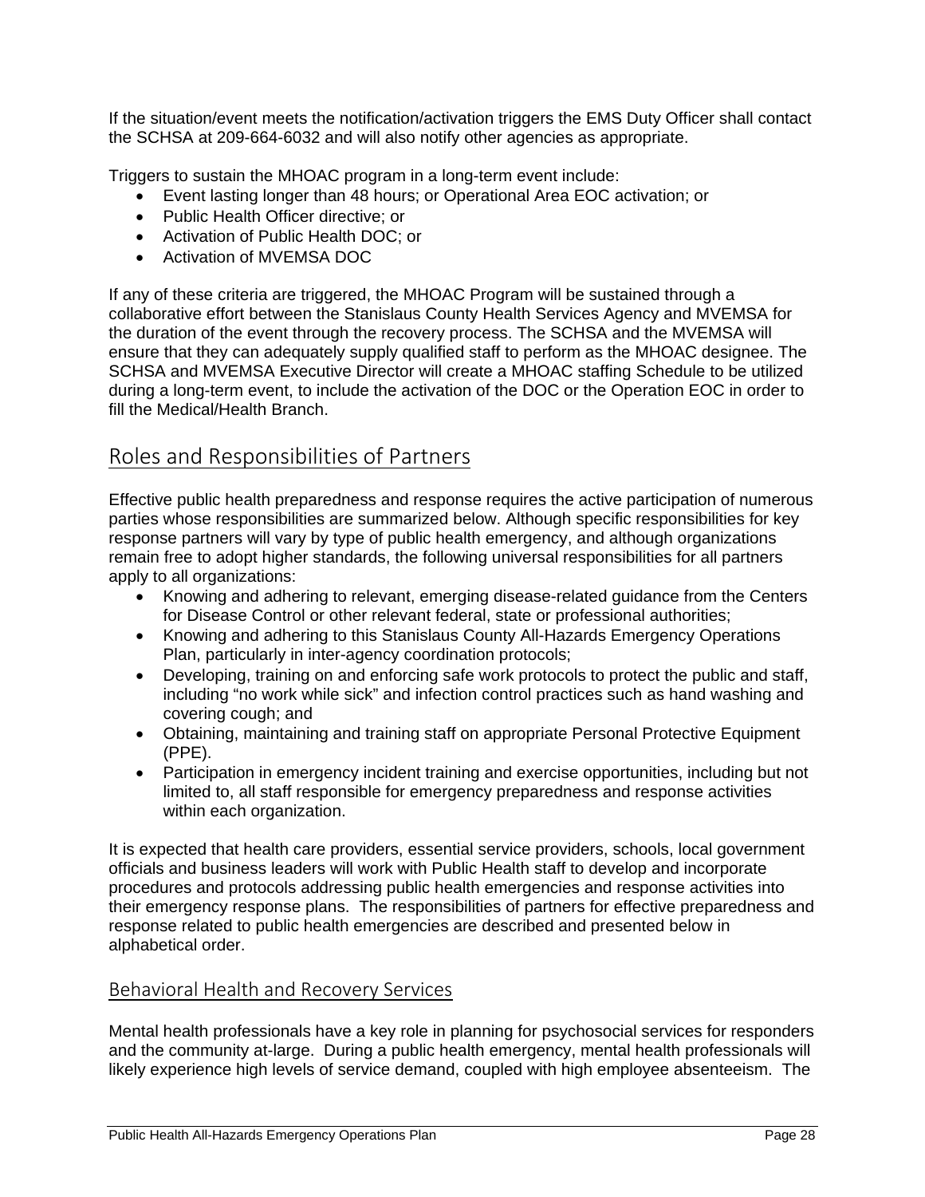If the situation/event meets the notification/activation triggers the EMS Duty Officer shall contact the SCHSA at 209-664-6032 and will also notify other agencies as appropriate.

Triggers to sustain the MHOAC program in a long-term event include:

- Event lasting longer than 48 hours; or Operational Area EOC activation; or
- Public Health Officer directive; or
- Activation of Public Health DOC; or
- Activation of MVEMSA DOC

If any of these criteria are triggered, the MHOAC Program will be sustained through a collaborative effort between the Stanislaus County Health Services Agency and MVEMSA for the duration of the event through the recovery process. The SCHSA and the MVEMSA will ensure that they can adequately supply qualified staff to perform as the MHOAC designee. The SCHSA and MVEMSA Executive Director will create a MHOAC staffing Schedule to be utilized during a long-term event, to include the activation of the DOC or the Operation EOC in order to fill the Medical/Health Branch.

## Roles and Responsibilities of Partners

Effective public health preparedness and response requires the active participation of numerous parties whose responsibilities are summarized below. Although specific responsibilities for key response partners will vary by type of public health emergency, and although organizations remain free to adopt higher standards, the following universal responsibilities for all partners apply to all organizations:

- Knowing and adhering to relevant, emerging disease-related guidance from the Centers for Disease Control or other relevant federal, state or professional authorities;
- Knowing and adhering to this Stanislaus County All-Hazards Emergency Operations Plan, particularly in inter-agency coordination protocols;
- Developing, training on and enforcing safe work protocols to protect the public and staff, including "no work while sick" and infection control practices such as hand washing and covering cough; and
- Obtaining, maintaining and training staff on appropriate Personal Protective Equipment (PPE).
- Participation in emergency incident training and exercise opportunities, including but not limited to, all staff responsible for emergency preparedness and response activities within each organization.

It is expected that health care providers, essential service providers, schools, local government officials and business leaders will work with Public Health staff to develop and incorporate procedures and protocols addressing public health emergencies and response activities into their emergency response plans. The responsibilities of partners for effective preparedness and response related to public health emergencies are described and presented below in alphabetical order.

### Behavioral Health and Recovery Services

Mental health professionals have a key role in planning for psychosocial services for responders and the community at-large. During a public health emergency, mental health professionals will likely experience high levels of service demand, coupled with high employee absenteeism. The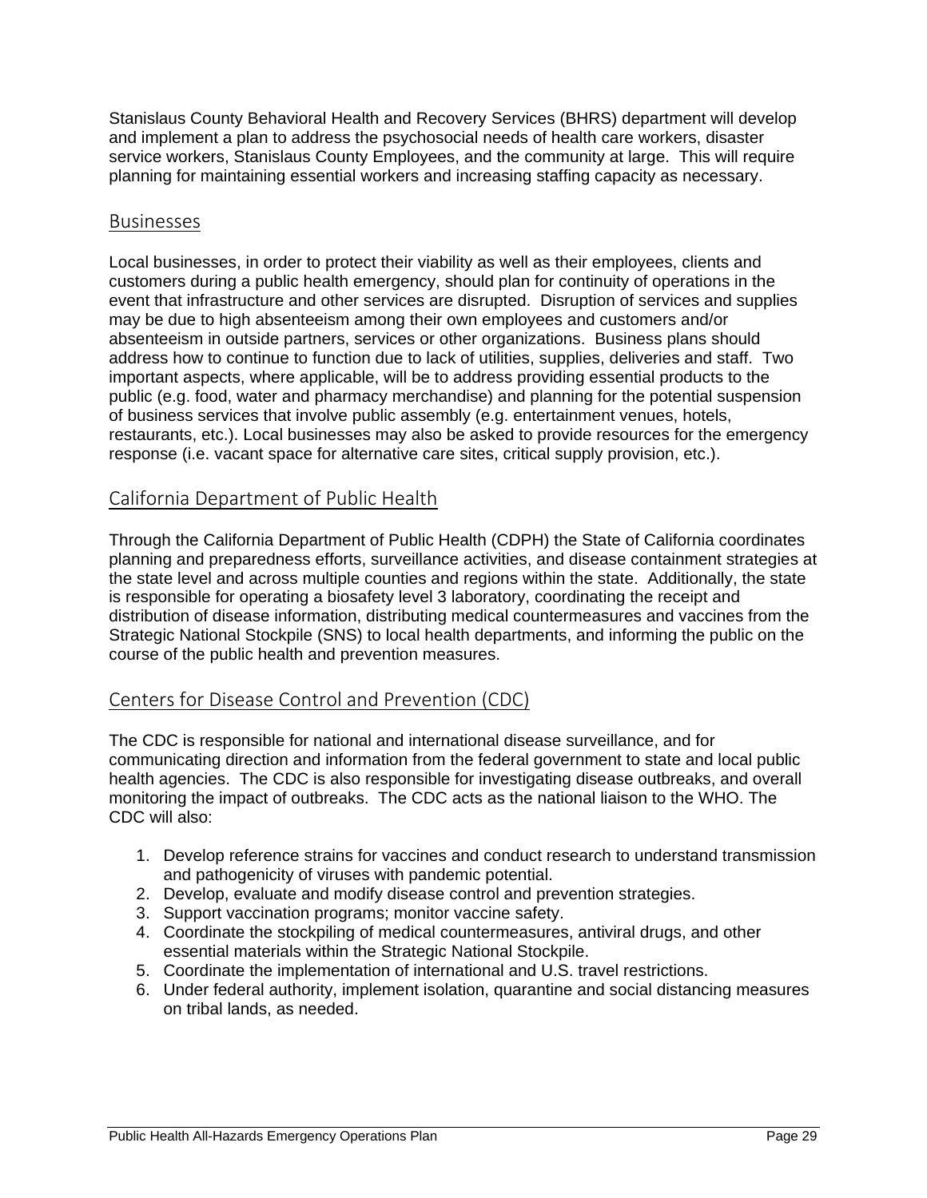Stanislaus County Behavioral Health and Recovery Services (BHRS) department will develop and implement a plan to address the psychosocial needs of health care workers, disaster service workers, Stanislaus County Employees, and the community at large. This will require planning for maintaining essential workers and increasing staffing capacity as necessary.

## Businesses

Local businesses, in order to protect their viability as well as their employees, clients and customers during a public health emergency, should plan for continuity of operations in the event that infrastructure and other services are disrupted. Disruption of services and supplies may be due to high absenteeism among their own employees and customers and/or absenteeism in outside partners, services or other organizations. Business plans should address how to continue to function due to lack of utilities, supplies, deliveries and staff. Two important aspects, where applicable, will be to address providing essential products to the public (e.g. food, water and pharmacy merchandise) and planning for the potential suspension of business services that involve public assembly (e.g. entertainment venues, hotels, restaurants, etc.). Local businesses may also be asked to provide resources for the emergency response (i.e. vacant space for alternative care sites, critical supply provision, etc.).

## California Department of Public Health

Through the California Department of Public Health (CDPH) the State of California coordinates planning and preparedness efforts, surveillance activities, and disease containment strategies at the state level and across multiple counties and regions within the state. Additionally, the state is responsible for operating a biosafety level 3 laboratory, coordinating the receipt and distribution of disease information, distributing medical countermeasures and vaccines from the Strategic National Stockpile (SNS) to local health departments, and informing the public on the course of the public health and prevention measures.

## Centers for Disease Control and Prevention (CDC)

The CDC is responsible for national and international disease surveillance, and for communicating direction and information from the federal government to state and local public health agencies. The CDC is also responsible for investigating disease outbreaks, and overall monitoring the impact of outbreaks. The CDC acts as the national liaison to the WHO. The CDC will also:

1. Develop reference strains for vaccines and conduct research to understand transmission and pathogenicity of viruses with pandemic potential.
2. Develop, evaluate and modify disease control and prevention strategies.
3. Support vaccination programs; monitor vaccine safety.
4. Coordinate the stockpiling of medical countermeasures, antiviral drugs, and other essential materials within the Strategic National Stockpile.
5. Coordinate the implementation of international and U.S. travel restrictions.
6. Under federal authority, implement isolation, quarantine and social distancing measures on tribal lands, as needed.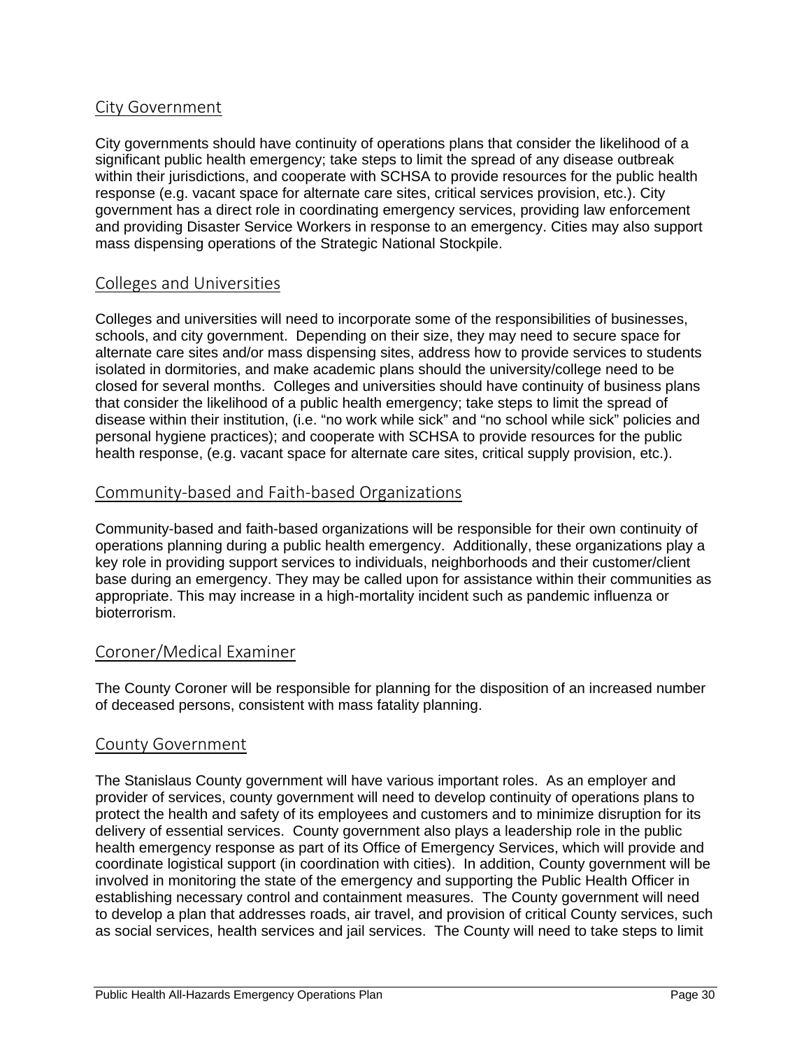## City Government

City governments should have continuity of operations plans that consider the likelihood of a significant public health emergency; take steps to limit the spread of any disease outbreak within their jurisdictions, and cooperate with SCHSA to provide resources for the public health response (e.g. vacant space for alternate care sites, critical services provision, etc.). City government has a direct role in coordinating emergency services, providing law enforcement and providing Disaster Service Workers in response to an emergency. Cities may also support mass dispensing operations of the Strategic National Stockpile.

## Colleges and Universities

Colleges and universities will need to incorporate some of the responsibilities of businesses, schools, and city government. Depending on their size, they may need to secure space for alternate care sites and/or mass dispensing sites, address how to provide services to students isolated in dormitories, and make academic plans should the university/college need to be closed for several months. Colleges and universities should have continuity of business plans that consider the likelihood of a public health emergency; take steps to limit the spread of disease within their institution, (i.e. "no work while sick" and "no school while sick" policies and personal hygiene practices); and cooperate with SCHSA to provide resources for the public health response, (e.g. vacant space for alternate care sites, critical supply provision, etc.).

## Community-based and Faith-based Organizations

Community-based and faith-based organizations will be responsible for their own continuity of operations planning during a public health emergency. Additionally, these organizations play a key role in providing support services to individuals, neighborhoods and their customer/client base during an emergency. They may be called upon for assistance within their communities as appropriate. This may increase in a high-mortality incident such as pandemic influenza or bioterrorism.

## Coroner/Medical Examiner

The County Coroner will be responsible for planning for the disposition of an increased number of deceased persons, consistent with mass fatality planning.

## County Government

The Stanislaus County government will have various important roles. As an employer and provider of services, county government will need to develop continuity of operations plans to protect the health and safety of its employees and customers and to minimize disruption for its delivery of essential services. County government also plays a leadership role in the public health emergency response as part of its Office of Emergency Services, which will provide and coordinate logistical support (in coordination with cities). In addition, County government will be involved in monitoring the state of the emergency and supporting the Public Health Officer in establishing necessary control and containment measures. The County government will need to develop a plan that addresses roads, air travel, and provision of critical County services, such as social services, health services and jail services. The County will need to take steps to limit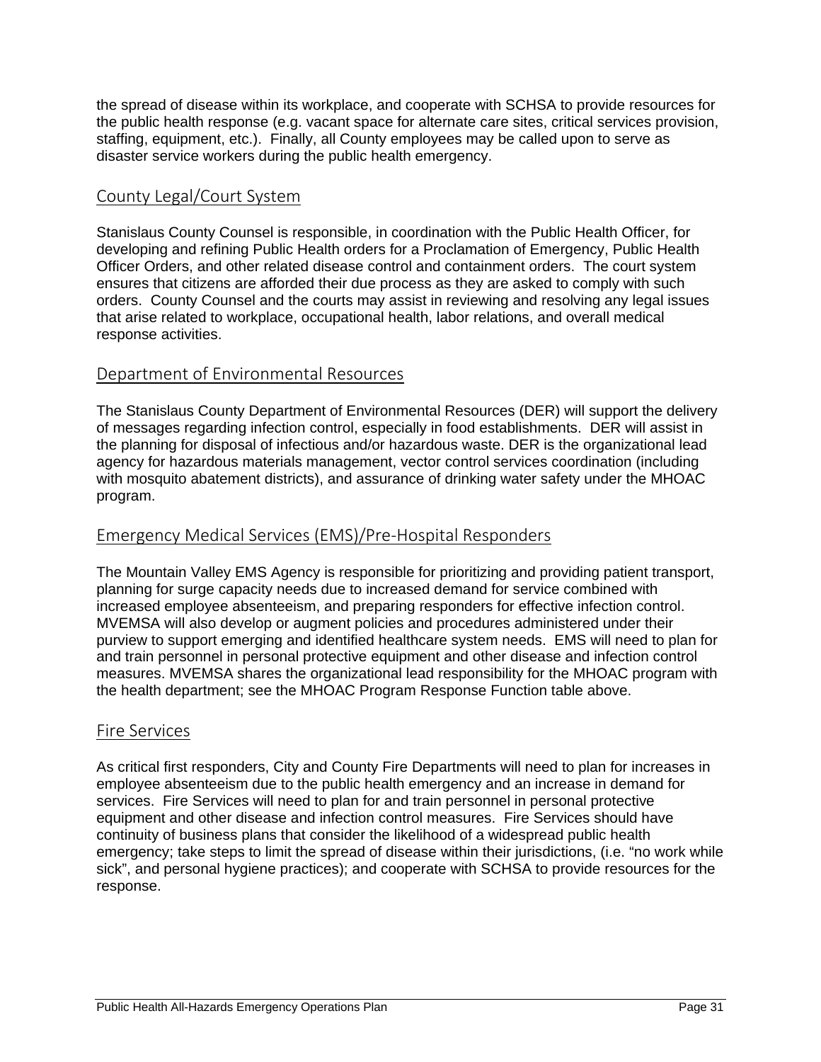the spread of disease within its workplace, and cooperate with SCHSA to provide resources for the public health response (e.g. vacant space for alternate care sites, critical services provision, staffing, equipment, etc.). Finally, all County employees may be called upon to serve as disaster service workers during the public health emergency.

## County Legal/Court System

Stanislaus County Counsel is responsible, in coordination with the Public Health Officer, for developing and refining Public Health orders for a Proclamation of Emergency, Public Health Officer Orders, and other related disease control and containment orders. The court system ensures that citizens are afforded their due process as they are asked to comply with such orders. County Counsel and the courts may assist in reviewing and resolving any legal issues that arise related to workplace, occupational health, labor relations, and overall medical response activities.

## Department of Environmental Resources

The Stanislaus County Department of Environmental Resources (DER) will support the delivery of messages regarding infection control, especially in food establishments. DER will assist in the planning for disposal of infectious and/or hazardous waste. DER is the organizational lead agency for hazardous materials management, vector control services coordination (including with mosquito abatement districts), and assurance of drinking water safety under the MHOAC program.

## Emergency Medical Services (EMS)/Pre-Hospital Responders

The Mountain Valley EMS Agency is responsible for prioritizing and providing patient transport, planning for surge capacity needs due to increased demand for service combined with increased employee absenteeism, and preparing responders for effective infection control. MVEMSA will also develop or augment policies and procedures administered under their purview to support emerging and identified healthcare system needs. EMS will need to plan for and train personnel in personal protective equipment and other disease and infection control measures. MVEMSA shares the organizational lead responsibility for the MHOAC program with the health department; see the MHOAC Program Response Function table above.

## Fire Services

As critical first responders, City and County Fire Departments will need to plan for increases in employee absenteeism due to the public health emergency and an increase in demand for services. Fire Services will need to plan for and train personnel in personal protective equipment and other disease and infection control measures. Fire Services should have continuity of business plans that consider the likelihood of a widespread public health emergency; take steps to limit the spread of disease within their jurisdictions, (i.e. "no work while sick", and personal hygiene practices); and cooperate with SCHSA to provide resources for the response.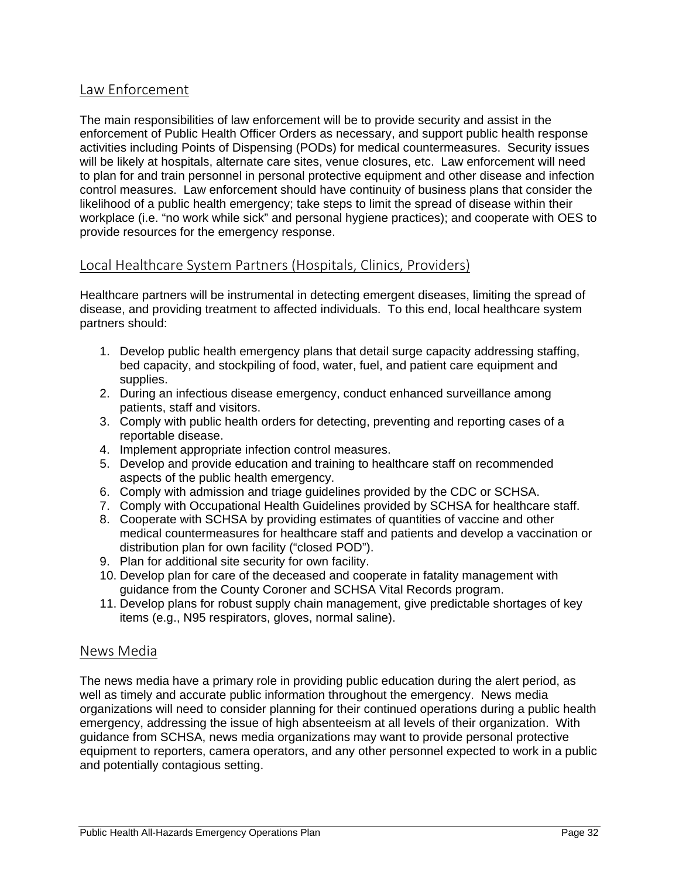## Law Enforcement

The main responsibilities of law enforcement will be to provide security and assist in the enforcement of Public Health Officer Orders as necessary, and support public health response activities including Points of Dispensing (PODs) for medical countermeasures. Security issues will be likely at hospitals, alternate care sites, venue closures, etc. Law enforcement will need to plan for and train personnel in personal protective equipment and other disease and infection control measures. Law enforcement should have continuity of business plans that consider the likelihood of a public health emergency; take steps to limit the spread of disease within their workplace (i.e. "no work while sick" and personal hygiene practices); and cooperate with OES to provide resources for the emergency response.

## Local Healthcare System Partners (Hospitals, Clinics, Providers)

Healthcare partners will be instrumental in detecting emergent diseases, limiting the spread of disease, and providing treatment to affected individuals. To this end, local healthcare system partners should:

1. Develop public health emergency plans that detail surge capacity addressing staffing, bed capacity, and stockpiling of food, water, fuel, and patient care equipment and supplies.
2. During an infectious disease emergency, conduct enhanced surveillance among patients, staff and visitors.
3. Comply with public health orders for detecting, preventing and reporting cases of a reportable disease.
4. Implement appropriate infection control measures.
5. Develop and provide education and training to healthcare staff on recommended aspects of the public health emergency.
6. Comply with admission and triage guidelines provided by the CDC or SCHSA.
7. Comply with Occupational Health Guidelines provided by SCHSA for healthcare staff.
8. Cooperate with SCHSA by providing estimates of quantities of vaccine and other medical countermeasures for healthcare staff and patients and develop a vaccination or distribution plan for own facility ("closed POD").
9. Plan for additional site security for own facility.
10. Develop plan for care of the deceased and cooperate in fatality management with guidance from the County Coroner and SCHSA Vital Records program.
11. Develop plans for robust supply chain management, give predictable shortages of key items (e.g., N95 respirators, gloves, normal saline).

## News Media

The news media have a primary role in providing public education during the alert period, as well as timely and accurate public information throughout the emergency. News media organizations will need to consider planning for their continued operations during a public health emergency, addressing the issue of high absenteeism at all levels of their organization. With guidance from SCHSA, news media organizations may want to provide personal protective equipment to reporters, camera operators, and any other personnel expected to work in a public and potentially contagious setting.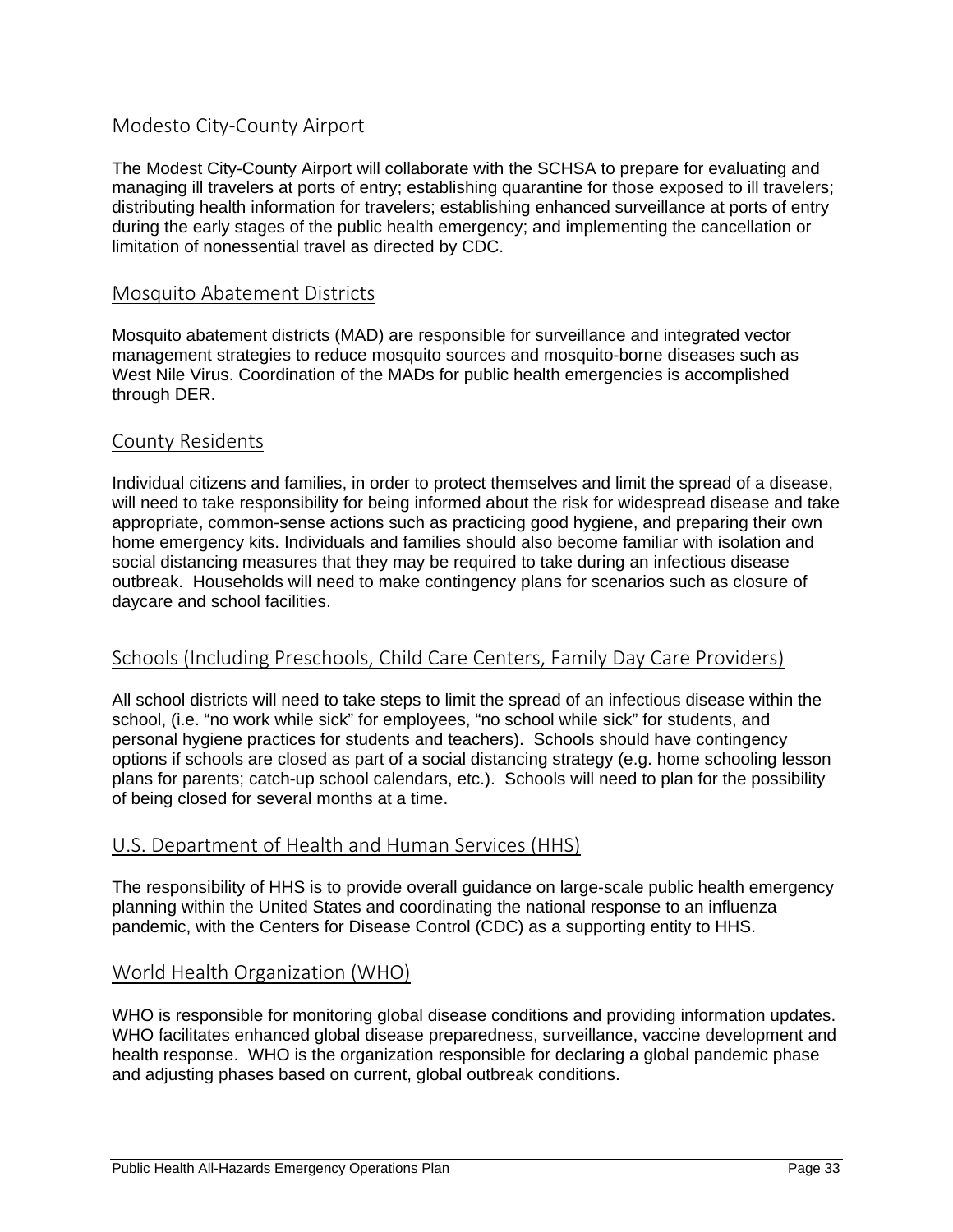## Modesto City-County Airport

The Modest City-County Airport will collaborate with the SCHSA to prepare for evaluating and managing ill travelers at ports of entry; establishing quarantine for those exposed to ill travelers; distributing health information for travelers; establishing enhanced surveillance at ports of entry during the early stages of the public health emergency; and implementing the cancellation or limitation of nonessential travel as directed by CDC.

## Mosquito Abatement Districts

Mosquito abatement districts (MAD) are responsible for surveillance and integrated vector management strategies to reduce mosquito sources and mosquito-borne diseases such as West Nile Virus. Coordination of the MADs for public health emergencies is accomplished through DER.

## County Residents

Individual citizens and families, in order to protect themselves and limit the spread of a disease, will need to take responsibility for being informed about the risk for widespread disease and take appropriate, common-sense actions such as practicing good hygiene, and preparing their own home emergency kits. Individuals and families should also become familiar with isolation and social distancing measures that they may be required to take during an infectious disease outbreak. Households will need to make contingency plans for scenarios such as closure of daycare and school facilities.

## Schools (Including Preschools, Child Care Centers, Family Day Care Providers)

All school districts will need to take steps to limit the spread of an infectious disease within the school, (i.e. "no work while sick" for employees, "no school while sick" for students, and personal hygiene practices for students and teachers). Schools should have contingency options if schools are closed as part of a social distancing strategy (e.g. home schooling lesson plans for parents; catch-up school calendars, etc.). Schools will need to plan for the possibility of being closed for several months at a time.

## U.S. Department of Health and Human Services (HHS)

The responsibility of HHS is to provide overall guidance on large-scale public health emergency planning within the United States and coordinating the national response to an influenza pandemic, with the Centers for Disease Control (CDC) as a supporting entity to HHS.

## World Health Organization (WHO)

WHO is responsible for monitoring global disease conditions and providing information updates. WHO facilitates enhanced global disease preparedness, surveillance, vaccine development and health response. WHO is the organization responsible for declaring a global pandemic phase and adjusting phases based on current, global outbreak conditions.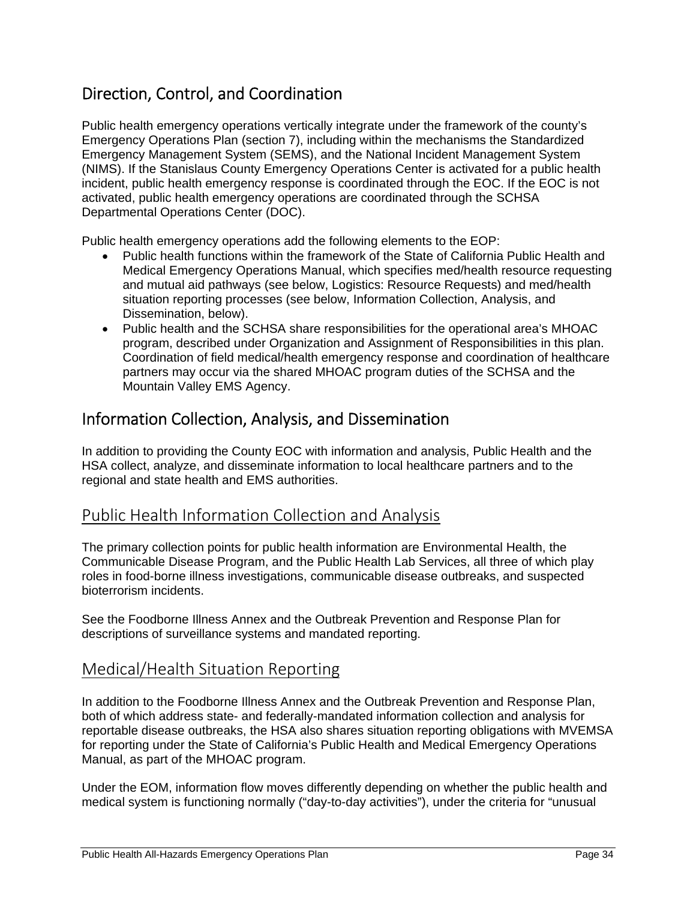## Direction, Control, and Coordination

Public health emergency operations vertically integrate under the framework of the county's Emergency Operations Plan (section 7), including within the mechanisms the Standardized Emergency Management System (SEMS), and the National Incident Management System (NIMS). If the Stanislaus County Emergency Operations Center is activated for a public health incident, public health emergency response is coordinated through the EOC. If the EOC is not activated, public health emergency operations are coordinated through the SCHSA Departmental Operations Center (DOC).

Public health emergency operations add the following elements to the EOP:

- Public health functions within the framework of the State of California Public Health and Medical Emergency Operations Manual, which specifies med/health resource requesting and mutual aid pathways (see below, Logistics: Resource Requests) and med/health situation reporting processes (see below, Information Collection, Analysis, and Dissemination, below).
- Public health and the SCHSA share responsibilities for the operational area's MHOAC program, described under Organization and Assignment of Responsibilities in this plan. Coordination of field medical/health emergency response and coordination of healthcare partners may occur via the shared MHOAC program duties of the SCHSA and the Mountain Valley EMS Agency.

## Information Collection, Analysis, and Dissemination

In addition to providing the County EOC with information and analysis, Public Health and the HSA collect, analyze, and disseminate information to local healthcare partners and to the regional and state health and EMS authorities.

### Public Health Information Collection and Analysis

The primary collection points for public health information are Environmental Health, the Communicable Disease Program, and the Public Health Lab Services, all three of which play roles in food-borne illness investigations, communicable disease outbreaks, and suspected bioterrorism incidents.

See the Foodborne Illness Annex and the Outbreak Prevention and Response Plan for descriptions of surveillance systems and mandated reporting.

### Medical/Health Situation Reporting

In addition to the Foodborne Illness Annex and the Outbreak Prevention and Response Plan, both of which address state- and federally-mandated information collection and analysis for reportable disease outbreaks, the HSA also shares situation reporting obligations with MVEMSA for reporting under the State of California's Public Health and Medical Emergency Operations Manual, as part of the MHOAC program.

Under the EOM, information flow moves differently depending on whether the public health and medical system is functioning normally ("day-to-day activities"), under the criteria for "unusual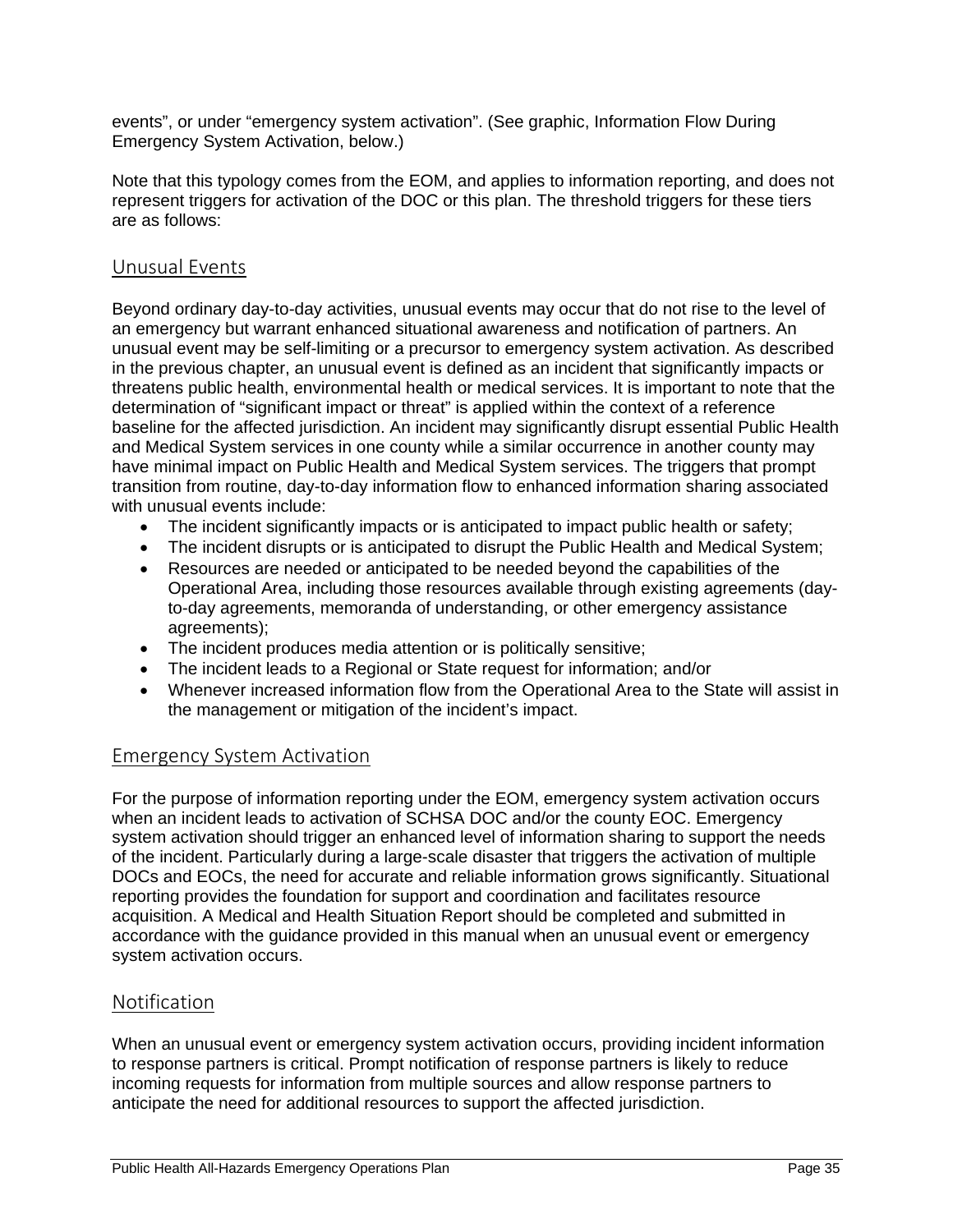events", or under "emergency system activation". (See graphic, Information Flow During Emergency System Activation, below.)

Note that this typology comes from the EOM, and applies to information reporting, and does not represent triggers for activation of the DOC or this plan. The threshold triggers for these tiers are as follows:

## Unusual Events

Beyond ordinary day-to-day activities, unusual events may occur that do not rise to the level of an emergency but warrant enhanced situational awareness and notification of partners. An unusual event may be self-limiting or a precursor to emergency system activation. As described in the previous chapter, an unusual event is defined as an incident that significantly impacts or threatens public health, environmental health or medical services. It is important to note that the determination of "significant impact or threat" is applied within the context of a reference baseline for the affected jurisdiction. An incident may significantly disrupt essential Public Health and Medical System services in one county while a similar occurrence in another county may have minimal impact on Public Health and Medical System services. The triggers that prompt transition from routine, day-to-day information flow to enhanced information sharing associated with unusual events include:

- The incident significantly impacts or is anticipated to impact public health or safety;
- The incident disrupts or is anticipated to disrupt the Public Health and Medical System;
- Resources are needed or anticipated to be needed beyond the capabilities of the Operational Area, including those resources available through existing agreements (day-to-day agreements, memoranda of understanding, or other emergency assistance agreements);
- The incident produces media attention or is politically sensitive;
- The incident leads to a Regional or State request for information; and/or
- Whenever increased information flow from the Operational Area to the State will assist in the management or mitigation of the incident's impact.

## Emergency System Activation

For the purpose of information reporting under the EOM, emergency system activation occurs when an incident leads to activation of SCHSA DOC and/or the county EOC. Emergency system activation should trigger an enhanced level of information sharing to support the needs of the incident. Particularly during a large-scale disaster that triggers the activation of multiple DOCs and EOCs, the need for accurate and reliable information grows significantly. Situational reporting provides the foundation for support and coordination and facilitates resource acquisition. A Medical and Health Situation Report should be completed and submitted in accordance with the guidance provided in this manual when an unusual event or emergency system activation occurs.

## Notification

When an unusual event or emergency system activation occurs, providing incident information to response partners is critical. Prompt notification of response partners is likely to reduce incoming requests for information from multiple sources and allow response partners to anticipate the need for additional resources to support the affected jurisdiction.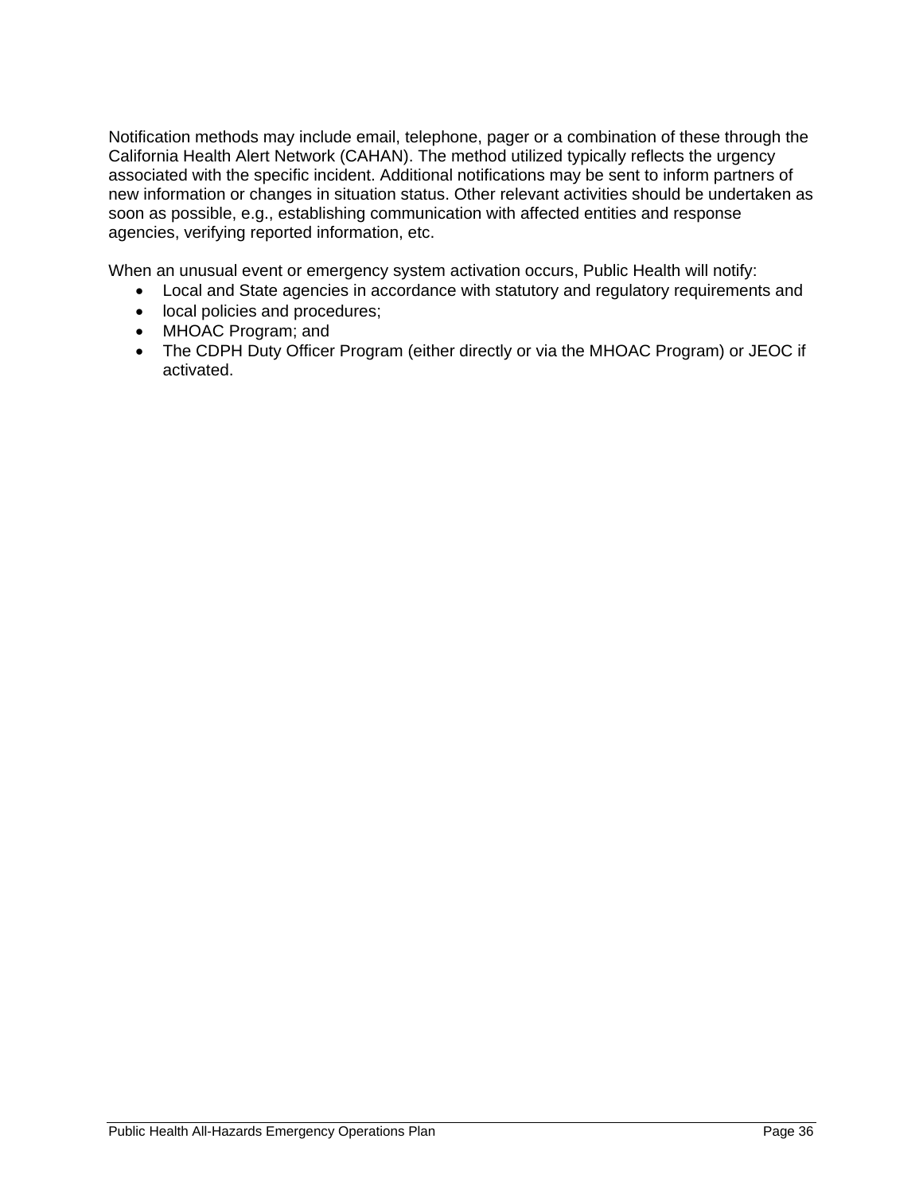Notification methods may include email, telephone, pager or a combination of these through the California Health Alert Network (CAHAN). The method utilized typically reflects the urgency associated with the specific incident. Additional notifications may be sent to inform partners of new information or changes in situation status. Other relevant activities should be undertaken as soon as possible, e.g., establishing communication with affected entities and response agencies, verifying reported information, etc.

When an unusual event or emergency system activation occurs, Public Health will notify:

- Local and State agencies in accordance with statutory and regulatory requirements and
- local policies and procedures;
- MHOAC Program; and
- The CDPH Duty Officer Program (either directly or via the MHOAC Program) or JEOC if activated.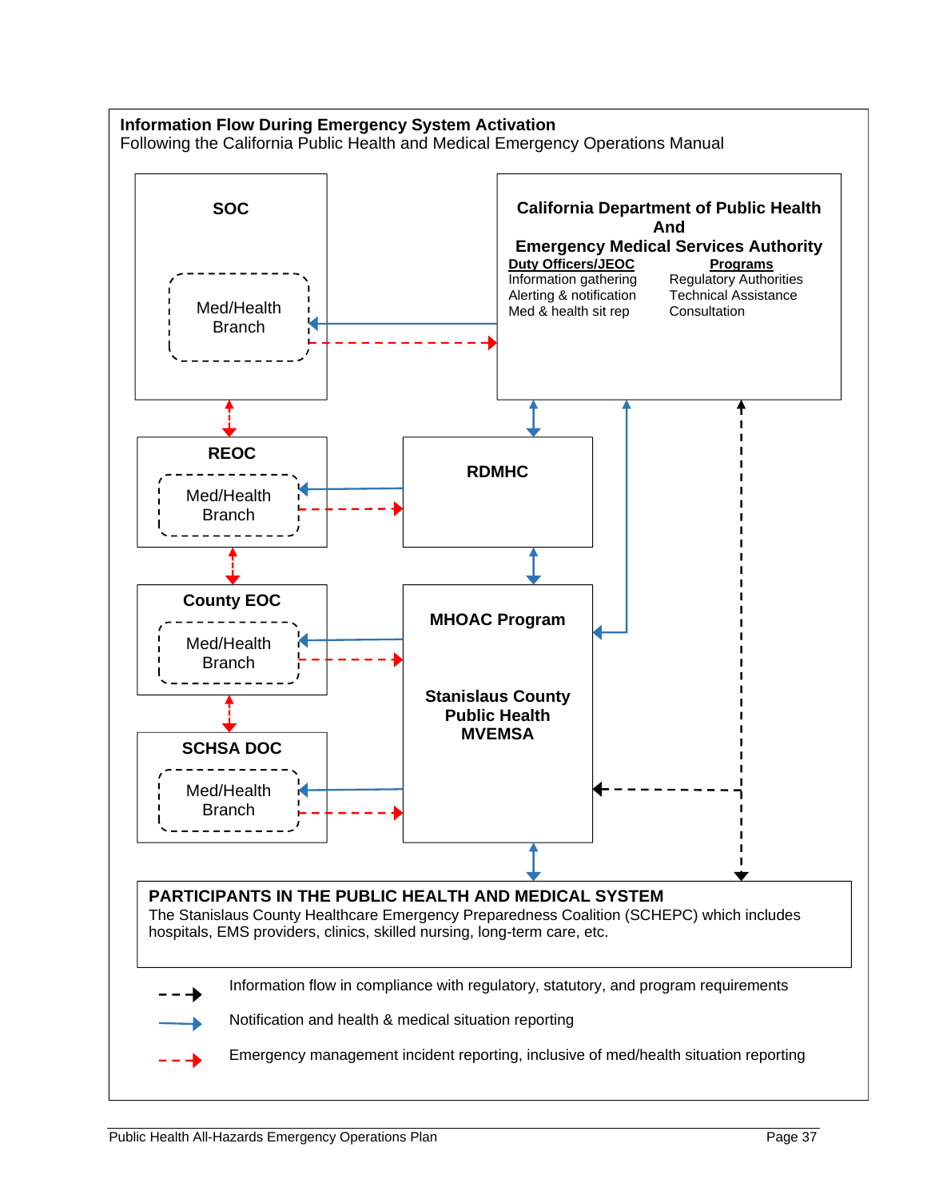**Information Flow During Emergency System Activation**
Following the California Public Health and Medical Emergency Operations Manual

**SOC**

Med/Health Branch

**California Department of Public Health And Emergency Medical Services Authority**

| Duty Officers/JEOC | Programs |
| --- | --- |
| Information gathering | Regulatory Authorities |
| Alerting & notification | Technical Assistance |
| Med & health sit rep | Consultation |

**REOC**

Med/Health Branch

**RDMHC**

**County EOC**

Med/Health Branch

**MHOAC Program**

**Stanislaus County Public Health MVEMSA**

**SCHSA DOC**

Med/Health Branch

**PARTICIPANTS IN THE PUBLIC HEALTH AND MEDICAL SYSTEM**
The Stanislaus County Healthcare Emergency Preparedness Coalition (SCHEPC) which includes hospitals, EMS providers, clinics, skilled nursing, long-term care, etc.

- Information flow in compliance with regulatory, statutory, and program requirements
- Notification and health & medical situation reporting
- Emergency management incident reporting, inclusive of med/health situation reporting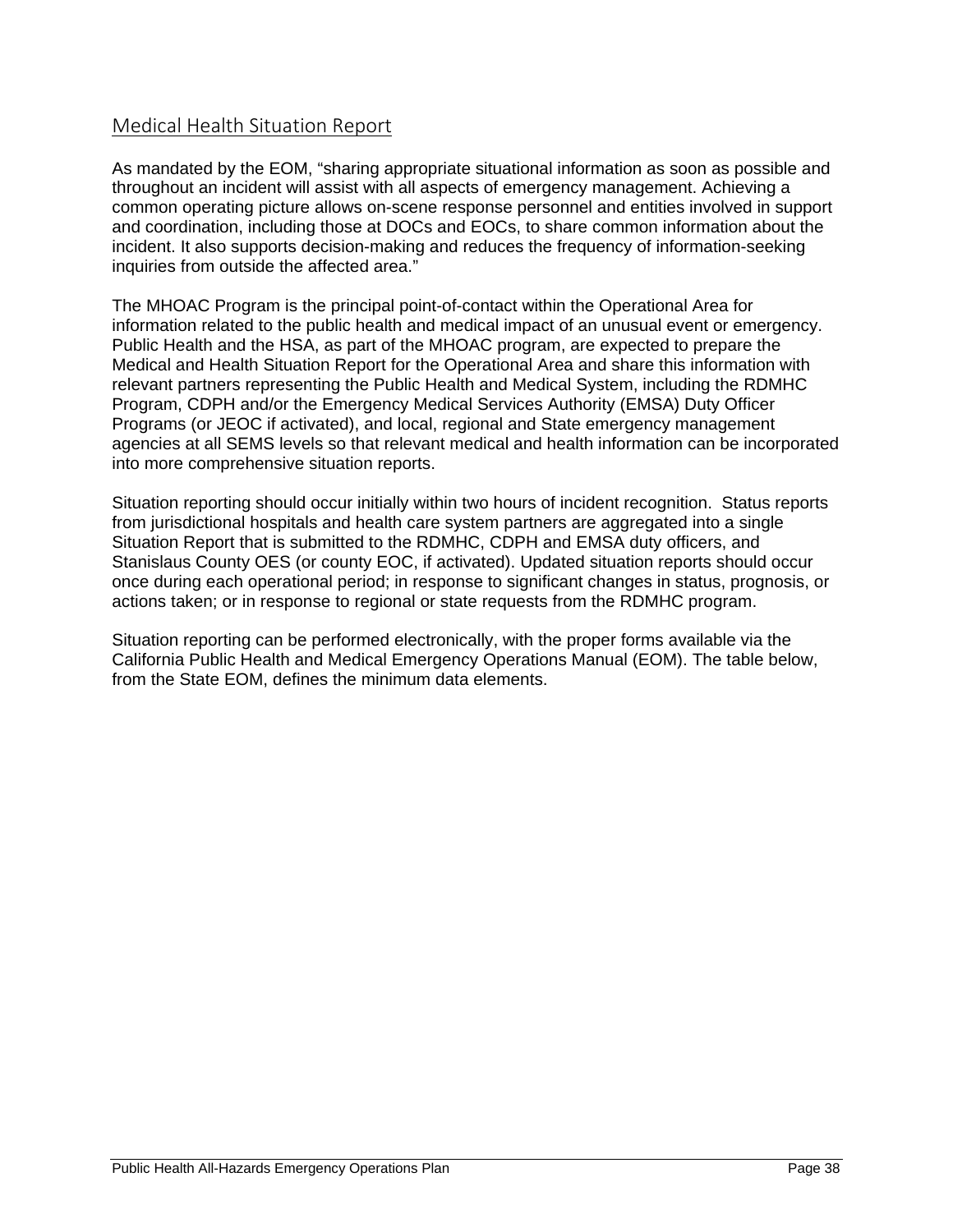## Medical Health Situation Report

As mandated by the EOM, "sharing appropriate situational information as soon as possible and throughout an incident will assist with all aspects of emergency management. Achieving a common operating picture allows on-scene response personnel and entities involved in support and coordination, including those at DOCs and EOCs, to share common information about the incident. It also supports decision-making and reduces the frequency of information-seeking inquiries from outside the affected area."

The MHOAC Program is the principal point-of-contact within the Operational Area for information related to the public health and medical impact of an unusual event or emergency. Public Health and the HSA, as part of the MHOAC program, are expected to prepare the Medical and Health Situation Report for the Operational Area and share this information with relevant partners representing the Public Health and Medical System, including the RDMHC Program, CDPH and/or the Emergency Medical Services Authority (EMSA) Duty Officer Programs (or JEOC if activated), and local, regional and State emergency management agencies at all SEMS levels so that relevant medical and health information can be incorporated into more comprehensive situation reports.

Situation reporting should occur initially within two hours of incident recognition. Status reports from jurisdictional hospitals and health care system partners are aggregated into a single Situation Report that is submitted to the RDMHC, CDPH and EMSA duty officers, and Stanislaus County OES (or county EOC, if activated). Updated situation reports should occur once during each operational period; in response to significant changes in status, prognosis, or actions taken; or in response to regional or state requests from the RDMHC program.

Situation reporting can be performed electronically, with the proper forms available via the California Public Health and Medical Emergency Operations Manual (EOM). The table below, from the State EOM, defines the minimum data elements.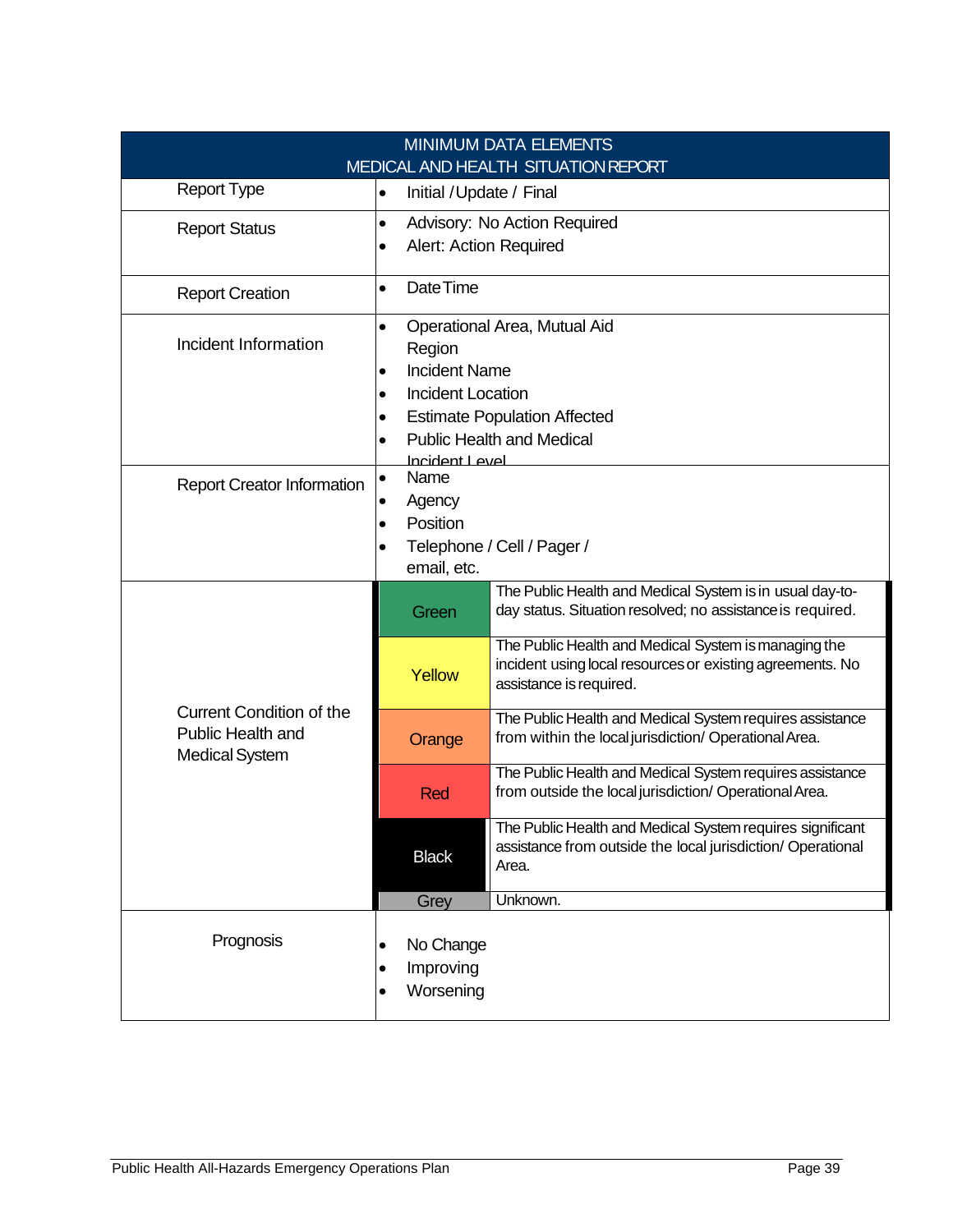| MINIMUM DATA ELEMENTS<br>MEDICAL AND HEALTH SITUATION REPORT | | |
|---|---|---|
| Report Type | • Initial / Update / Final | |
| Report Status | • Advisory: No Action Required<br>• Alert: Action Required | |
| Report Creation | • Date Time | |
| Incident Information | • Operational Area, Mutual Aid Region<br>• Incident Name<br>• Incident Location<br>• Estimate Population Affected<br>• Public Health and Medical Incident Level | |
| Report Creator Information | • Name<br>• Agency<br>• Position<br>• Telephone / Cell / Pager / email, etc. | |
| Current Condition of the Public Health and Medical System | Green | The Public Health and Medical System is in usual day-to-day status. Situation resolved; no assistance is required. |
| | Yellow | The Public Health and Medical System is managing the incident using local resources or existing agreements. No assistance is required. |
| | Orange | The Public Health and Medical System requires assistance from within the local jurisdiction/ Operational Area. |
| | Red | The Public Health and Medical System requires assistance from outside the local jurisdiction/ Operational Area. |
| | Black | The Public Health and Medical System requires significant assistance from outside the local jurisdiction/ Operational Area. |
| | Grey | Unknown. |
| Prognosis | • No Change<br>• Improving<br>• Worsening | |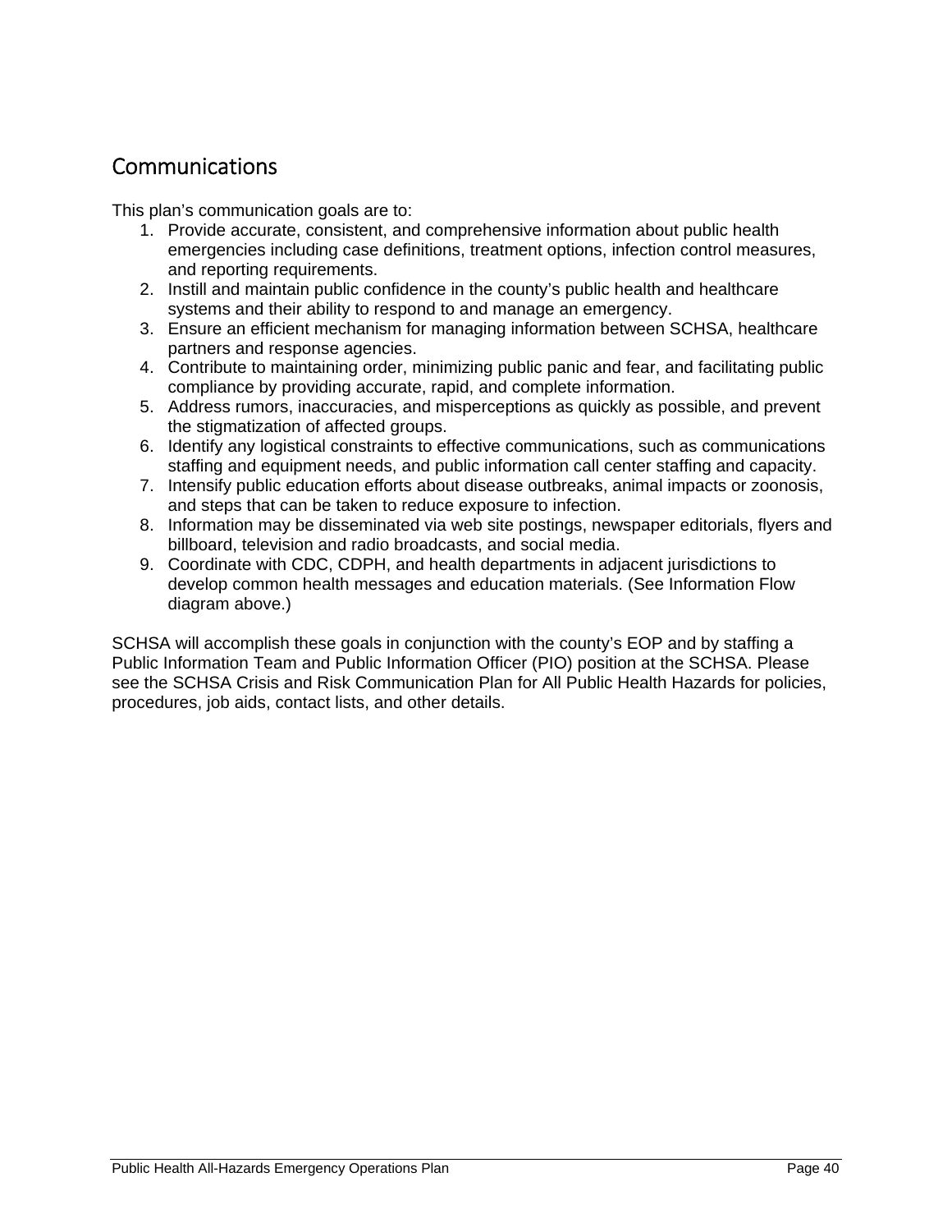## Communications

This plan's communication goals are to:

1. Provide accurate, consistent, and comprehensive information about public health emergencies including case definitions, treatment options, infection control measures, and reporting requirements.
2. Instill and maintain public confidence in the county's public health and healthcare systems and their ability to respond to and manage an emergency.
3. Ensure an efficient mechanism for managing information between SCHSA, healthcare partners and response agencies.
4. Contribute to maintaining order, minimizing public panic and fear, and facilitating public compliance by providing accurate, rapid, and complete information.
5. Address rumors, inaccuracies, and misperceptions as quickly as possible, and prevent the stigmatization of affected groups.
6. Identify any logistical constraints to effective communications, such as communications staffing and equipment needs, and public information call center staffing and capacity.
7. Intensify public education efforts about disease outbreaks, animal impacts or zoonosis, and steps that can be taken to reduce exposure to infection.
8. Information may be disseminated via web site postings, newspaper editorials, flyers and billboard, television and radio broadcasts, and social media.
9. Coordinate with CDC, CDPH, and health departments in adjacent jurisdictions to develop common health messages and education materials. (See Information Flow diagram above.)

SCHSA will accomplish these goals in conjunction with the county's EOP and by staffing a Public Information Team and Public Information Officer (PIO) position at the SCHSA. Please see the SCHSA Crisis and Risk Communication Plan for All Public Health Hazards for policies, procedures, job aids, contact lists, and other details.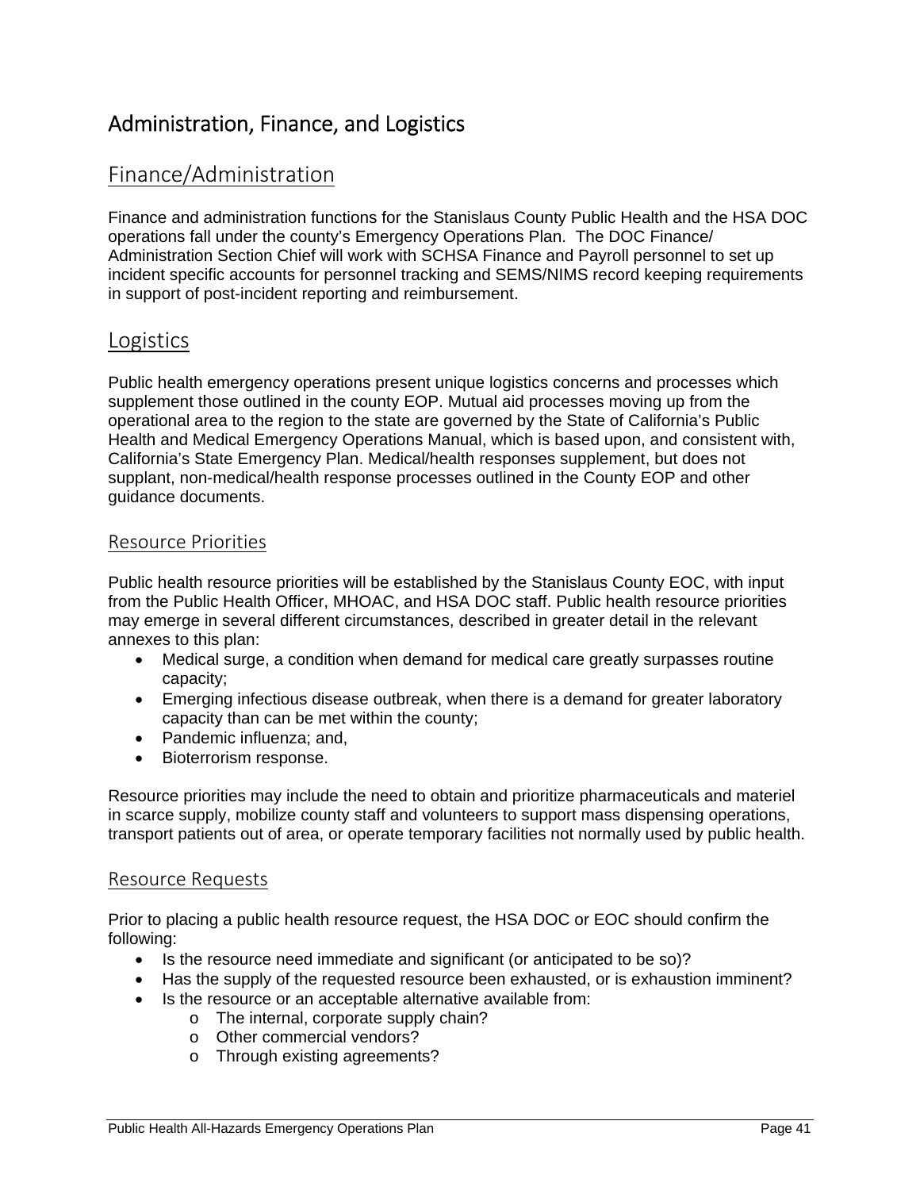# Administration, Finance, and Logistics

## Finance/Administration

Finance and administration functions for the Stanislaus County Public Health and the HSA DOC operations fall under the county's Emergency Operations Plan. The DOC Finance/ Administration Section Chief will work with SCHSA Finance and Payroll personnel to set up incident specific accounts for personnel tracking and SEMS/NIMS record keeping requirements in support of post-incident reporting and reimbursement.

## Logistics

Public health emergency operations present unique logistics concerns and processes which supplement those outlined in the county EOP. Mutual aid processes moving up from the operational area to the region to the state are governed by the State of California's Public Health and Medical Emergency Operations Manual, which is based upon, and consistent with, California's State Emergency Plan. Medical/health responses supplement, but does not supplant, non-medical/health response processes outlined in the County EOP and other guidance documents.

### Resource Priorities

Public health resource priorities will be established by the Stanislaus County EOC, with input from the Public Health Officer, MHOAC, and HSA DOC staff. Public health resource priorities may emerge in several different circumstances, described in greater detail in the relevant annexes to this plan:

- Medical surge, a condition when demand for medical care greatly surpasses routine capacity;
- Emerging infectious disease outbreak, when there is a demand for greater laboratory capacity than can be met within the county;
- Pandemic influenza; and,
- Bioterrorism response.

Resource priorities may include the need to obtain and prioritize pharmaceuticals and materiel in scarce supply, mobilize county staff and volunteers to support mass dispensing operations, transport patients out of area, or operate temporary facilities not normally used by public health.

### Resource Requests

Prior to placing a public health resource request, the HSA DOC or EOC should confirm the following:

- Is the resource need immediate and significant (or anticipated to be so)?
- Has the supply of the requested resource been exhausted, or is exhaustion imminent?
- Is the resource or an acceptable alternative available from:
    - The internal, corporate supply chain?
    - Other commercial vendors?
    - Through existing agreements?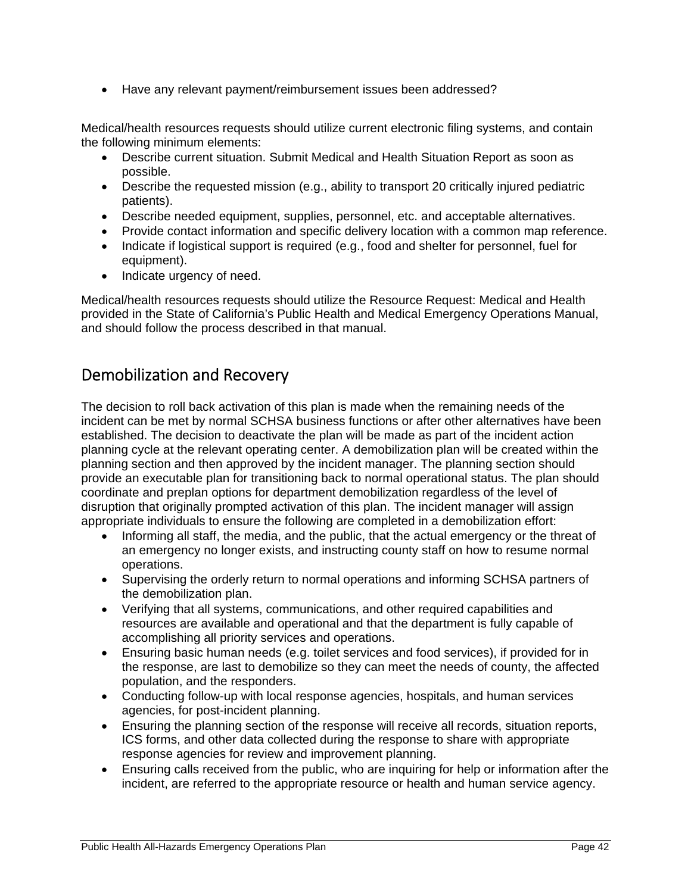- Have any relevant payment/reimbursement issues been addressed?

Medical/health resources requests should utilize current electronic filing systems, and contain the following minimum elements:

- Describe current situation. Submit Medical and Health Situation Report as soon as possible.
- Describe the requested mission (e.g., ability to transport 20 critically injured pediatric patients).
- Describe needed equipment, supplies, personnel, etc. and acceptable alternatives.
- Provide contact information and specific delivery location with a common map reference.
- Indicate if logistical support is required (e.g., food and shelter for personnel, fuel for equipment).
- Indicate urgency of need.

Medical/health resources requests should utilize the Resource Request: Medical and Health provided in the State of California's Public Health and Medical Emergency Operations Manual, and should follow the process described in that manual.

## Demobilization and Recovery

The decision to roll back activation of this plan is made when the remaining needs of the incident can be met by normal SCHSA business functions or after other alternatives have been established. The decision to deactivate the plan will be made as part of the incident action planning cycle at the relevant operating center. A demobilization plan will be created within the planning section and then approved by the incident manager. The planning section should provide an executable plan for transitioning back to normal operational status. The plan should coordinate and preplan options for department demobilization regardless of the level of disruption that originally prompted activation of this plan. The incident manager will assign appropriate individuals to ensure the following are completed in a demobilization effort:

- Informing all staff, the media, and the public, that the actual emergency or the threat of an emergency no longer exists, and instructing county staff on how to resume normal operations.
- Supervising the orderly return to normal operations and informing SCHSA partners of the demobilization plan.
- Verifying that all systems, communications, and other required capabilities and resources are available and operational and that the department is fully capable of accomplishing all priority services and operations.
- Ensuring basic human needs (e.g. toilet services and food services), if provided for in the response, are last to demobilize so they can meet the needs of county, the affected population, and the responders.
- Conducting follow-up with local response agencies, hospitals, and human services agencies, for post-incident planning.
- Ensuring the planning section of the response will receive all records, situation reports, ICS forms, and other data collected during the response to share with appropriate response agencies for review and improvement planning.
- Ensuring calls received from the public, who are inquiring for help or information after the incident, are referred to the appropriate resource or health and human service agency.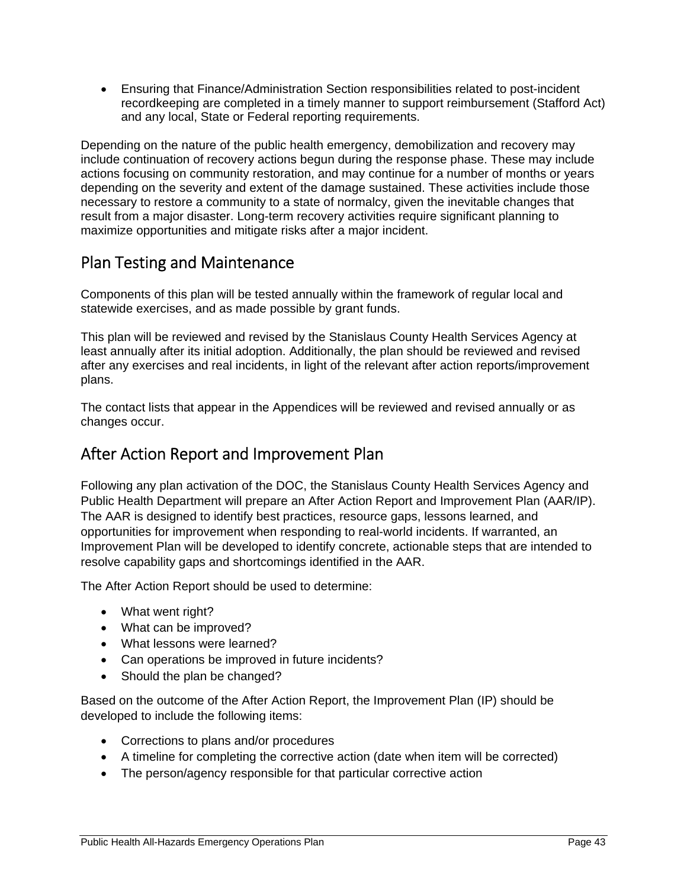- Ensuring that Finance/Administration Section responsibilities related to post-incident recordkeeping are completed in a timely manner to support reimbursement (Stafford Act) and any local, State or Federal reporting requirements.

Depending on the nature of the public health emergency, demobilization and recovery may include continuation of recovery actions begun during the response phase. These may include actions focusing on community restoration, and may continue for a number of months or years depending on the severity and extent of the damage sustained. These activities include those necessary to restore a community to a state of normalcy, given the inevitable changes that result from a major disaster. Long-term recovery activities require significant planning to maximize opportunities and mitigate risks after a major incident.

## Plan Testing and Maintenance

Components of this plan will be tested annually within the framework of regular local and statewide exercises, and as made possible by grant funds.

This plan will be reviewed and revised by the Stanislaus County Health Services Agency at least annually after its initial adoption. Additionally, the plan should be reviewed and revised after any exercises and real incidents, in light of the relevant after action reports/improvement plans.

The contact lists that appear in the Appendices will be reviewed and revised annually or as changes occur.

## After Action Report and Improvement Plan

Following any plan activation of the DOC, the Stanislaus County Health Services Agency and Public Health Department will prepare an After Action Report and Improvement Plan (AAR/IP). The AAR is designed to identify best practices, resource gaps, lessons learned, and opportunities for improvement when responding to real-world incidents. If warranted, an Improvement Plan will be developed to identify concrete, actionable steps that are intended to resolve capability gaps and shortcomings identified in the AAR.

The After Action Report should be used to determine:

- What went right?
- What can be improved?
- What lessons were learned?
- Can operations be improved in future incidents?
- Should the plan be changed?

Based on the outcome of the After Action Report, the Improvement Plan (IP) should be developed to include the following items:

- Corrections to plans and/or procedures
- A timeline for completing the corrective action (date when item will be corrected)
- The person/agency responsible for that particular corrective action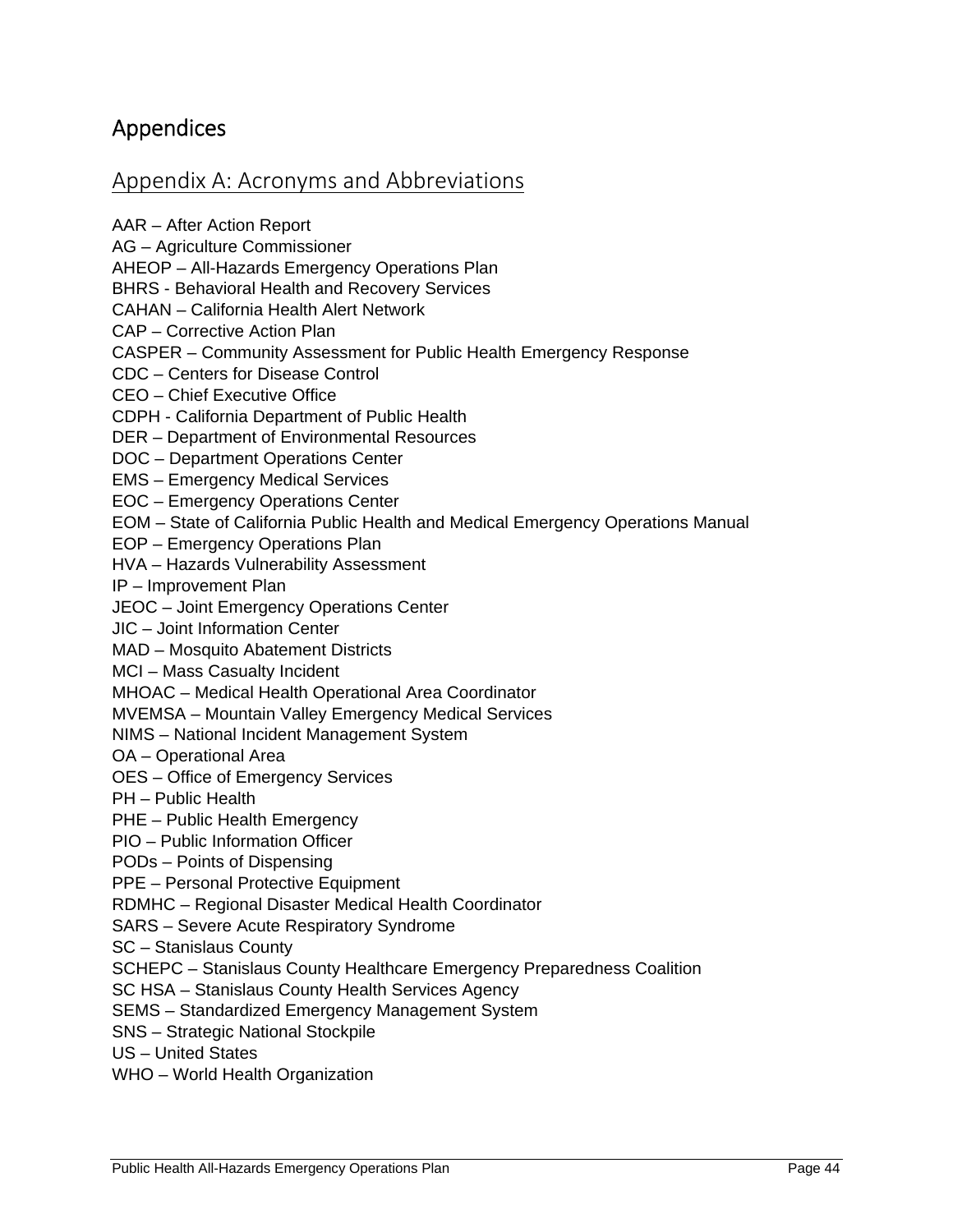# Appendices

## Appendix A: Acronyms and Abbreviations

AAR – After Action Report
AG – Agriculture Commissioner
AHEOP – All-Hazards Emergency Operations Plan
BHRS - Behavioral Health and Recovery Services
CAHAN – California Health Alert Network
CAP – Corrective Action Plan
CASPER – Community Assessment for Public Health Emergency Response
CDC – Centers for Disease Control
CEO – Chief Executive Office
CDPH - California Department of Public Health
DER – Department of Environmental Resources
DOC – Department Operations Center
EMS – Emergency Medical Services
EOC – Emergency Operations Center
EOM – State of California Public Health and Medical Emergency Operations Manual
EOP – Emergency Operations Plan
HVA – Hazards Vulnerability Assessment
IP – Improvement Plan
JEOC – Joint Emergency Operations Center
JIC – Joint Information Center
MAD – Mosquito Abatement Districts
MCI – Mass Casualty Incident
MHOAC – Medical Health Operational Area Coordinator
MVEMSA – Mountain Valley Emergency Medical Services
NIMS – National Incident Management System
OA – Operational Area
OES – Office of Emergency Services
PH – Public Health
PHE – Public Health Emergency
PIO – Public Information Officer
PODs – Points of Dispensing
PPE – Personal Protective Equipment
RDMHC – Regional Disaster Medical Health Coordinator
SARS – Severe Acute Respiratory Syndrome
SC – Stanislaus County
SCHEPC – Stanislaus County Healthcare Emergency Preparedness Coalition
SC HSA – Stanislaus County Health Services Agency
SEMS – Standardized Emergency Management System
SNS – Strategic National Stockpile
US – United States
WHO – World Health Organization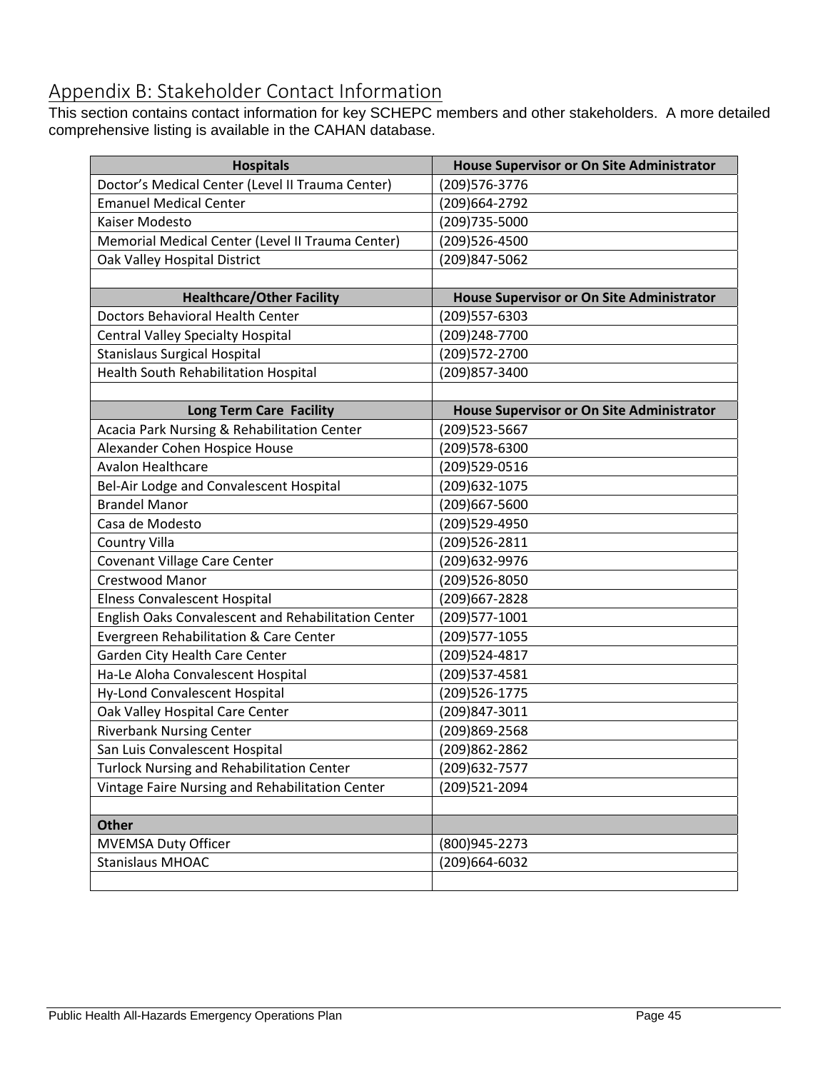## Appendix B: Stakeholder Contact Information

This section contains contact information for key SCHEPC members and other stakeholders. A more detailed comprehensive listing is available in the CAHAN database.

| Hospitals | House Supervisor or On Site Administrator |
|---|---|
| Doctor's Medical Center (Level II Trauma Center) | (209)576-3776 |
| Emanuel Medical Center | (209)664-2792 |
| Kaiser Modesto | (209)735-5000 |
| Memorial Medical Center (Level II Trauma Center) | (209)526-4500 |
| Oak Valley Hospital District | (209)847-5062 |
| | |
| **Healthcare/Other Facility** | **House Supervisor or On Site Administrator** |
| Doctors Behavioral Health Center | (209)557-6303 |
| Central Valley Specialty Hospital | (209)248-7700 |
| Stanislaus Surgical Hospital | (209)572-2700 |
| Health South Rehabilitation Hospital | (209)857-3400 |
| | |
| **Long Term Care Facility** | **House Supervisor or On Site Administrator** |
| Acacia Park Nursing & Rehabilitation Center | (209)523-5667 |
| Alexander Cohen Hospice House | (209)578-6300 |
| Avalon Healthcare | (209)529-0516 |
| Bel-Air Lodge and Convalescent Hospital | (209)632-1075 |
| Brandel Manor | (209)667-5600 |
| Casa de Modesto | (209)529-4950 |
| Country Villa | (209)526-2811 |
| Covenant Village Care Center | (209)632-9976 |
| Crestwood Manor | (209)526-8050 |
| Elness Convalescent Hospital | (209)667-2828 |
| English Oaks Convalescent and Rehabilitation Center | (209)577-1001 |
| Evergreen Rehabilitation & Care Center | (209)577-1055 |
| Garden City Health Care Center | (209)524-4817 |
| Ha-Le Aloha Convalescent Hospital | (209)537-4581 |
| Hy-Lond Convalescent Hospital | (209)526-1775 |
| Oak Valley Hospital Care Center | (209)847-3011 |
| Riverbank Nursing Center | (209)869-2568 |
| San Luis Convalescent Hospital | (209)862-2862 |
| Turlock Nursing and Rehabilitation Center | (209)632-7577 |
| Vintage Faire Nursing and Rehabilitation Center | (209)521-2094 |
| | |
| **Other** | |
| MVEMSA Duty Officer | (800)945-2273 |
| Stanislaus MHOAC | (209)664-6032 |
| | |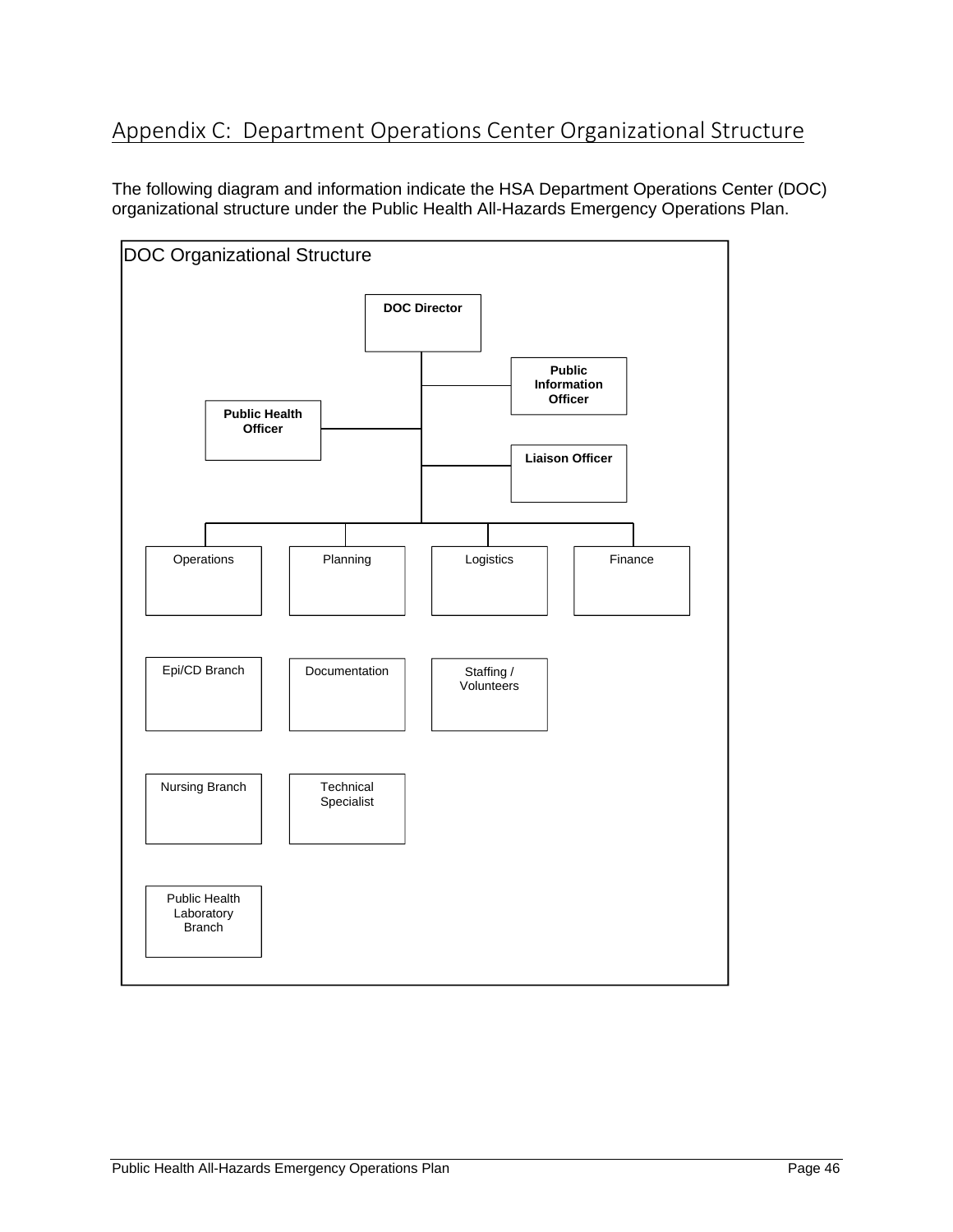## Appendix C: Department Operations Center Organizational Structure

The following diagram and information indicate the HSA Department Operations Center (DOC) organizational structure under the Public Health All-Hazards Emergency Operations Plan.

DOC Organizational Structure

**DOC Director**

- **Public Health Officer**
- **Public Information Officer**
- **Liaison Officer**

- Operations
  - Epi/CD Branch
  - Nursing Branch
  - Public Health Laboratory Branch
- Planning
  - Documentation
  - Technical Specialist
- Logistics
  - Staffing / Volunteers
- Finance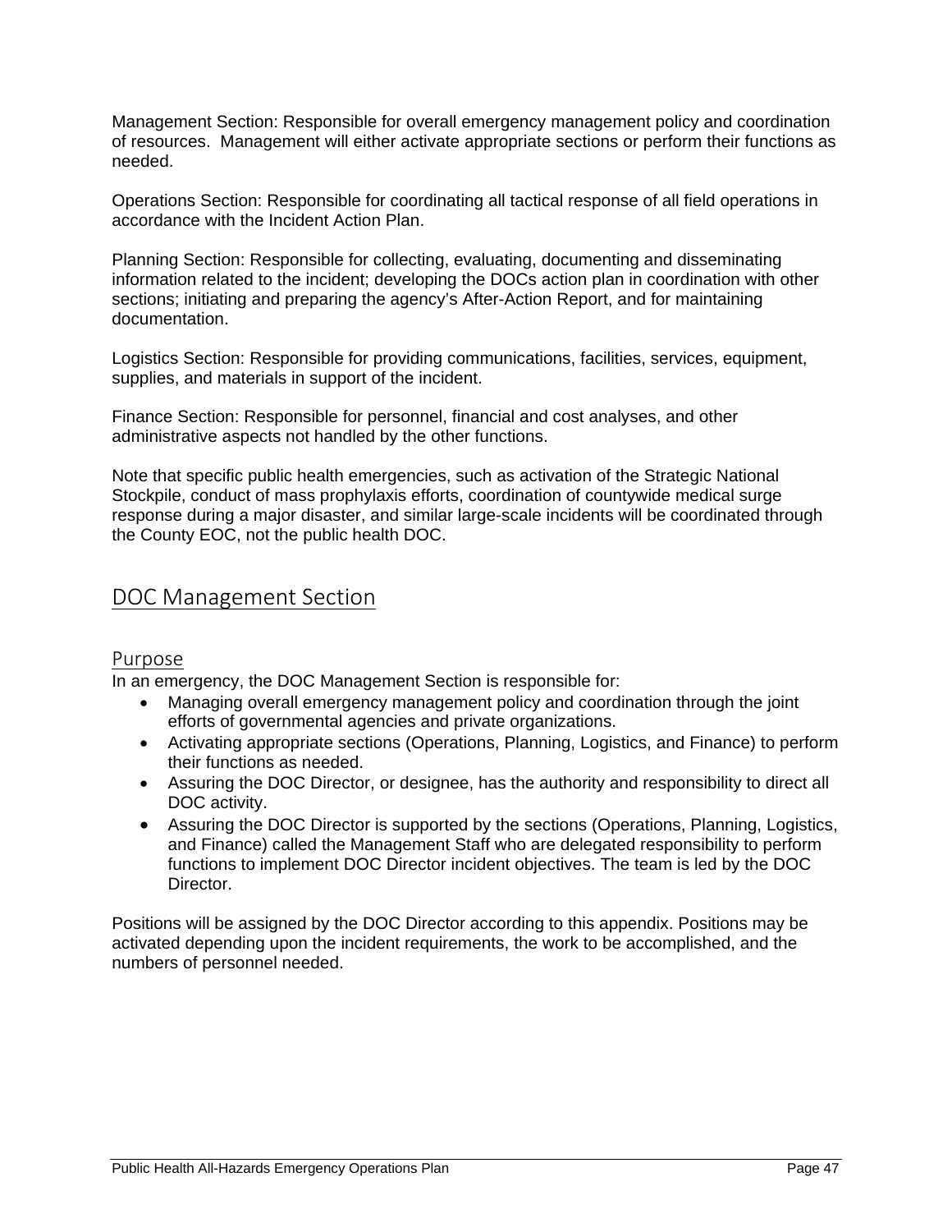Management Section: Responsible for overall emergency management policy and coordination of resources. Management will either activate appropriate sections or perform their functions as needed.

Operations Section: Responsible for coordinating all tactical response of all field operations in accordance with the Incident Action Plan.

Planning Section: Responsible for collecting, evaluating, documenting and disseminating information related to the incident; developing the DOCs action plan in coordination with other sections; initiating and preparing the agency's After-Action Report, and for maintaining documentation.

Logistics Section: Responsible for providing communications, facilities, services, equipment, supplies, and materials in support of the incident.

Finance Section: Responsible for personnel, financial and cost analyses, and other administrative aspects not handled by the other functions.

Note that specific public health emergencies, such as activation of the Strategic National Stockpile, conduct of mass prophylaxis efforts, coordination of countywide medical surge response during a major disaster, and similar large-scale incidents will be coordinated through the County EOC, not the public health DOC.

## DOC Management Section

### Purpose

In an emergency, the DOC Management Section is responsible for:

- Managing overall emergency management policy and coordination through the joint efforts of governmental agencies and private organizations.
- Activating appropriate sections (Operations, Planning, Logistics, and Finance) to perform their functions as needed.
- Assuring the DOC Director, or designee, has the authority and responsibility to direct all DOC activity.
- Assuring the DOC Director is supported by the sections (Operations, Planning, Logistics, and Finance) called the Management Staff who are delegated responsibility to perform functions to implement DOC Director incident objectives. The team is led by the DOC Director.

Positions will be assigned by the DOC Director according to this appendix. Positions may be activated depending upon the incident requirements, the work to be accomplished, and the numbers of personnel needed.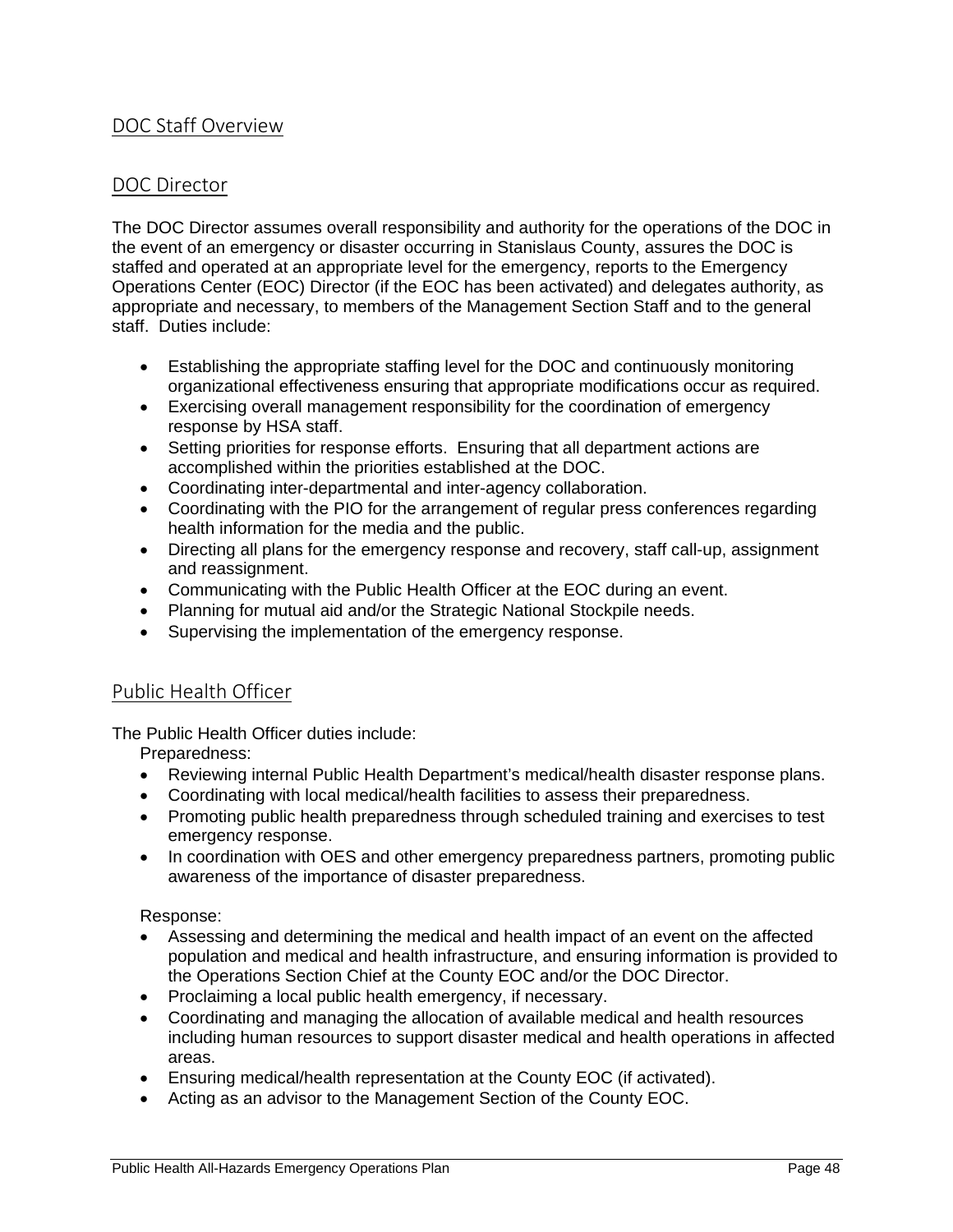## DOC Staff Overview

### DOC Director

The DOC Director assumes overall responsibility and authority for the operations of the DOC in the event of an emergency or disaster occurring in Stanislaus County, assures the DOC is staffed and operated at an appropriate level for the emergency, reports to the Emergency Operations Center (EOC) Director (if the EOC has been activated) and delegates authority, as appropriate and necessary, to members of the Management Section Staff and to the general staff. Duties include:

- Establishing the appropriate staffing level for the DOC and continuously monitoring organizational effectiveness ensuring that appropriate modifications occur as required.
- Exercising overall management responsibility for the coordination of emergency response by HSA staff.
- Setting priorities for response efforts. Ensuring that all department actions are accomplished within the priorities established at the DOC.
- Coordinating inter-departmental and inter-agency collaboration.
- Coordinating with the PIO for the arrangement of regular press conferences regarding health information for the media and the public.
- Directing all plans for the emergency response and recovery, staff call-up, assignment and reassignment.
- Communicating with the Public Health Officer at the EOC during an event.
- Planning for mutual aid and/or the Strategic National Stockpile needs.
- Supervising the implementation of the emergency response.

### Public Health Officer

The Public Health Officer duties include:

Preparedness:

- Reviewing internal Public Health Department's medical/health disaster response plans.
- Coordinating with local medical/health facilities to assess their preparedness.
- Promoting public health preparedness through scheduled training and exercises to test emergency response.
- In coordination with OES and other emergency preparedness partners, promoting public awareness of the importance of disaster preparedness.

Response:

- Assessing and determining the medical and health impact of an event on the affected population and medical and health infrastructure, and ensuring information is provided to the Operations Section Chief at the County EOC and/or the DOC Director.
- Proclaiming a local public health emergency, if necessary.
- Coordinating and managing the allocation of available medical and health resources including human resources to support disaster medical and health operations in affected areas.
- Ensuring medical/health representation at the County EOC (if activated).
- Acting as an advisor to the Management Section of the County EOC.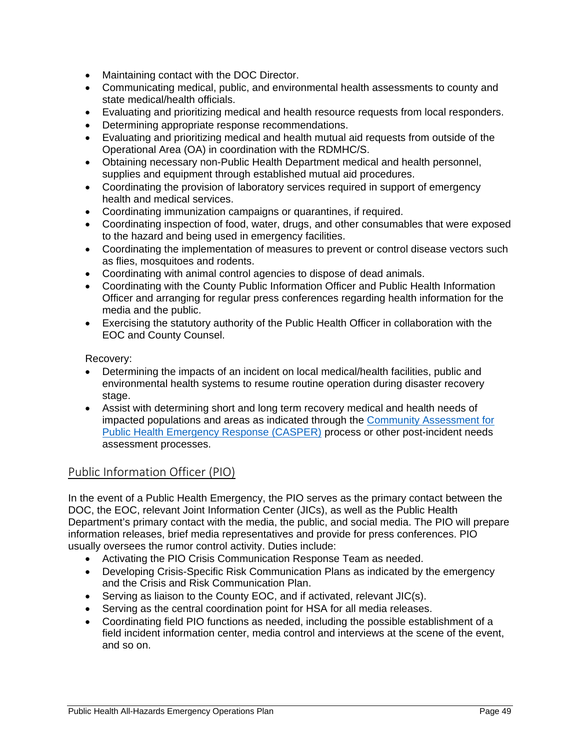- Maintaining contact with the DOC Director.
- Communicating medical, public, and environmental health assessments to county and state medical/health officials.
- Evaluating and prioritizing medical and health resource requests from local responders.
- Determining appropriate response recommendations.
- Evaluating and prioritizing medical and health mutual aid requests from outside of the Operational Area (OA) in coordination with the RDMHC/S.
- Obtaining necessary non-Public Health Department medical and health personnel, supplies and equipment through established mutual aid procedures.
- Coordinating the provision of laboratory services required in support of emergency health and medical services.
- Coordinating immunization campaigns or quarantines, if required.
- Coordinating inspection of food, water, drugs, and other consumables that were exposed to the hazard and being used in emergency facilities.
- Coordinating the implementation of measures to prevent or control disease vectors such as flies, mosquitoes and rodents.
- Coordinating with animal control agencies to dispose of dead animals.
- Coordinating with the County Public Information Officer and Public Health Information Officer and arranging for regular press conferences regarding health information for the media and the public.
- Exercising the statutory authority of the Public Health Officer in collaboration with the EOC and County Counsel.

Recovery:

- Determining the impacts of an incident on local medical/health facilities, public and environmental health systems to resume routine operation during disaster recovery stage.
- Assist with determining short and long term recovery medical and health needs of impacted populations and areas as indicated through the [Community Assessment for Public Health Emergency Response (CASPER)]() process or other post-incident needs assessment processes.

## Public Information Officer (PIO)

In the event of a Public Health Emergency, the PIO serves as the primary contact between the DOC, the EOC, relevant Joint Information Center (JICs), as well as the Public Health Department's primary contact with the media, the public, and social media. The PIO will prepare information releases, brief media representatives and provide for press conferences. PIO usually oversees the rumor control activity. Duties include:

- Activating the PIO Crisis Communication Response Team as needed.
- Developing Crisis-Specific Risk Communication Plans as indicated by the emergency and the Crisis and Risk Communication Plan.
- Serving as liaison to the County EOC, and if activated, relevant JIC(s).
- Serving as the central coordination point for HSA for all media releases.
- Coordinating field PIO functions as needed, including the possible establishment of a field incident information center, media control and interviews at the scene of the event, and so on.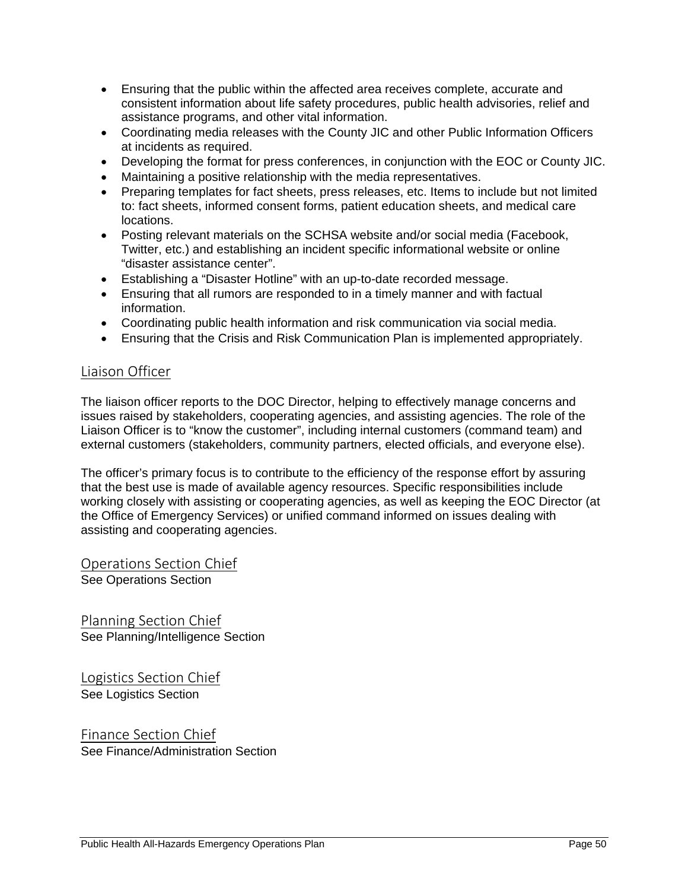- Ensuring that the public within the affected area receives complete, accurate and consistent information about life safety procedures, public health advisories, relief and assistance programs, and other vital information.
- Coordinating media releases with the County JIC and other Public Information Officers at incidents as required.
- Developing the format for press conferences, in conjunction with the EOC or County JIC.
- Maintaining a positive relationship with the media representatives.
- Preparing templates for fact sheets, press releases, etc. Items to include but not limited to: fact sheets, informed consent forms, patient education sheets, and medical care locations.
- Posting relevant materials on the SCHSA website and/or social media (Facebook, Twitter, etc.) and establishing an incident specific informational website or online “disaster assistance center”.
- Establishing a “Disaster Hotline” with an up-to-date recorded message.
- Ensuring that all rumors are responded to in a timely manner and with factual information.
- Coordinating public health information and risk communication via social media.
- Ensuring that the Crisis and Risk Communication Plan is implemented appropriately.

### Liaison Officer

The liaison officer reports to the DOC Director, helping to effectively manage concerns and issues raised by stakeholders, cooperating agencies, and assisting agencies. The role of the Liaison Officer is to “know the customer”, including internal customers (command team) and external customers (stakeholders, community partners, elected officials, and everyone else).

The officer’s primary focus is to contribute to the efficiency of the response effort by assuring that the best use is made of available agency resources. Specific responsibilities include working closely with assisting or cooperating agencies, as well as keeping the EOC Director (at the Office of Emergency Services) or unified command informed on issues dealing with assisting and cooperating agencies.

### Operations Section Chief

See Operations Section

### Planning Section Chief

See Planning/Intelligence Section

### Logistics Section Chief

See Logistics Section

### Finance Section Chief

See Finance/Administration Section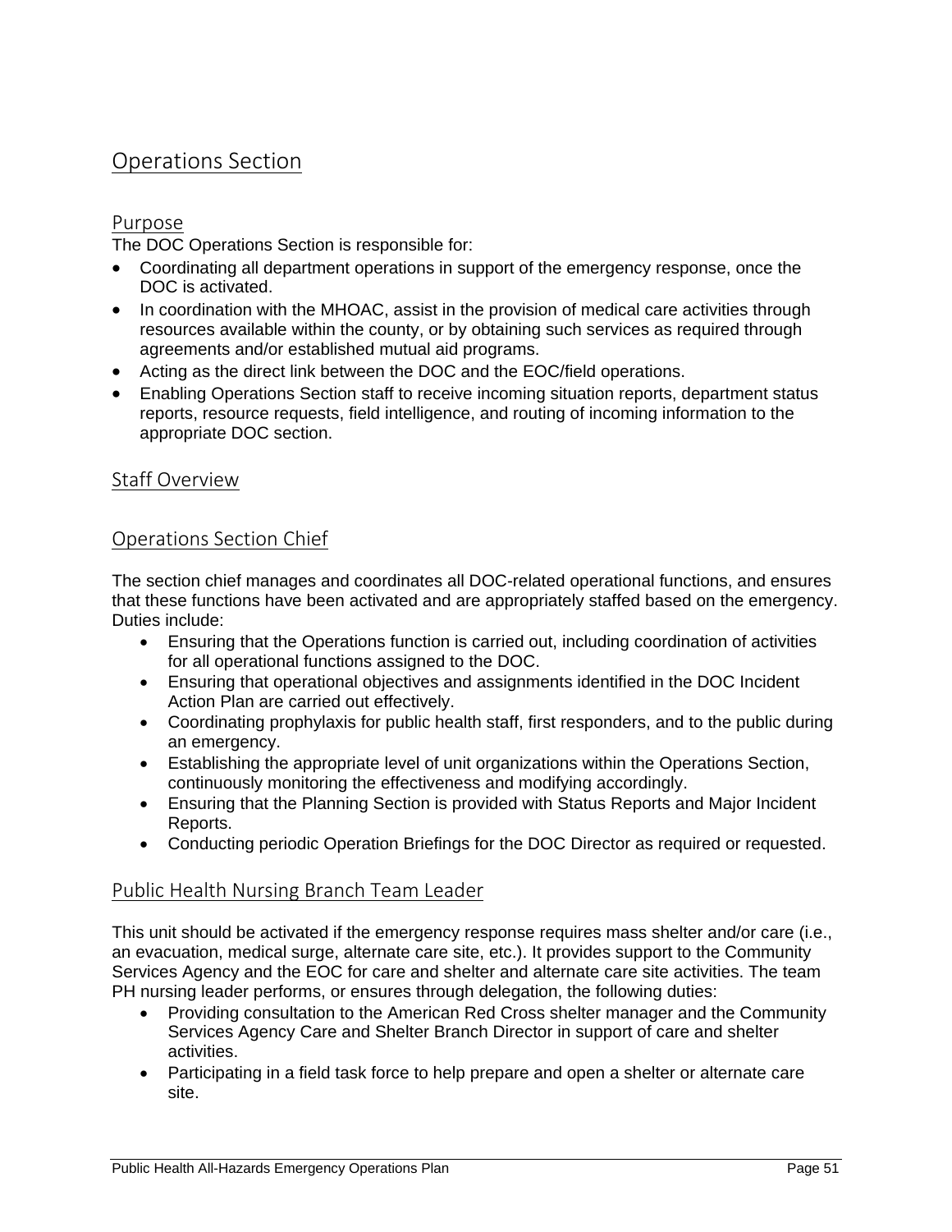## Operations Section

### Purpose

The DOC Operations Section is responsible for:

- Coordinating all department operations in support of the emergency response, once the DOC is activated.
- In coordination with the MHOAC, assist in the provision of medical care activities through resources available within the county, or by obtaining such services as required through agreements and/or established mutual aid programs.
- Acting as the direct link between the DOC and the EOC/field operations.
- Enabling Operations Section staff to receive incoming situation reports, department status reports, resource requests, field intelligence, and routing of incoming information to the appropriate DOC section.

### Staff Overview

### Operations Section Chief

The section chief manages and coordinates all DOC-related operational functions, and ensures that these functions have been activated and are appropriately staffed based on the emergency. Duties include:

- Ensuring that the Operations function is carried out, including coordination of activities for all operational functions assigned to the DOC.
- Ensuring that operational objectives and assignments identified in the DOC Incident Action Plan are carried out effectively.
- Coordinating prophylaxis for public health staff, first responders, and to the public during an emergency.
- Establishing the appropriate level of unit organizations within the Operations Section, continuously monitoring the effectiveness and modifying accordingly.
- Ensuring that the Planning Section is provided with Status Reports and Major Incident Reports.
- Conducting periodic Operation Briefings for the DOC Director as required or requested.

### Public Health Nursing Branch Team Leader

This unit should be activated if the emergency response requires mass shelter and/or care (i.e., an evacuation, medical surge, alternate care site, etc.). It provides support to the Community Services Agency and the EOC for care and shelter and alternate care site activities. The team PH nursing leader performs, or ensures through delegation, the following duties:

- Providing consultation to the American Red Cross shelter manager and the Community Services Agency Care and Shelter Branch Director in support of care and shelter activities.
- Participating in a field task force to help prepare and open a shelter or alternate care site.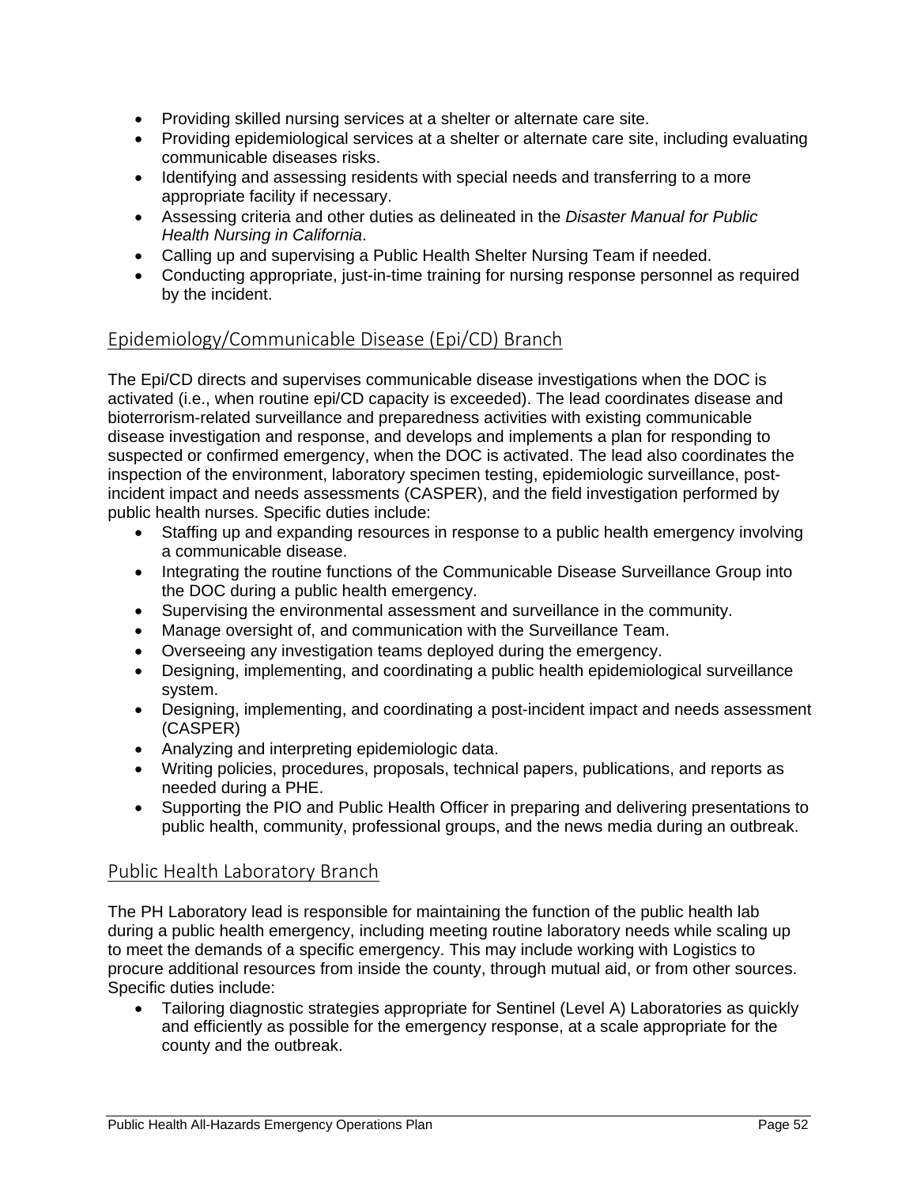- Providing skilled nursing services at a shelter or alternate care site.
- Providing epidemiological services at a shelter or alternate care site, including evaluating communicable diseases risks.
- Identifying and assessing residents with special needs and transferring to a more appropriate facility if necessary.
- Assessing criteria and other duties as delineated in the *Disaster Manual for Public Health Nursing in California*.
- Calling up and supervising a Public Health Shelter Nursing Team if needed.
- Conducting appropriate, just-in-time training for nursing response personnel as required by the incident.

## Epidemiology/Communicable Disease (Epi/CD) Branch

The Epi/CD directs and supervises communicable disease investigations when the DOC is activated (i.e., when routine epi/CD capacity is exceeded). The lead coordinates disease and bioterrorism-related surveillance and preparedness activities with existing communicable disease investigation and response, and develops and implements a plan for responding to suspected or confirmed emergency, when the DOC is activated. The lead also coordinates the inspection of the environment, laboratory specimen testing, epidemiologic surveillance, post-incident impact and needs assessments (CASPER), and the field investigation performed by public health nurses. Specific duties include:

- Staffing up and expanding resources in response to a public health emergency involving a communicable disease.
- Integrating the routine functions of the Communicable Disease Surveillance Group into the DOC during a public health emergency.
- Supervising the environmental assessment and surveillance in the community.
- Manage oversight of, and communication with the Surveillance Team.
- Overseeing any investigation teams deployed during the emergency.
- Designing, implementing, and coordinating a public health epidemiological surveillance system.
- Designing, implementing, and coordinating a post-incident impact and needs assessment (CASPER)
- Analyzing and interpreting epidemiologic data.
- Writing policies, procedures, proposals, technical papers, publications, and reports as needed during a PHE.
- Supporting the PIO and Public Health Officer in preparing and delivering presentations to public health, community, professional groups, and the news media during an outbreak.

## Public Health Laboratory Branch

The PH Laboratory lead is responsible for maintaining the function of the public health lab during a public health emergency, including meeting routine laboratory needs while scaling up to meet the demands of a specific emergency. This may include working with Logistics to procure additional resources from inside the county, through mutual aid, or from other sources. Specific duties include:

- Tailoring diagnostic strategies appropriate for Sentinel (Level A) Laboratories as quickly and efficiently as possible for the emergency response, at a scale appropriate for the county and the outbreak.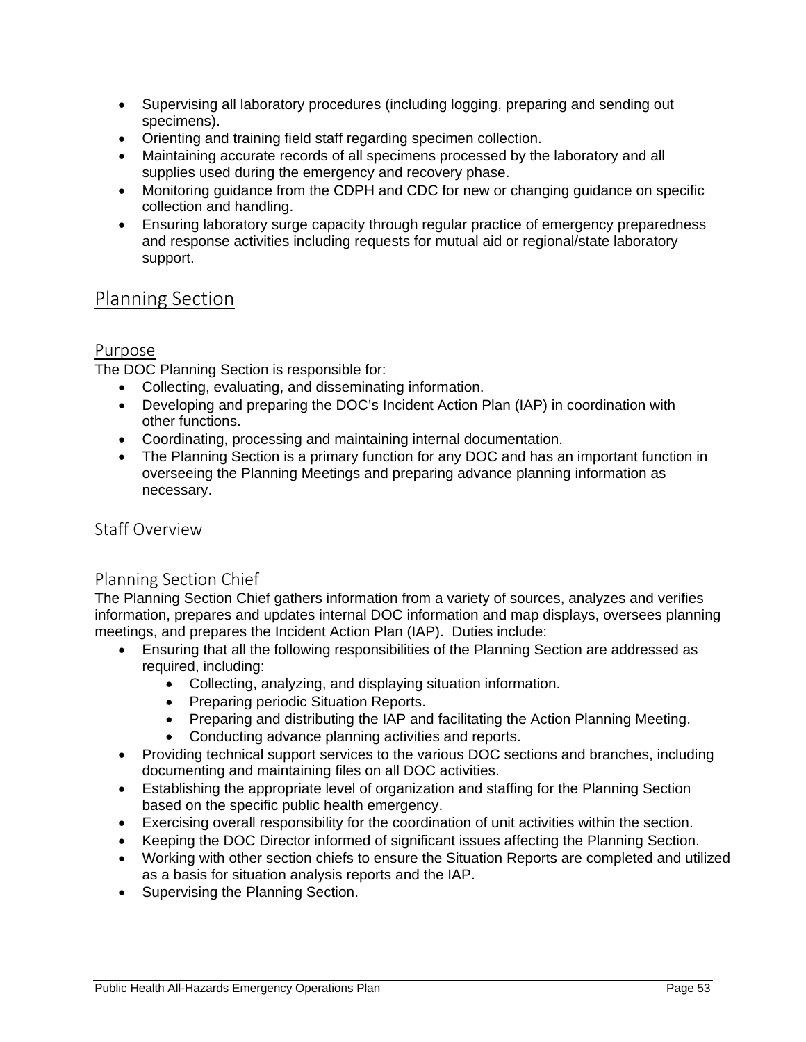- Supervising all laboratory procedures (including logging, preparing and sending out specimens).
- Orienting and training field staff regarding specimen collection.
- Maintaining accurate records of all specimens processed by the laboratory and all supplies used during the emergency and recovery phase.
- Monitoring guidance from the CDPH and CDC for new or changing guidance on specific collection and handling.
- Ensuring laboratory surge capacity through regular practice of emergency preparedness and response activities including requests for mutual aid or regional/state laboratory support.

## Planning Section

### Purpose

The DOC Planning Section is responsible for:

- Collecting, evaluating, and disseminating information.
- Developing and preparing the DOC's Incident Action Plan (IAP) in coordination with other functions.
- Coordinating, processing and maintaining internal documentation.
- The Planning Section is a primary function for any DOC and has an important function in overseeing the Planning Meetings and preparing advance planning information as necessary.

### Staff Overview

### Planning Section Chief

The Planning Section Chief gathers information from a variety of sources, analyzes and verifies information, prepares and updates internal DOC information and map displays, oversees planning meetings, and prepares the Incident Action Plan (IAP). Duties include:

- Ensuring that all the following responsibilities of the Planning Section are addressed as required, including:
  - Collecting, analyzing, and displaying situation information.
  - Preparing periodic Situation Reports.
  - Preparing and distributing the IAP and facilitating the Action Planning Meeting.
  - Conducting advance planning activities and reports.
- Providing technical support services to the various DOC sections and branches, including documenting and maintaining files on all DOC activities.
- Establishing the appropriate level of organization and staffing for the Planning Section based on the specific public health emergency.
- Exercising overall responsibility for the coordination of unit activities within the section.
- Keeping the DOC Director informed of significant issues affecting the Planning Section.
- Working with other section chiefs to ensure the Situation Reports are completed and utilized as a basis for situation analysis reports and the IAP.
- Supervising the Planning Section.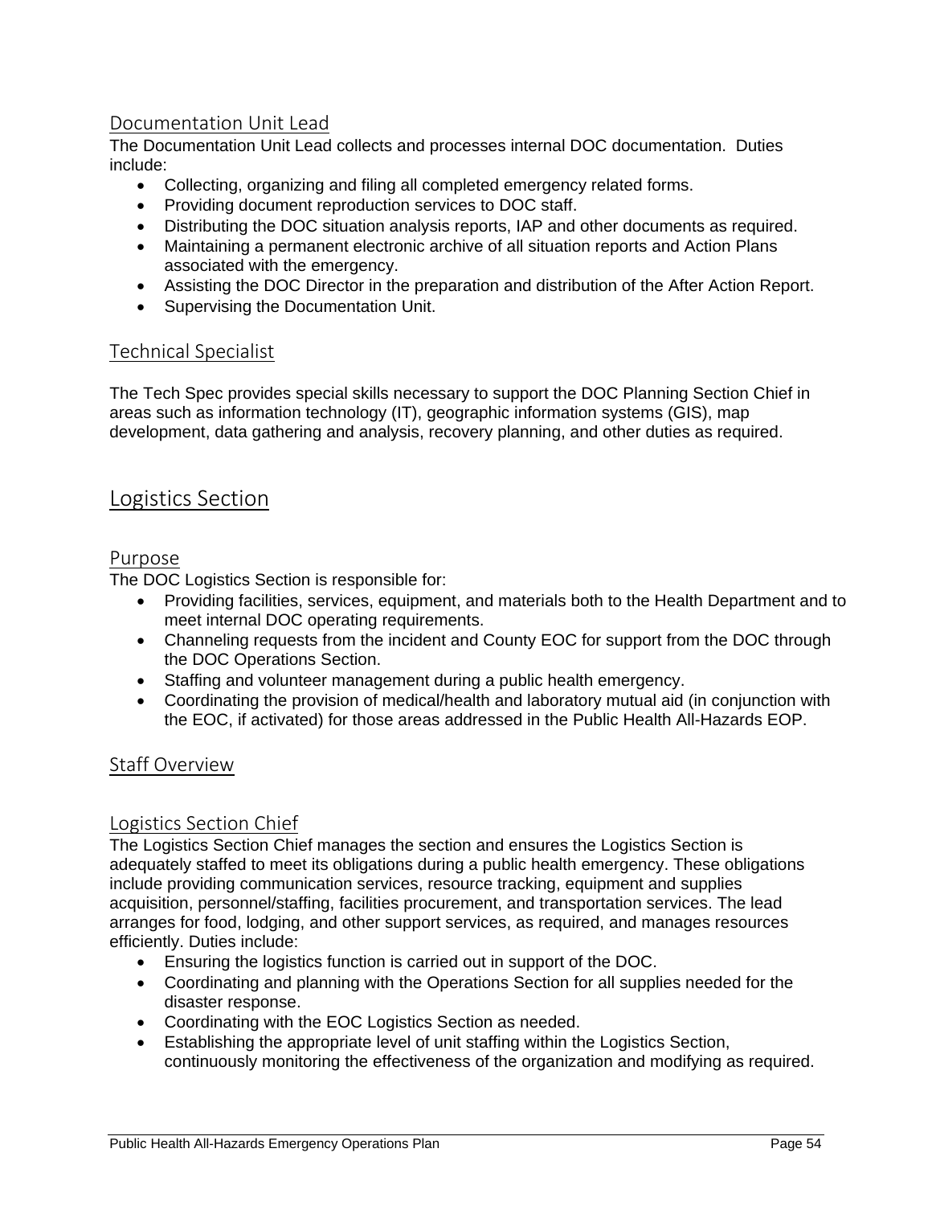### Documentation Unit Lead

The Documentation Unit Lead collects and processes internal DOC documentation. Duties include:

- Collecting, organizing and filing all completed emergency related forms.
- Providing document reproduction services to DOC staff.
- Distributing the DOC situation analysis reports, IAP and other documents as required.
- Maintaining a permanent electronic archive of all situation reports and Action Plans associated with the emergency.
- Assisting the DOC Director in the preparation and distribution of the After Action Report.
- Supervising the Documentation Unit.

### Technical Specialist

The Tech Spec provides special skills necessary to support the DOC Planning Section Chief in areas such as information technology (IT), geographic information systems (GIS), map development, data gathering and analysis, recovery planning, and other duties as required.

## Logistics Section

### Purpose

The DOC Logistics Section is responsible for:

- Providing facilities, services, equipment, and materials both to the Health Department and to meet internal DOC operating requirements.
- Channeling requests from the incident and County EOC for support from the DOC through the DOC Operations Section.
- Staffing and volunteer management during a public health emergency.
- Coordinating the provision of medical/health and laboratory mutual aid (in conjunction with the EOC, if activated) for those areas addressed in the Public Health All-Hazards EOP.

### Staff Overview

### Logistics Section Chief

The Logistics Section Chief manages the section and ensures the Logistics Section is adequately staffed to meet its obligations during a public health emergency. These obligations include providing communication services, resource tracking, equipment and supplies acquisition, personnel/staffing, facilities procurement, and transportation services. The lead arranges for food, lodging, and other support services, as required, and manages resources efficiently. Duties include:

- Ensuring the logistics function is carried out in support of the DOC.
- Coordinating and planning with the Operations Section for all supplies needed for the disaster response.
- Coordinating with the EOC Logistics Section as needed.
- Establishing the appropriate level of unit staffing within the Logistics Section, continuously monitoring the effectiveness of the organization and modifying as required.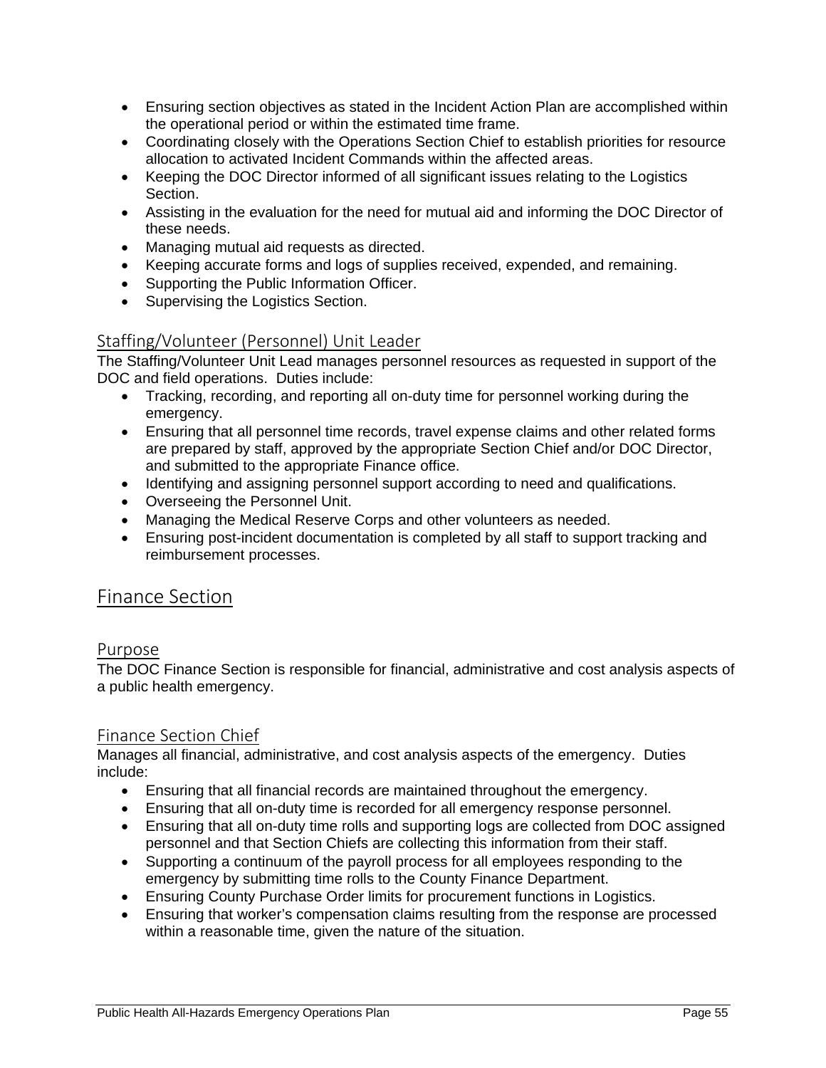- Ensuring section objectives as stated in the Incident Action Plan are accomplished within the operational period or within the estimated time frame.
- Coordinating closely with the Operations Section Chief to establish priorities for resource allocation to activated Incident Commands within the affected areas.
- Keeping the DOC Director informed of all significant issues relating to the Logistics Section.
- Assisting in the evaluation for the need for mutual aid and informing the DOC Director of these needs.
- Managing mutual aid requests as directed.
- Keeping accurate forms and logs of supplies received, expended, and remaining.
- Supporting the Public Information Officer.
- Supervising the Logistics Section.

### Staffing/Volunteer (Personnel) Unit Leader

The Staffing/Volunteer Unit Lead manages personnel resources as requested in support of the DOC and field operations. Duties include:

- Tracking, recording, and reporting all on-duty time for personnel working during the emergency.
- Ensuring that all personnel time records, travel expense claims and other related forms are prepared by staff, approved by the appropriate Section Chief and/or DOC Director, and submitted to the appropriate Finance office.
- Identifying and assigning personnel support according to need and qualifications.
- Overseeing the Personnel Unit.
- Managing the Medical Reserve Corps and other volunteers as needed.
- Ensuring post-incident documentation is completed by all staff to support tracking and reimbursement processes.

## Finance Section

### Purpose

The DOC Finance Section is responsible for financial, administrative and cost analysis aspects of a public health emergency.

### Finance Section Chief

Manages all financial, administrative, and cost analysis aspects of the emergency. Duties include:

- Ensuring that all financial records are maintained throughout the emergency.
- Ensuring that all on-duty time is recorded for all emergency response personnel.
- Ensuring that all on-duty time rolls and supporting logs are collected from DOC assigned personnel and that Section Chiefs are collecting this information from their staff.
- Supporting a continuum of the payroll process for all employees responding to the emergency by submitting time rolls to the County Finance Department.
- Ensuring County Purchase Order limits for procurement functions in Logistics.
- Ensuring that worker's compensation claims resulting from the response are processed within a reasonable time, given the nature of the situation.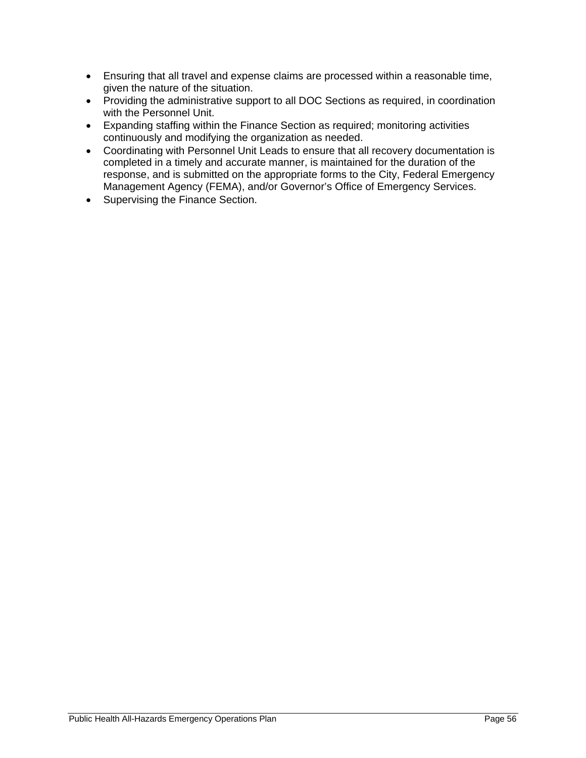- Ensuring that all travel and expense claims are processed within a reasonable time, given the nature of the situation.
- Providing the administrative support to all DOC Sections as required, in coordination with the Personnel Unit.
- Expanding staffing within the Finance Section as required; monitoring activities continuously and modifying the organization as needed.
- Coordinating with Personnel Unit Leads to ensure that all recovery documentation is completed in a timely and accurate manner, is maintained for the duration of the response, and is submitted on the appropriate forms to the City, Federal Emergency Management Agency (FEMA), and/or Governor's Office of Emergency Services.
- Supervising the Finance Section.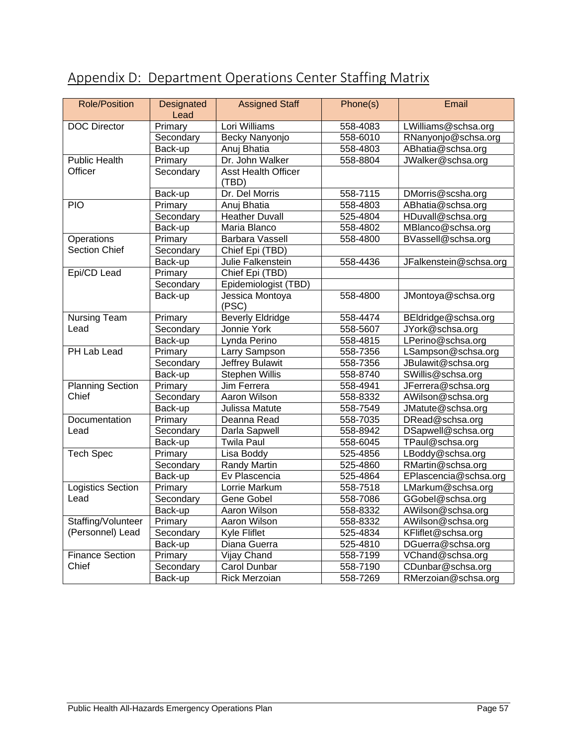## Appendix D: Department Operations Center Staffing Matrix

| Role/Position | Designated Lead | Assigned Staff | Phone(s) | Email |
|---|---|---|---|---|
| DOC Director | Primary | Lori Williams | 558-4083 | LWilliams@schsa.org |
| | Secondary | Becky Nanyonjo | 558-6010 | RNanyonjo@schsa.org |
| | Back-up | Anuj Bhatia | 558-4803 | ABhatia@schsa.org |
| Public Health Officer | Primary | Dr. John Walker | 558-8804 | JWalker@schsa.org |
| | Secondary | Asst Health Officer (TBD) | | |
| | Back-up | Dr. Del Morris | 558-7115 | DMorris@scsha.org |
| PIO | Primary | Anuj Bhatia | 558-4803 | ABhatia@schsa.org |
| | Secondary | Heather Duvall | 525-4804 | HDuvall@schsa.org |
| | Back-up | Maria Blanco | 558-4802 | MBlanco@schsa.org |
| Operations Section Chief | Primary | Barbara Vassell | 558-4800 | BVassell@schsa.org |
| | Secondary | Chief Epi (TBD) | | |
| | Back-up | Julie Falkenstein | 558-4436 | JFalkenstein@schsa.org |
| Epi/CD Lead | Primary | Chief Epi (TBD) | | |
| | Secondary | Epidemiologist (TBD) | | |
| | Back-up | Jessica Montoya (PSC) | 558-4800 | JMontoya@schsa.org |
| Nursing Team Lead | Primary | Beverly Eldridge | 558-4474 | BEldridge@schsa.org |
| | Secondary | Jonnie York | 558-5607 | JYork@schsa.org |
| | Back-up | Lynda Perino | 558-4815 | LPerino@schsa.org |
| PH Lab Lead | Primary | Larry Sampson | 558-7356 | LSampson@schsa.org |
| | Secondary | Jeffrey Bulawit | 558-7356 | JBulawit@schsa.org |
| | Back-up | Stephen Willis | 558-8740 | SWillis@schsa.org |
| Planning Section Chief | Primary | Jim Ferrera | 558-4941 | JFerrera@schsa.org |
| | Secondary | Aaron Wilson | 558-8332 | AWilson@schsa.org |
| | Back-up | Julissa Matute | 558-7549 | JMatute@schsa.org |
| Documentation Lead | Primary | Deanna Read | 558-7035 | DRead@schsa.org |
| | Secondary | Darla Sapwell | 558-8942 | DSapwell@schsa.org |
| | Back-up | Twila Paul | 558-6045 | TPaul@schsa.org |
| Tech Spec | Primary | Lisa Boddy | 525-4856 | LBoddy@schsa.org |
| | Secondary | Randy Martin | 525-4860 | RMartin@schsa.org |
| | Back-up | Ev Plascencia | 525-4864 | EPlascencia@schsa.org |
| Logistics Section Lead | Primary | Lorrie Markum | 558-7518 | LMarkum@schsa.org |
| | Secondary | Gene Gobel | 558-7086 | GGobel@schsa.org |
| | Back-up | Aaron Wilson | 558-8332 | AWilson@schsa.org |
| Staffing/Volunteer (Personnel) Lead | Primary | Aaron Wilson | 558-8332 | AWilson@schsa.org |
| | Secondary | Kyle Fliflet | 525-4834 | KFliflet@schsa.org |
| | Back-up | Diana Guerra | 525-4810 | DGuerra@schsa.org |
| Finance Section Chief | Primary | Vijay Chand | 558-7199 | VChand@schsa.org |
| | Secondary | Carol Dunbar | 558-7190 | CDunbar@schsa.org |
| | Back-up | Rick Merzoian | 558-7269 | RMerzoian@schsa.org |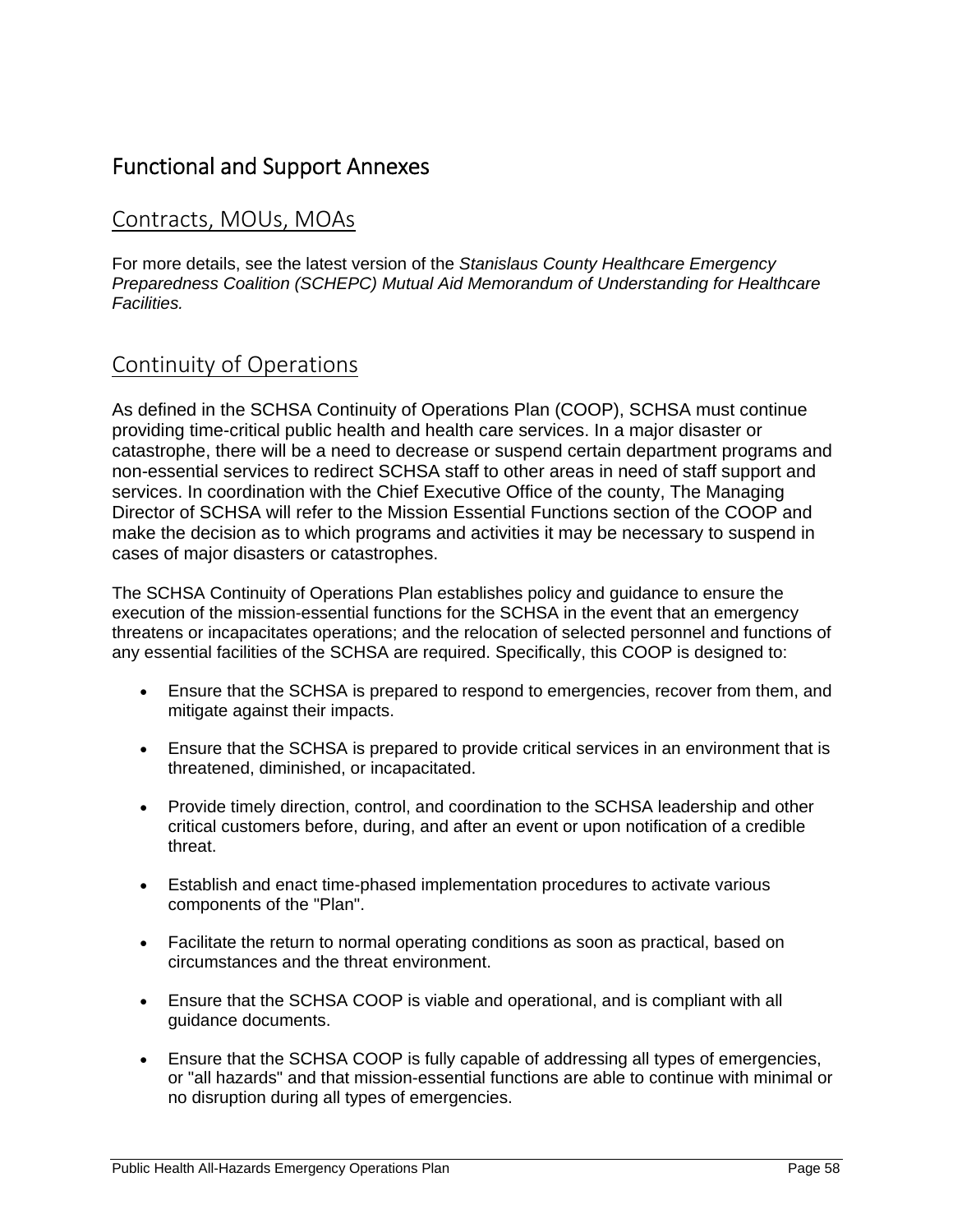# Functional and Support Annexes

## Contracts, MOUs, MOAs

For more details, see the latest version of the *Stanislaus County Healthcare Emergency Preparedness Coalition (SCHEPC) Mutual Aid Memorandum of Understanding for Healthcare Facilities.*

## Continuity of Operations

As defined in the SCHSA Continuity of Operations Plan (COOP), SCHSA must continue providing time-critical public health and health care services. In a major disaster or catastrophe, there will be a need to decrease or suspend certain department programs and non-essential services to redirect SCHSA staff to other areas in need of staff support and services. In coordination with the Chief Executive Office of the county, The Managing Director of SCHSA will refer to the Mission Essential Functions section of the COOP and make the decision as to which programs and activities it may be necessary to suspend in cases of major disasters or catastrophes.

The SCHSA Continuity of Operations Plan establishes policy and guidance to ensure the execution of the mission-essential functions for the SCHSA in the event that an emergency threatens or incapacitates operations; and the relocation of selected personnel and functions of any essential facilities of the SCHSA are required. Specifically, this COOP is designed to:

- Ensure that the SCHSA is prepared to respond to emergencies, recover from them, and mitigate against their impacts.
- Ensure that the SCHSA is prepared to provide critical services in an environment that is threatened, diminished, or incapacitated.
- Provide timely direction, control, and coordination to the SCHSA leadership and other critical customers before, during, and after an event or upon notification of a credible threat.
- Establish and enact time-phased implementation procedures to activate various components of the "Plan".
- Facilitate the return to normal operating conditions as soon as practical, based on circumstances and the threat environment.
- Ensure that the SCHSA COOP is viable and operational, and is compliant with all guidance documents.
- Ensure that the SCHSA COOP is fully capable of addressing all types of emergencies, or "all hazards" and that mission-essential functions are able to continue with minimal or no disruption during all types of emergencies.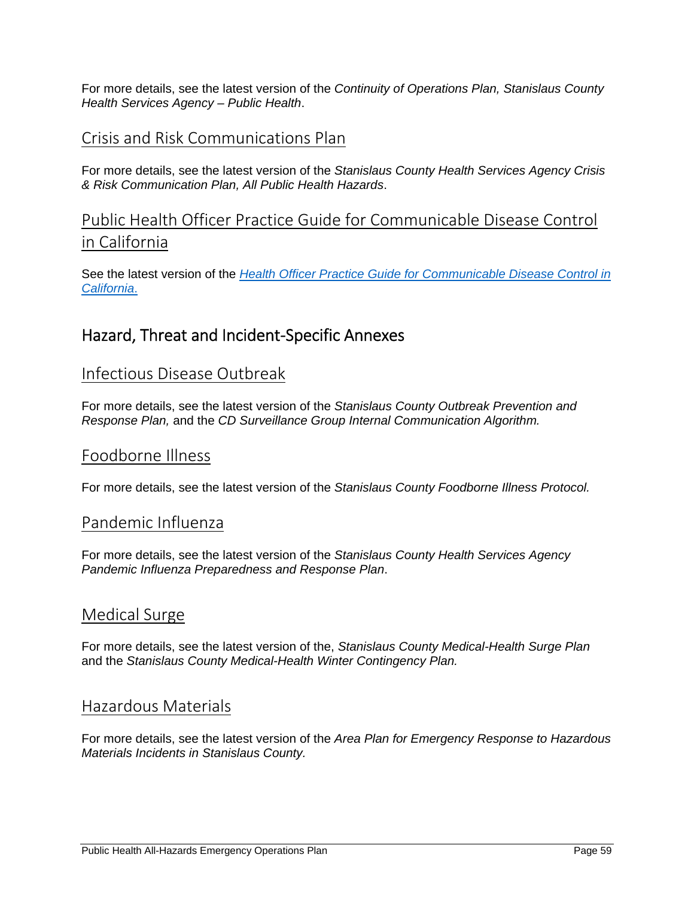For more details, see the latest version of the *Continuity of Operations Plan, Stanislaus County Health Services Agency – Public Health*.

### Crisis and Risk Communications Plan

For more details, see the latest version of the *Stanislaus County Health Services Agency Crisis & Risk Communication Plan, All Public Health Hazards*.

### Public Health Officer Practice Guide for Communicable Disease Control in California

See the latest version of the *Health Officer Practice Guide for Communicable Disease Control in California.*

## Hazard, Threat and Incident-Specific Annexes

### Infectious Disease Outbreak

For more details, see the latest version of the *Stanislaus County Outbreak Prevention and Response Plan,* and the *CD Surveillance Group Internal Communication Algorithm.*

### Foodborne Illness

For more details, see the latest version of the *Stanislaus County Foodborne Illness Protocol.*

### Pandemic Influenza

For more details, see the latest version of the *Stanislaus County Health Services Agency Pandemic Influenza Preparedness and Response Plan*.

### Medical Surge

For more details, see the latest version of the, *Stanislaus County Medical-Health Surge Plan* and the *Stanislaus County Medical-Health Winter Contingency Plan.*

### Hazardous Materials

For more details, see the latest version of the *Area Plan for Emergency Response to Hazardous Materials Incidents in Stanislaus County.*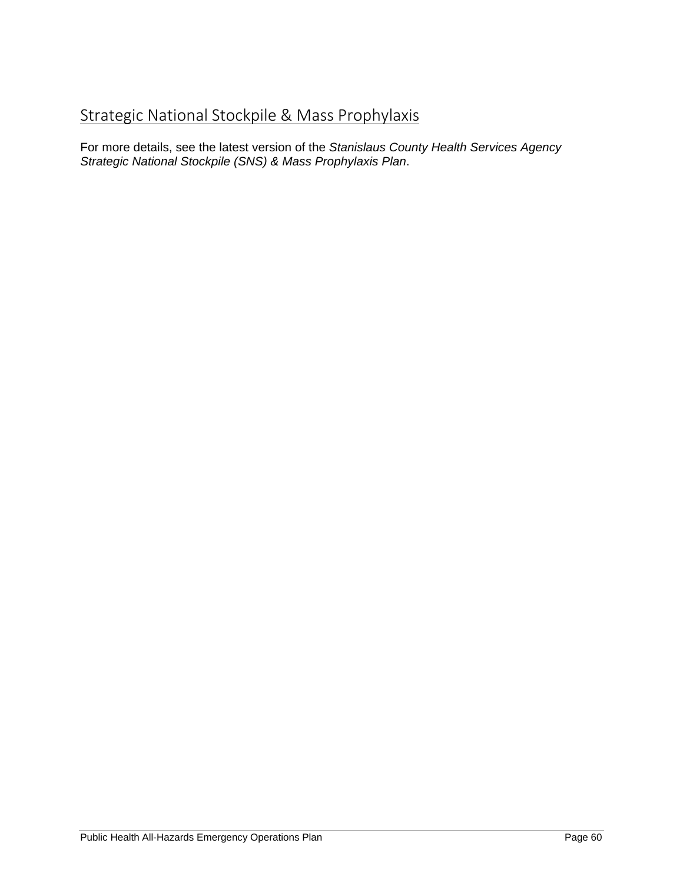## Strategic National Stockpile & Mass Prophylaxis

For more details, see the latest version of the *Stanislaus County Health Services Agency Strategic National Stockpile (SNS) & Mass Prophylaxis Plan*.